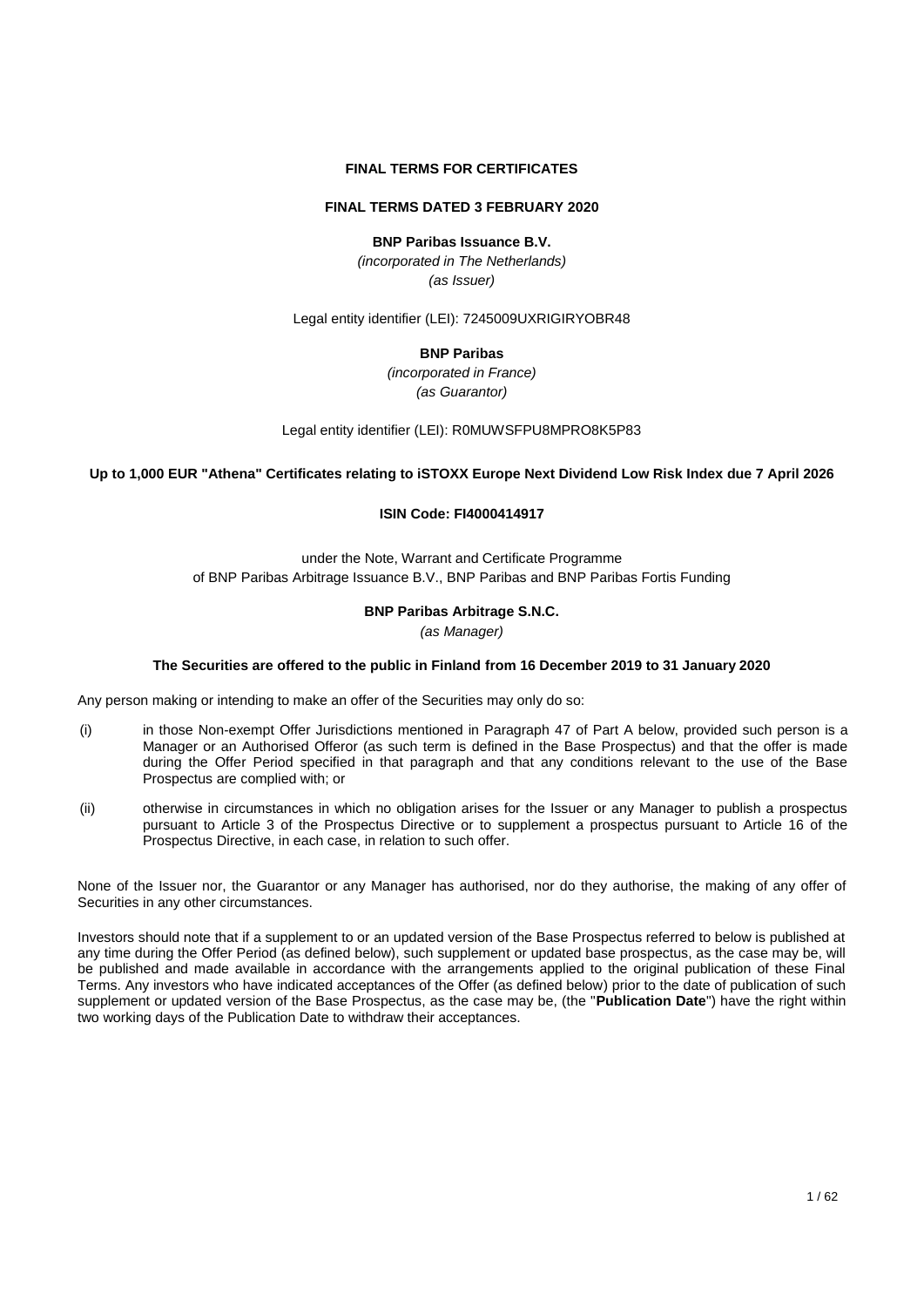# FINAL TERMS FOR CERTIFICATES

## FINAL TERMS DATED 3 FEBRUARY 2020

**BNP Paribas Issuance B.V.**

*(incorporated in The Netherlands)*

*(as Issuer)*

Legal entity identifier (LEI): 7245009UXRIGIRYOBR48

**BNP Paribas**

*(incorporated in France)*

*(as Guarantor)*

Legal entity identifier (LEI): R0MUWSFPU8MPRO8K5P83

**Up to 1,000 EUR "Athena" Certificates relating to iSTOXX Europe Next Dividend Low Risk Index due 7 April 2026**

**ISIN Code: FI4000414917**

under the Note, Warrant and Certificate Programme
of BNP Paribas Arbitrage Issuance B.V., BNP Paribas and BNP Paribas Fortis Funding

**BNP Paribas Arbitrage S.N.C.**

*(as Manager)*

**The Securities are offered to the public in Finland from 16 December 2019 to 31 January 2020**

Any person making or intending to make an offer of the Securities may only do so:

(i) in those Non-exempt Offer Jurisdictions mentioned in Paragraph 47 of Part A below, provided such person is a Manager or an Authorised Offeror (as such term is defined in the Base Prospectus) and that the offer is made during the Offer Period specified in that paragraph and that any conditions relevant to the use of the Base Prospectus are complied with; or

(ii) otherwise in circumstances in which no obligation arises for the Issuer or any Manager to publish a prospectus pursuant to Article 3 of the Prospectus Directive or to supplement a prospectus pursuant to Article 16 of the Prospectus Directive, in each case, in relation to such offer.

None of the Issuer nor, the Guarantor or any Manager has authorised, nor do they authorise, the making of any offer of Securities in any other circumstances.

Investors should note that if a supplement to or an updated version of the Base Prospectus referred to below is published at any time during the Offer Period (as defined below), such supplement or updated base prospectus, as the case may be, will be published and made available in accordance with the arrangements applied to the original publication of these Final Terms. Any investors who have indicated acceptances of the Offer (as defined below) prior to the date of publication of such supplement or updated version of the Base Prospectus, as the case may be, (the "**Publication Date**") have the right within two working days of the Publication Date to withdraw their acceptances.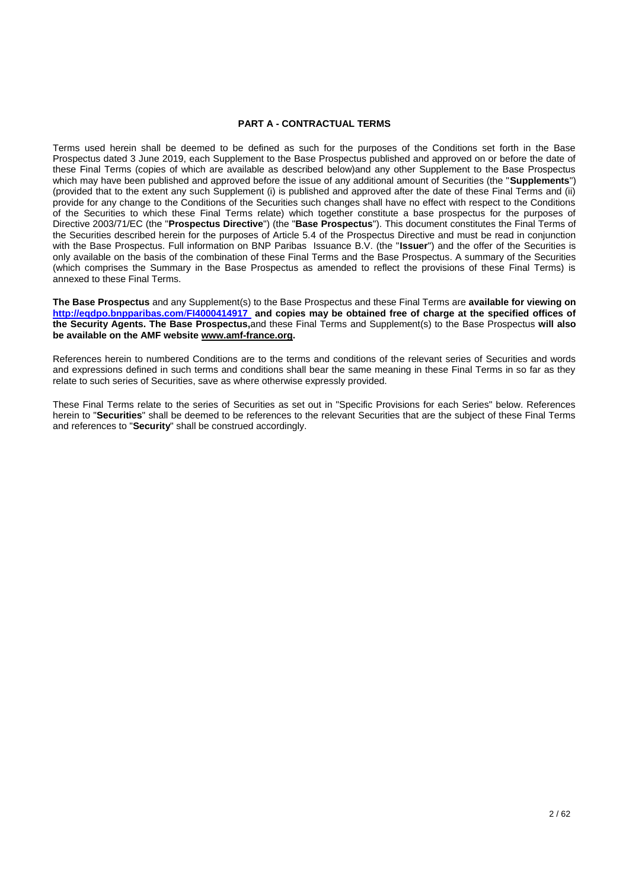## PART A - CONTRACTUAL TERMS

Terms used herein shall be deemed to be defined as such for the purposes of the Conditions set forth in the Base Prospectus dated 3 June 2019, each Supplement to the Base Prospectus published and approved on or before the date of these Final Terms (copies of which are available as described below)and any other Supplement to the Base Prospectus which may have been published and approved before the issue of any additional amount of Securities (the "**Supplements**") (provided that to the extent any such Supplement (i) is published and approved after the date of these Final Terms and (ii) provide for any change to the Conditions of the Securities such changes shall have no effect with respect to the Conditions of the Securities to which these Final Terms relate) which together constitute a base prospectus for the purposes of Directive 2003/71/EC (the "**Prospectus Directive**") (the "**Base Prospectus**"). This document constitutes the Final Terms of the Securities described herein for the purposes of Article 5.4 of the Prospectus Directive and must be read in conjunction with the Base Prospectus. Full information on BNP Paribas Issuance B.V. (the "**Issuer**") and the offer of the Securities is only available on the basis of the combination of these Final Terms and the Base Prospectus. A summary of the Securities (which comprises the Summary in the Base Prospectus as amended to reflect the provisions of these Final Terms) is annexed to these Final Terms.

**The Base Prospectus** and any Supplement(s) to the Base Prospectus and these Final Terms are **available for viewing on http://eqdpo.bnpparibas.com/FI4000414917 and copies may be obtained free of charge at the specified offices of the Security Agents. The Base Prospectus,**and these Final Terms and Supplement(s) to the Base Prospectus **will also be available on the AMF website www.amf-france.org.**

References herein to numbered Conditions are to the terms and conditions of the relevant series of Securities and words and expressions defined in such terms and conditions shall bear the same meaning in these Final Terms in so far as they relate to such series of Securities, save as where otherwise expressly provided.

These Final Terms relate to the series of Securities as set out in "Specific Provisions for each Series" below. References herein to "**Securities**" shall be deemed to be references to the relevant Securities that are the subject of these Final Terms and references to "**Security**" shall be construed accordingly.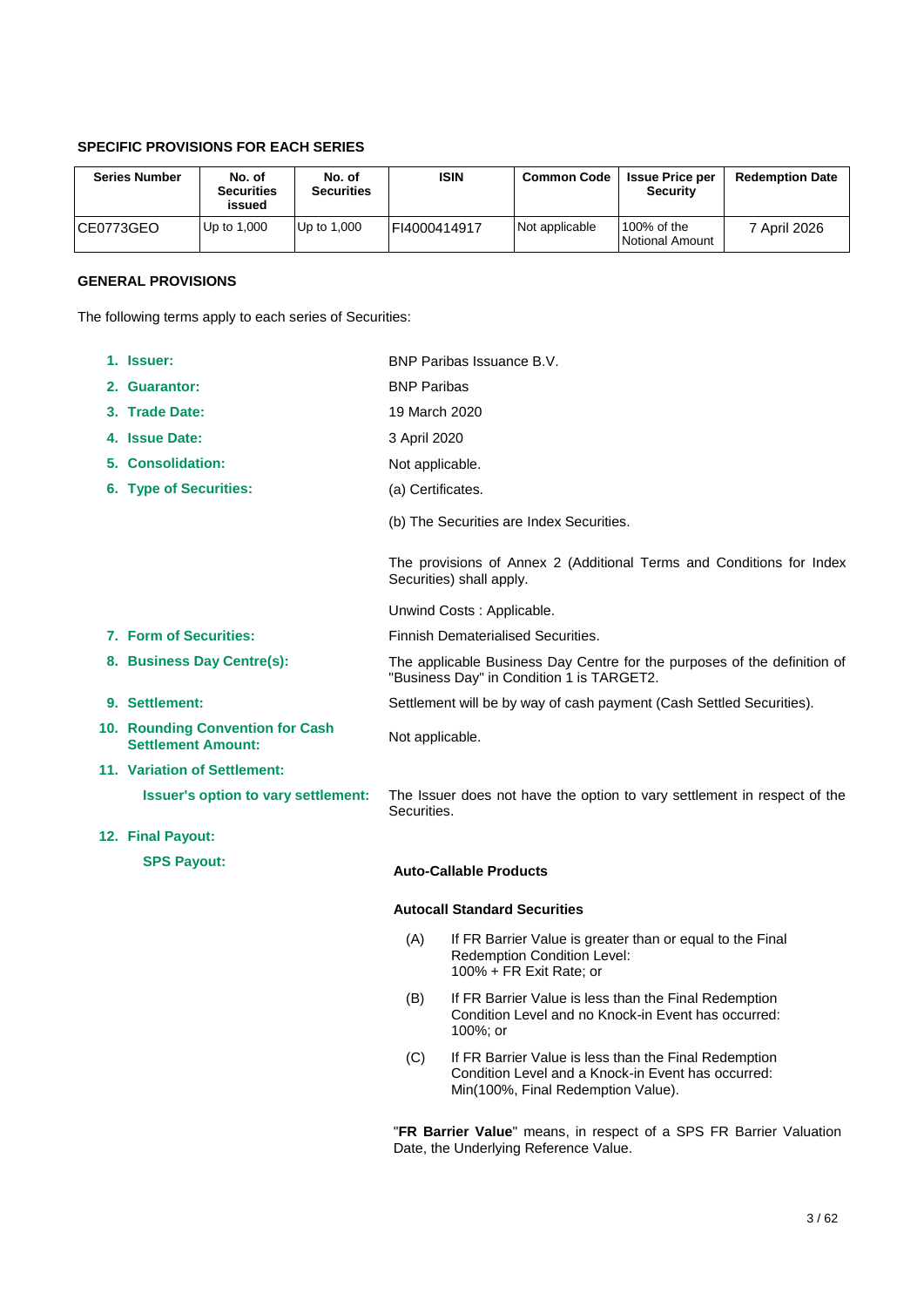### SPECIFIC PROVISIONS FOR EACH SERIES

| Series Number | No. of Securities issued | No. of Securities | ISIN | Common Code | Issue Price per Security | Redemption Date |
|---|---|---|---|---|---|---|
| CE0773GEO | Up to 1,000 | Up to 1,000 | FI4000414917 | Not applicable | 100% of the Notional Amount | 7 April 2026 |

### GENERAL PROVISIONS

The following terms apply to each series of Securities:

1. **Issuer:** BNP Paribas Issuance B.V.
2. **Guarantor:** BNP Paribas
3. **Trade Date:** 19 March 2020
4. **Issue Date:** 3 April 2020
5. **Consolidation:** Not applicable.
6. **Type of Securities:** (a) Certificates.

   (b) The Securities are Index Securities.

   The provisions of Annex 2 (Additional Terms and Conditions for Index Securities) shall apply.

   Unwind Costs : Applicable.
7. **Form of Securities:** Finnish Dematerialised Securities.
8. **Business Day Centre(s):** The applicable Business Day Centre for the purposes of the definition of "Business Day" in Condition 1 is TARGET2.
9. **Settlement:** Settlement will be by way of cash payment (Cash Settled Securities).
10. **Rounding Convention for Cash Settlement Amount:** Not applicable.
11. **Variation of Settlement:**

    **Issuer's option to vary settlement:** The Issuer does not have the option to vary settlement in respect of the Securities.
12. **Final Payout:**

    **SPS Payout:**

    **Auto-Callable Products**

    **Autocall Standard Securities**

    (A) If FR Barrier Value is greater than or equal to the Final Redemption Condition Level:
    100% + FR Exit Rate; or

    (B) If FR Barrier Value is less than the Final Redemption Condition Level and no Knock-in Event has occurred:
    100%; or

    (C) If FR Barrier Value is less than the Final Redemption Condition Level and a Knock-in Event has occurred:
    Min(100%, Final Redemption Value).

    "**FR Barrier Value**" means, in respect of a SPS FR Barrier Valuation Date, the Underlying Reference Value.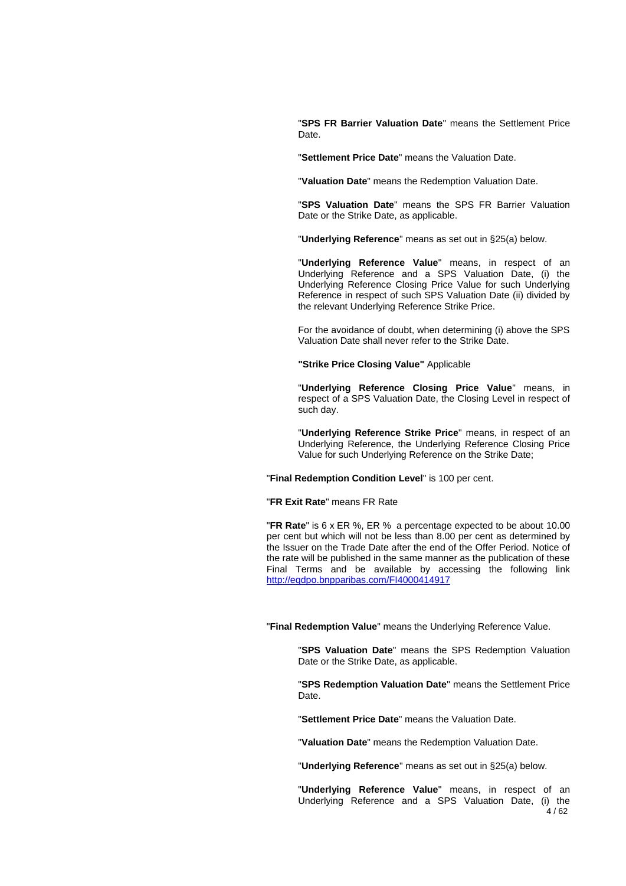"**SPS FR Barrier Valuation Date**" means the Settlement Price Date.

"**Settlement Price Date**" means the Valuation Date.

"**Valuation Date**" means the Redemption Valuation Date.

"**SPS Valuation Date**" means the SPS FR Barrier Valuation Date or the Strike Date, as applicable.

"**Underlying Reference**" means as set out in §25(a) below.

"**Underlying Reference Value**" means, in respect of an Underlying Reference and a SPS Valuation Date, (i) the Underlying Reference Closing Price Value for such Underlying Reference in respect of such SPS Valuation Date (ii) divided by the relevant Underlying Reference Strike Price.

For the avoidance of doubt, when determining (i) above the SPS Valuation Date shall never refer to the Strike Date.

**"Strike Price Closing Value"** Applicable

"**Underlying Reference Closing Price Value**" means, in respect of a SPS Valuation Date, the Closing Level in respect of such day.

"**Underlying Reference Strike Price**" means, in respect of an Underlying Reference, the Underlying Reference Closing Price Value for such Underlying Reference on the Strike Date;

"**Final Redemption Condition Level**" is 100 per cent.

"**FR Exit Rate**" means FR Rate

"**FR Rate**" is 6 x ER %, ER % a percentage expected to be about 10.00 per cent but which will not be less than 8.00 per cent as determined by the Issuer on the Trade Date after the end of the Offer Period. Notice of the rate will be published in the same manner as the publication of these Final Terms and be available by accessing the following link http://eqdpo.bnpparibas.com/FI4000414917

"**Final Redemption Value**" means the Underlying Reference Value.

"**SPS Valuation Date**" means the SPS Redemption Valuation Date or the Strike Date, as applicable.

"**SPS Redemption Valuation Date**" means the Settlement Price Date.

"**Settlement Price Date**" means the Valuation Date.

"**Valuation Date**" means the Redemption Valuation Date.

"**Underlying Reference**" means as set out in §25(a) below.

"**Underlying Reference Value**" means, in respect of an Underlying Reference and a SPS Valuation Date, (i) the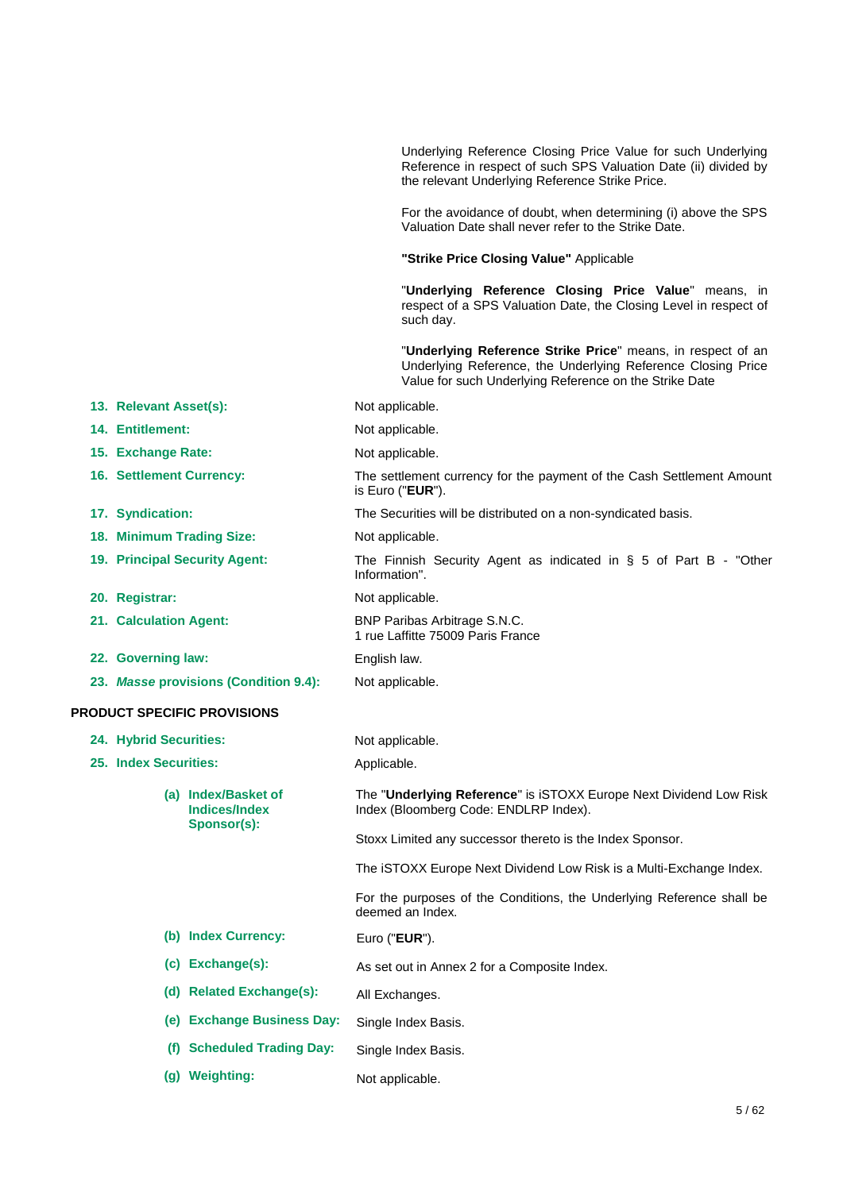Underlying Reference Closing Price Value for such Underlying Reference in respect of such SPS Valuation Date (ii) divided by the relevant Underlying Reference Strike Price.

For the avoidance of doubt, when determining (i) above the SPS Valuation Date shall never refer to the Strike Date.

**"Strike Price Closing Value"** Applicable

"**Underlying Reference Closing Price Value**" means, in respect of a SPS Valuation Date, the Closing Level in respect of such day.

"**Underlying Reference Strike Price**" means, in respect of an Underlying Reference, the Underlying Reference Closing Price Value for such Underlying Reference on the Strike Date

| | |
|---|---|
| **13. Relevant Asset(s):** | Not applicable. |
| **14. Entitlement:** | Not applicable. |
| **15. Exchange Rate:** | Not applicable. |
| **16. Settlement Currency:** | The settlement currency for the payment of the Cash Settlement Amount is Euro ("**EUR**"). |
| **17. Syndication:** | The Securities will be distributed on a non-syndicated basis. |
| **18. Minimum Trading Size:** | Not applicable. |
| **19. Principal Security Agent:** | The Finnish Security Agent as indicated in § 5 of Part B - "Other Information". |
| **20. Registrar:** | Not applicable. |
| **21. Calculation Agent:** | BNP Paribas Arbitrage S.N.C.<br>1 rue Laffitte 75009 Paris France |
| **22. Governing law:** | English law. |
| **23. *Masse* provisions (Condition 9.4):** | Not applicable. |

**PRODUCT SPECIFIC PROVISIONS**

| | |
|---|---|
| **24. Hybrid Securities:** | Not applicable. |
| **25. Index Securities:** | Applicable. |
| **(a) Index/Basket of Indices/Index Sponsor(s):** | The "**Underlying Reference**" is iSTOXX Europe Next Dividend Low Risk Index (Bloomberg Code: ENDLRP Index).<br><br>Stoxx Limited any successor thereto is the Index Sponsor.<br><br>The iSTOXX Europe Next Dividend Low Risk is a Multi-Exchange Index.<br><br>For the purposes of the Conditions, the Underlying Reference shall be deemed an Index. |
| **(b) Index Currency:** | Euro ("**EUR**"). |
| **(c) Exchange(s):** | As set out in Annex 2 for a Composite Index. |
| **(d) Related Exchange(s):** | All Exchanges. |
| **(e) Exchange Business Day:** | Single Index Basis. |
| **(f) Scheduled Trading Day:** | Single Index Basis. |
| **(g) Weighting:** | Not applicable. |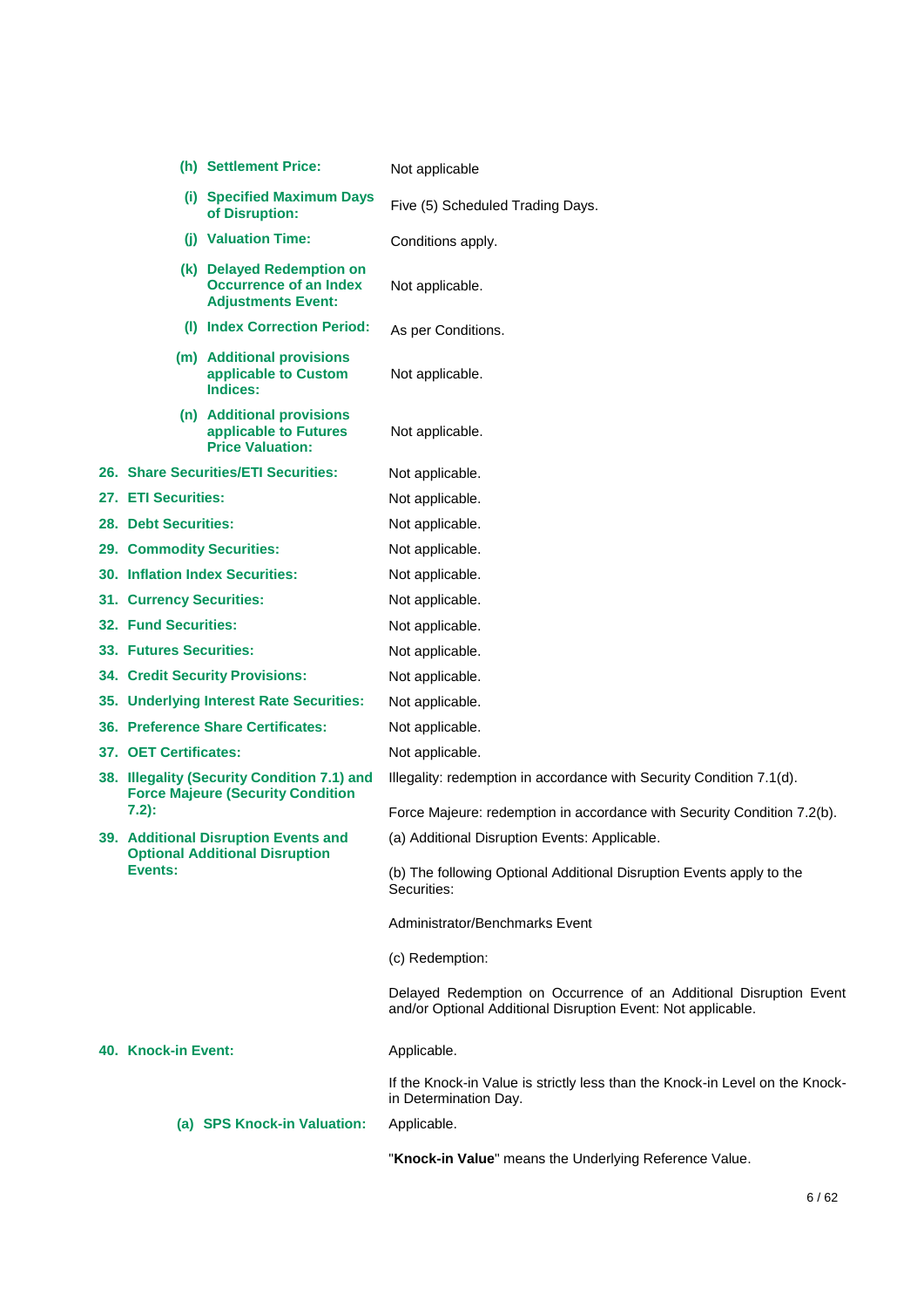| | |
|---|---|
| **(h) Settlement Price:** | Not applicable |
| **(i) Specified Maximum Days of Disruption:** | Five (5) Scheduled Trading Days. |
| **(j) Valuation Time:** | Conditions apply. |
| **(k) Delayed Redemption on Occurrence of an Index Adjustments Event:** | Not applicable. |
| **(l) Index Correction Period:** | As per Conditions. |
| **(m) Additional provisions applicable to Custom Indices:** | Not applicable. |
| **(n) Additional provisions applicable to Futures Price Valuation:** | Not applicable. |
| **26. Share Securities/ETI Securities:** | Not applicable. |
| **27. ETI Securities:** | Not applicable. |
| **28. Debt Securities:** | Not applicable. |
| **29. Commodity Securities:** | Not applicable. |
| **30. Inflation Index Securities:** | Not applicable. |
| **31. Currency Securities:** | Not applicable. |
| **32. Fund Securities:** | Not applicable. |
| **33. Futures Securities:** | Not applicable. |
| **34. Credit Security Provisions:** | Not applicable. |
| **35. Underlying Interest Rate Securities:** | Not applicable. |
| **36. Preference Share Certificates:** | Not applicable. |
| **37. OET Certificates:** | Not applicable. |
| **38. Illegality (Security Condition 7.1) and Force Majeure (Security Condition 7.2):** | Illegality: redemption in accordance with Security Condition 7.1(d).<br><br>Force Majeure: redemption in accordance with Security Condition 7.2(b). |
| **39. Additional Disruption Events and Optional Additional Disruption Events:** | (a) Additional Disruption Events: Applicable.<br><br>(b) The following Optional Additional Disruption Events apply to the Securities:<br><br>Administrator/Benchmarks Event<br><br>(c) Redemption:<br><br>Delayed Redemption on Occurrence of an Additional Disruption Event and/or Optional Additional Disruption Event: Not applicable. |
| **40. Knock-in Event:** | Applicable.<br><br>If the Knock-in Value is strictly less than the Knock-in Level on the Knock-in Determination Day. |
| **(a) SPS Knock-in Valuation:** | Applicable.<br><br>"**Knock-in Value**" means the Underlying Reference Value. |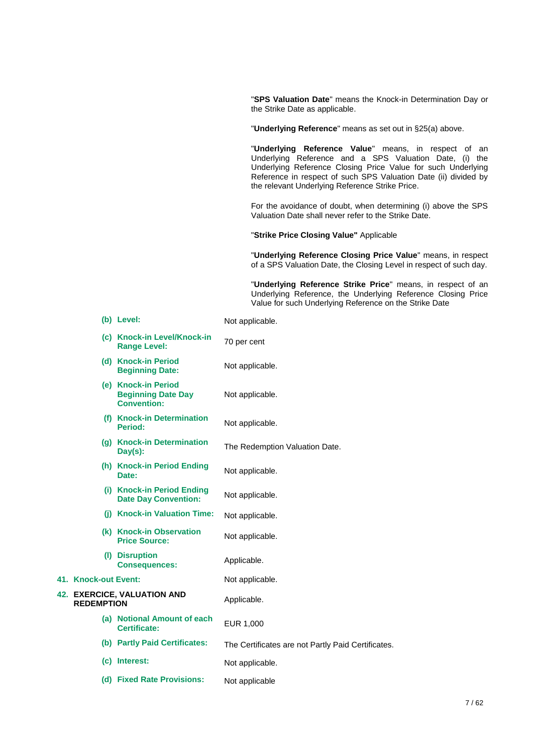"**SPS Valuation Date**" means the Knock-in Determination Day or the Strike Date as applicable.

"**Underlying Reference**" means as set out in §25(a) above.

"**Underlying Reference Value**" means, in respect of an Underlying Reference and a SPS Valuation Date, (i) the Underlying Reference Closing Price Value for such Underlying Reference in respect of such SPS Valuation Date (ii) divided by the relevant Underlying Reference Strike Price.

For the avoidance of doubt, when determining (i) above the SPS Valuation Date shall never refer to the Strike Date.

"**Strike Price Closing Value"** Applicable

"**Underlying Reference Closing Price Value**" means, in respect of a SPS Valuation Date, the Closing Level in respect of such day.

"**Underlying Reference Strike Price**" means, in respect of an Underlying Reference, the Underlying Reference Closing Price Value for such Underlying Reference on the Strike Date

| | |
|---|---|
| **(b) Level:** | Not applicable. |
| **(c) Knock-in Level/Knock-in Range Level:** | 70 per cent |
| **(d) Knock-in Period Beginning Date:** | Not applicable. |
| **(e) Knock-in Period Beginning Date Day Convention:** | Not applicable. |
| **(f) Knock-in Determination Period:** | Not applicable. |
| **(g) Knock-in Determination Day(s):** | The Redemption Valuation Date. |
| **(h) Knock-in Period Ending Date:** | Not applicable. |
| **(i) Knock-in Period Ending Date Day Convention:** | Not applicable. |
| **(j) Knock-in Valuation Time:** | Not applicable. |
| **(k) Knock-in Observation Price Source:** | Not applicable. |
| **(l) Disruption Consequences:** | Applicable. |
| **41. Knock-out Event:** | Not applicable. |
| **42. EXERCICE, VALUATION AND REDEMPTION** | Applicable. |
| **(a) Notional Amount of each Certificate:** | EUR 1,000 |
| **(b) Partly Paid Certificates:** | The Certificates are not Partly Paid Certificates. |
| **(c) Interest:** | Not applicable. |
| **(d) Fixed Rate Provisions:** | Not applicable |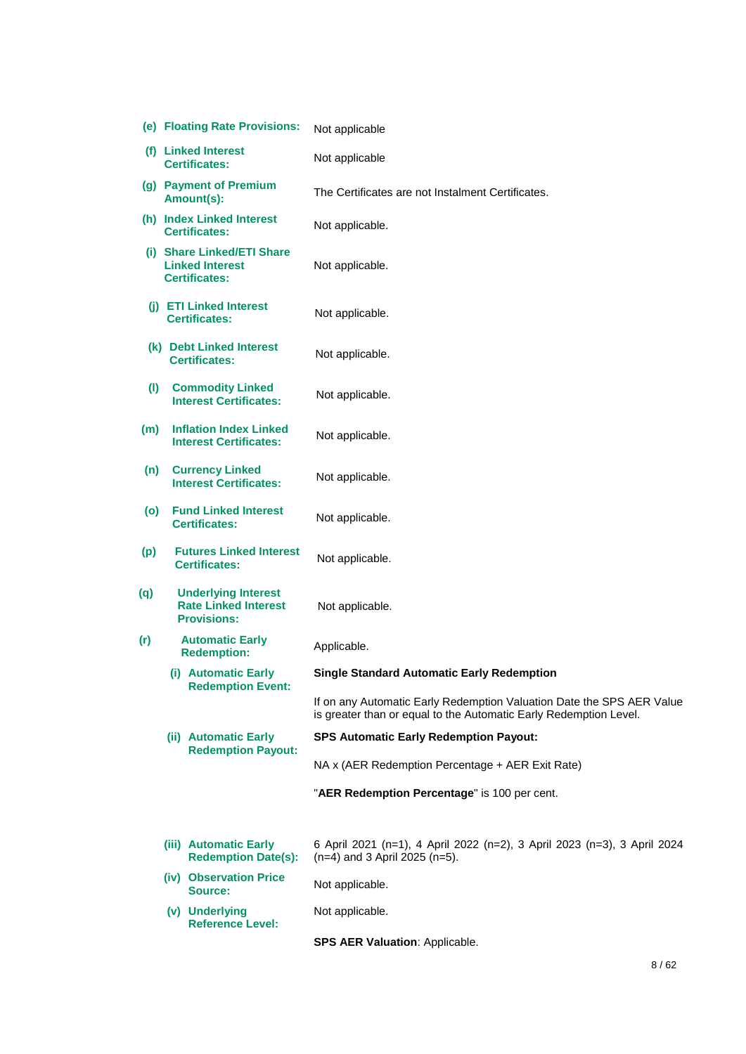| | |
|---|---|
| **(e) Floating Rate Provisions:** | Not applicable |
| **(f) Linked Interest Certificates:** | Not applicable |
| **(g) Payment of Premium Amount(s):** | The Certificates are not Instalment Certificates. |
| **(h) Index Linked Interest Certificates:** | Not applicable. |
| **(i) Share Linked/ETI Share Linked Interest Certificates:** | Not applicable. |
| **(j) ETI Linked Interest Certificates:** | Not applicable. |
| **(k) Debt Linked Interest Certificates:** | Not applicable. |
| **(l) Commodity Linked Interest Certificates:** | Not applicable. |
| **(m) Inflation Index Linked Interest Certificates:** | Not applicable. |
| **(n) Currency Linked Interest Certificates:** | Not applicable. |
| **(o) Fund Linked Interest Certificates:** | Not applicable. |
| **(p) Futures Linked Interest Certificates:** | Not applicable. |
| **(q) Underlying Interest Rate Linked Interest Provisions:** | Not applicable. |
| **(r) Automatic Early Redemption:** | Applicable. |
| **(i) Automatic Early Redemption Event:** | **Single Standard Automatic Early Redemption**<br><br>If on any Automatic Early Redemption Valuation Date the SPS AER Value is greater than or equal to the Automatic Early Redemption Level. |
| **(ii) Automatic Early Redemption Payout:** | **SPS Automatic Early Redemption Payout:**<br><br>NA x (AER Redemption Percentage + AER Exit Rate)<br><br>"**AER Redemption Percentage**" is 100 per cent. |
| **(iii) Automatic Early Redemption Date(s):** | 6 April 2021 (n=1), 4 April 2022 (n=2), 3 April 2023 (n=3), 3 April 2024 (n=4) and 3 April 2025 (n=5). |
| **(iv) Observation Price Source:** | Not applicable. |
| **(v) Underlying Reference Level:** | Not applicable.<br><br>**SPS AER Valuation**: Applicable. |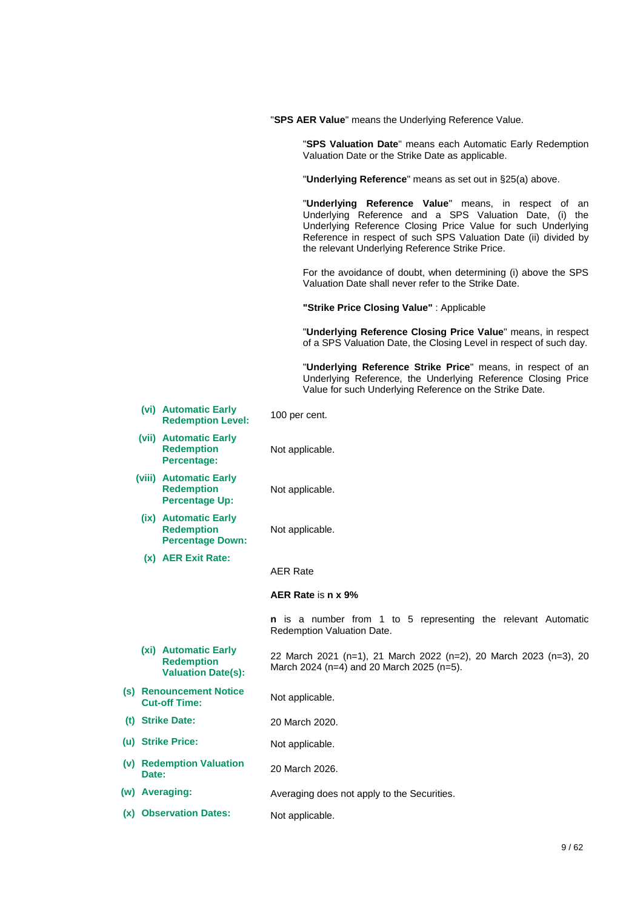"**SPS AER Value**" means the Underlying Reference Value.

"**SPS Valuation Date**" means each Automatic Early Redemption Valuation Date or the Strike Date as applicable.

"**Underlying Reference**" means as set out in §25(a) above.

"**Underlying Reference Value**" means, in respect of an Underlying Reference and a SPS Valuation Date, (i) the Underlying Reference Closing Price Value for such Underlying Reference in respect of such SPS Valuation Date (ii) divided by the relevant Underlying Reference Strike Price.

For the avoidance of doubt, when determining (i) above the SPS Valuation Date shall never refer to the Strike Date.

**"Strike Price Closing Value"** : Applicable

"**Underlying Reference Closing Price Value**" means, in respect of a SPS Valuation Date, the Closing Level in respect of such day.

"**Underlying Reference Strike Price**" means, in respect of an Underlying Reference, the Underlying Reference Closing Price Value for such Underlying Reference on the Strike Date.

**(vi) Automatic Early Redemption Level:** 100 per cent.

**(vii) Automatic Early Redemption Percentage:** Not applicable.

**(viii) Automatic Early Redemption Percentage Up:** Not applicable.

**(ix) Automatic Early Redemption Percentage Down:** Not applicable.

**(x) AER Exit Rate:**

AER Rate

**AER Rate** is **n x 9%**

**n** is a number from 1 to 5 representing the relevant Automatic Redemption Valuation Date.

**(xi) Automatic Early Redemption Valuation Date(s):** 22 March 2021 (n=1), 21 March 2022 (n=2), 20 March 2023 (n=3), 20 March 2024 (n=4) and 20 March 2025 (n=5).

**(s) Renouncement Notice Cut-off Time:** Not applicable.

**(t) Strike Date:** 20 March 2020.

**(u) Strike Price:** Not applicable.

**(v) Redemption Valuation Date:** 20 March 2026.

**(w) Averaging:** Averaging does not apply to the Securities.

**(x) Observation Dates:** Not applicable.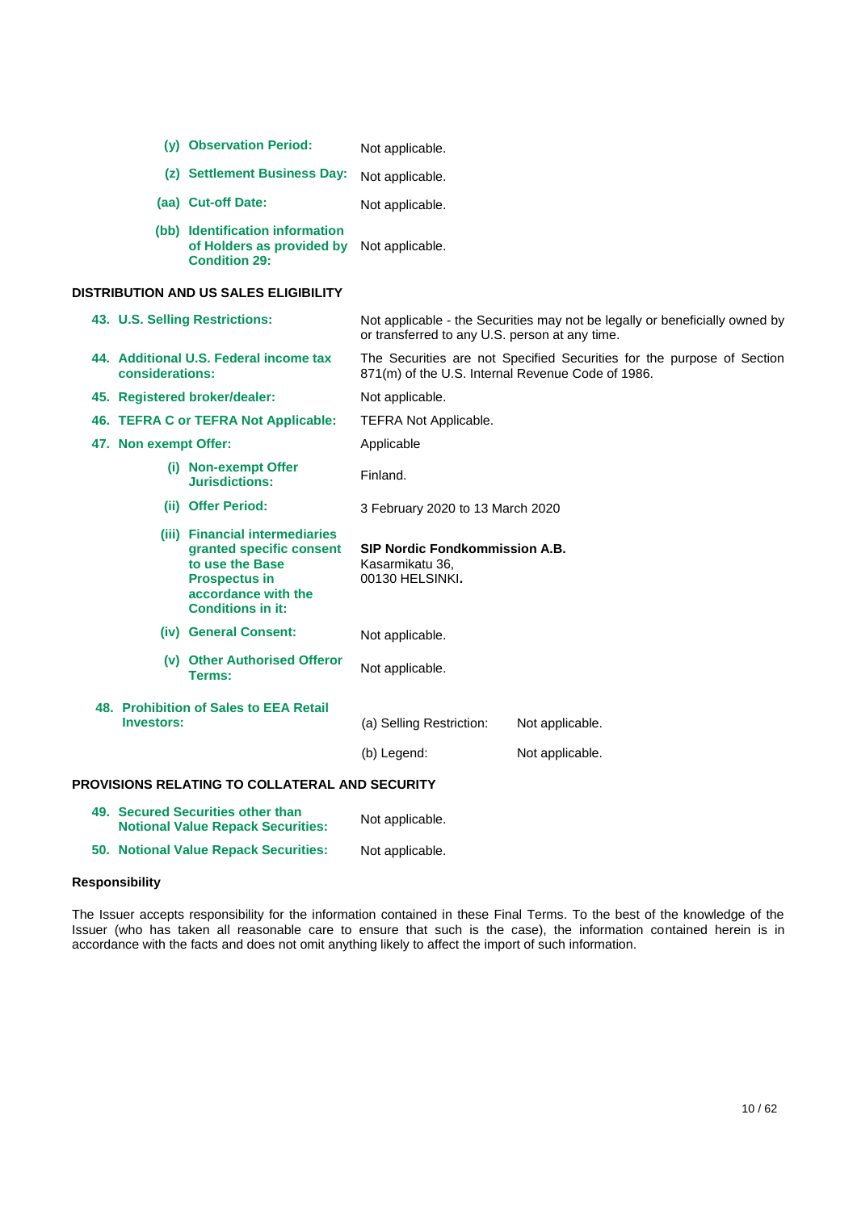| | |
|---|---|
| **(y) Observation Period:** | Not applicable. |
| **(z) Settlement Business Day:** | Not applicable. |
| **(aa) Cut-off Date:** | Not applicable. |
| **(bb) Identification information of Holders as provided by Condition 29:** | Not applicable. |

## DISTRIBUTION AND US SALES ELIGIBILITY

| | | |
|---|---|---|
| **43. U.S. Selling Restrictions:** | Not applicable - the Securities may not be legally or beneficially owned by or transferred to any U.S. person at any time. | |
| **44. Additional U.S. Federal income tax considerations:** | The Securities are not Specified Securities for the purpose of Section 871(m) of the U.S. Internal Revenue Code of 1986. | |
| **45. Registered broker/dealer:** | Not applicable. | |
| **46. TEFRA C or TEFRA Not Applicable:** | TEFRA Not Applicable. | |
| **47. Non exempt Offer:** | Applicable | |
| **(i) Non-exempt Offer Jurisdictions:** | Finland. | |
| **(ii) Offer Period:** | 3 February 2020 to 13 March 2020 | |
| **(iii) Financial intermediaries granted specific consent to use the Base Prospectus in accordance with the Conditions in it:** | **SIP Nordic Fondkommission A.B.** Kasarmikatu 36, 00130 HELSINKI**.** | |
| **(iv) General Consent:** | Not applicable. | |
| **(v) Other Authorised Offeror Terms:** | Not applicable. | |
| **48. Prohibition of Sales to EEA Retail Investors:** | (a) Selling Restriction: | Not applicable. |
| | (b) Legend: | Not applicable. |

## PROVISIONS RELATING TO COLLATERAL AND SECURITY

| | |
|---|---|
| **49. Secured Securities other than Notional Value Repack Securities:** | Not applicable. |
| **50. Notional Value Repack Securities:** | Not applicable. |

**Responsibility**

The Issuer accepts responsibility for the information contained in these Final Terms. To the best of the knowledge of the Issuer (who has taken all reasonable care to ensure that such is the case), the information contained herein is in accordance with the facts and does not omit anything likely to affect the import of such information.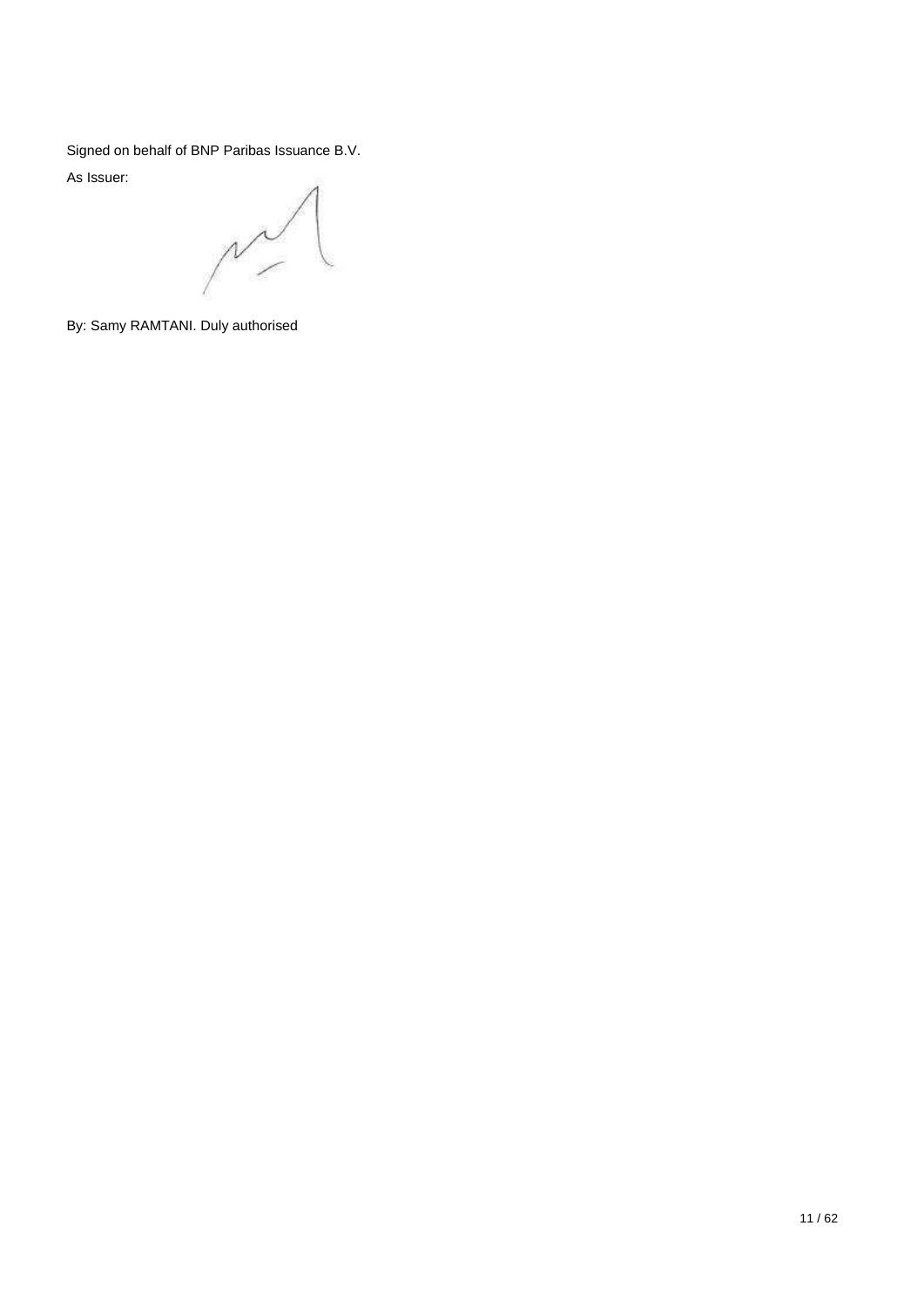Signed on behalf of BNP Paribas Issuance B.V.

As Issuer:

By: Samy RAMTANI. Duly authorised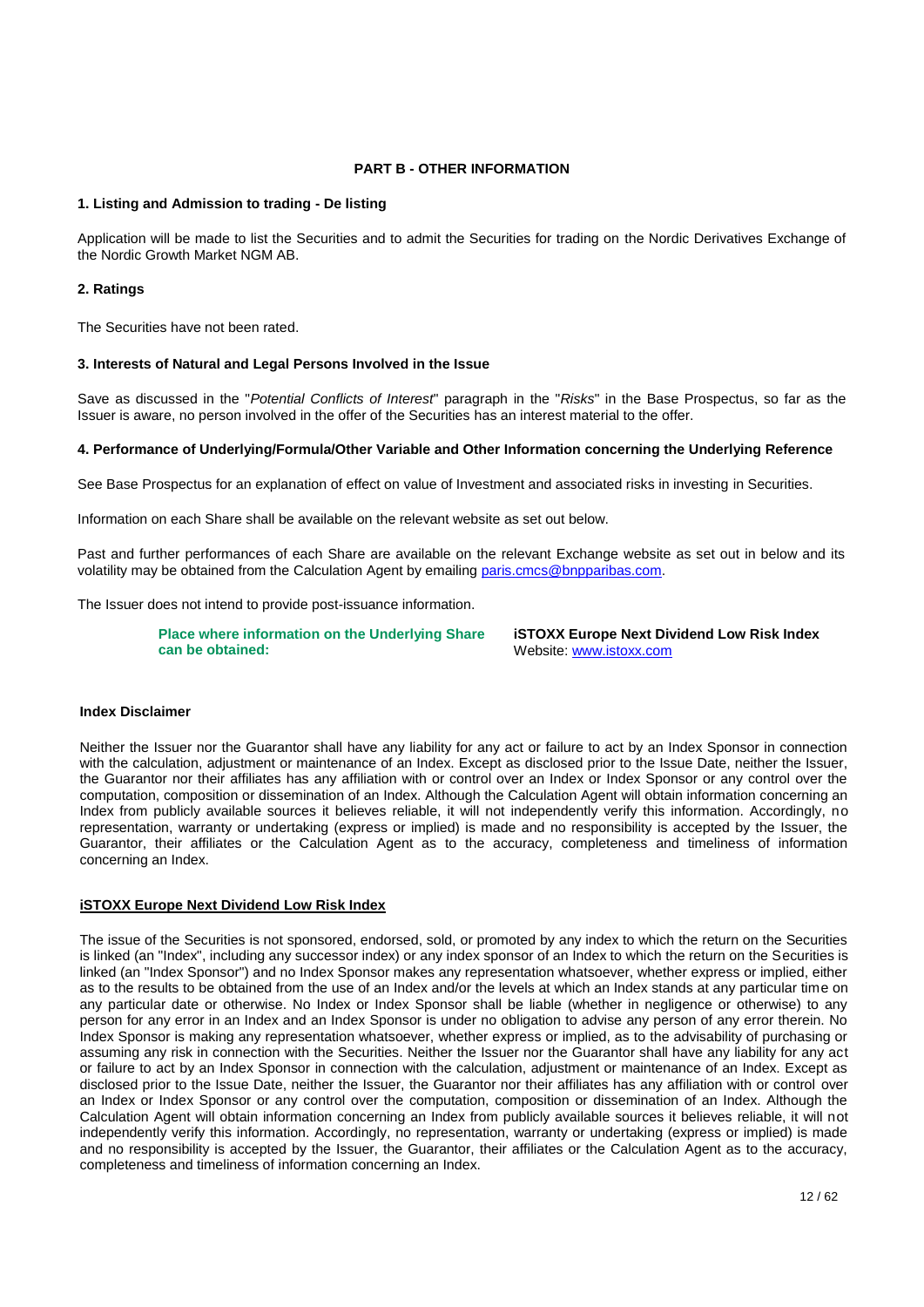## PART B - OTHER INFORMATION

### 1. Listing and Admission to trading - De listing

Application will be made to list the Securities and to admit the Securities for trading on the Nordic Derivatives Exchange of the Nordic Growth Market NGM AB.

### 2. Ratings

The Securities have not been rated.

### 3. Interests of Natural and Legal Persons Involved in the Issue

Save as discussed in the "*Potential Conflicts of Interest*" paragraph in the "*Risks*" in the Base Prospectus, so far as the Issuer is aware, no person involved in the offer of the Securities has an interest material to the offer.

### 4. Performance of Underlying/Formula/Other Variable and Other Information concerning the Underlying Reference

See Base Prospectus for an explanation of effect on value of Investment and associated risks in investing in Securities.

Information on each Share shall be available on the relevant website as set out below.

Past and further performances of each Share are available on the relevant Exchange website as set out in below and its volatility may be obtained from the Calculation Agent by emailing paris.cmcs@bnpparibas.com.

The Issuer does not intend to provide post-issuance information.

| **Place where information on the Underlying Share can be obtained:** | **iSTOXX Europe Next Dividend Low Risk Index**<br>Website: www.istoxx.com |
| --- | --- |

**Index Disclaimer**

Neither the Issuer nor the Guarantor shall have any liability for any act or failure to act by an Index Sponsor in connection with the calculation, adjustment or maintenance of an Index. Except as disclosed prior to the Issue Date, neither the Issuer, the Guarantor nor their affiliates has any affiliation with or control over an Index or Index Sponsor or any control over the computation, composition or dissemination of an Index. Although the Calculation Agent will obtain information concerning an Index from publicly available sources it believes reliable, it will not independently verify this information. Accordingly, no representation, warranty or undertaking (express or implied) is made and no responsibility is accepted by the Issuer, the Guarantor, their affiliates or the Calculation Agent as to the accuracy, completeness and timeliness of information concerning an Index.

**iSTOXX Europe Next Dividend Low Risk Index**

The issue of the Securities is not sponsored, endorsed, sold, or promoted by any index to which the return on the Securities is linked (an "Index", including any successor index) or any index sponsor of an Index to which the return on the Securities is linked (an "Index Sponsor") and no Index Sponsor makes any representation whatsoever, whether express or implied, either as to the results to be obtained from the use of an Index and/or the levels at which an Index stands at any particular time on any particular date or otherwise. No Index or Index Sponsor shall be liable (whether in negligence or otherwise) to any person for any error in an Index and an Index Sponsor is under no obligation to advise any person of any error therein. No Index Sponsor is making any representation whatsoever, whether express or implied, as to the advisability of purchasing or assuming any risk in connection with the Securities. Neither the Issuer nor the Guarantor shall have any liability for any act or failure to act by an Index Sponsor in connection with the calculation, adjustment or maintenance of an Index. Except as disclosed prior to the Issue Date, neither the Issuer, the Guarantor nor their affiliates has any affiliation with or control over an Index or Index Sponsor or any control over the computation, composition or dissemination of an Index. Although the Calculation Agent will obtain information concerning an Index from publicly available sources it believes reliable, it will not independently verify this information. Accordingly, no representation, warranty or undertaking (express or implied) is made and no responsibility is accepted by the Issuer, the Guarantor, their affiliates or the Calculation Agent as to the accuracy, completeness and timeliness of information concerning an Index.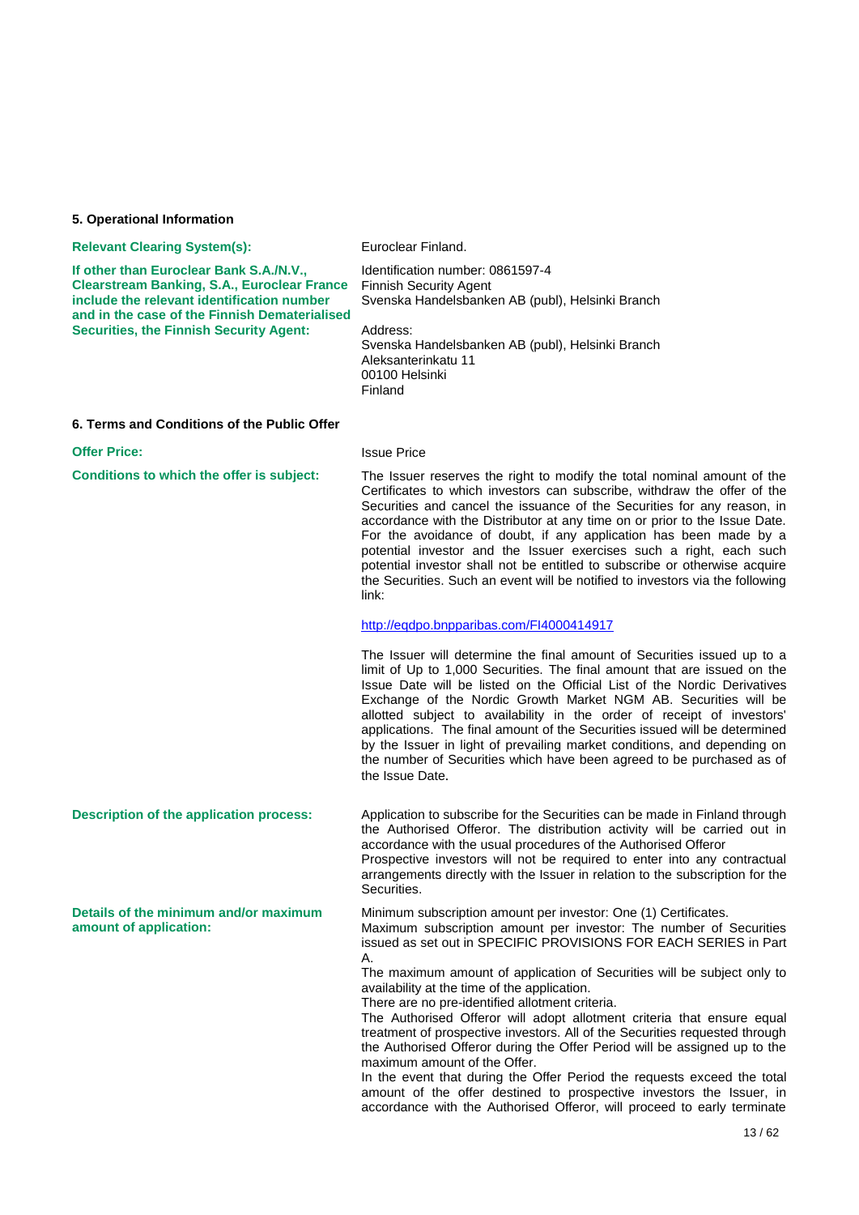### 5. Operational Information

| | |
|---|---|
| **Relevant Clearing System(s):** | Euroclear Finland. |
| **If other than Euroclear Bank S.A./N.V., Clearstream Banking, S.A., Euroclear France include the relevant identification number and in the case of the Finnish Dematerialised Securities, the Finnish Security Agent:** | Identification number: 0861597-4<br>Finnish Security Agent<br>Svenska Handelsbanken AB (publ), Helsinki Branch<br><br>Address:<br>Svenska Handelsbanken AB (publ), Helsinki Branch<br>Aleksanterinkatu 11<br>00100 Helsinki<br>Finland |

### 6. Terms and Conditions of the Public Offer

| | |
|---|---|
| **Offer Price:** | Issue Price |
| **Conditions to which the offer is subject:** | The Issuer reserves the right to modify the total nominal amount of the Certificates to which investors can subscribe, withdraw the offer of the Securities and cancel the issuance of the Securities for any reason, in accordance with the Distributor at any time on or prior to the Issue Date. For the avoidance of doubt, if any application has been made by a potential investor and the Issuer exercises such a right, each such potential investor shall not be entitled to subscribe or otherwise acquire the Securities. Such an event will be notified to investors via the following link:<br><br>http://eqdpo.bnpparibas.com/FI4000414917<br><br>The Issuer will determine the final amount of Securities issued up to a limit of Up to 1,000 Securities. The final amount that are issued on the Issue Date will be listed on the Official List of the Nordic Derivatives Exchange of the Nordic Growth Market NGM AB. Securities will be allotted subject to availability in the order of receipt of investors' applications. The final amount of the Securities issued will be determined by the Issuer in light of prevailing market conditions, and depending on the number of Securities which have been agreed to be purchased as of the Issue Date. |
| **Description of the application process:** | Application to subscribe for the Securities can be made in Finland through the Authorised Offeror. The distribution activity will be carried out in accordance with the usual procedures of the Authorised Offeror<br>Prospective investors will not be required to enter into any contractual arrangements directly with the Issuer in relation to the subscription for the Securities. |
| **Details of the minimum and/or maximum amount of application:** | Minimum subscription amount per investor: One (1) Certificates.<br>Maximum subscription amount per investor: The number of Securities issued as set out in SPECIFIC PROVISIONS FOR EACH SERIES in Part A.<br>The maximum amount of application of Securities will be subject only to availability at the time of the application.<br>There are no pre-identified allotment criteria.<br>The Authorised Offeror will adopt allotment criteria that ensure equal treatment of prospective investors. All of the Securities requested through the Authorised Offeror during the Offer Period will be assigned up to the maximum amount of the Offer.<br>In the event that during the Offer Period the requests exceed the total amount of the offer destined to prospective investors the Issuer, in accordance with the Authorised Offeror, will proceed to early terminate |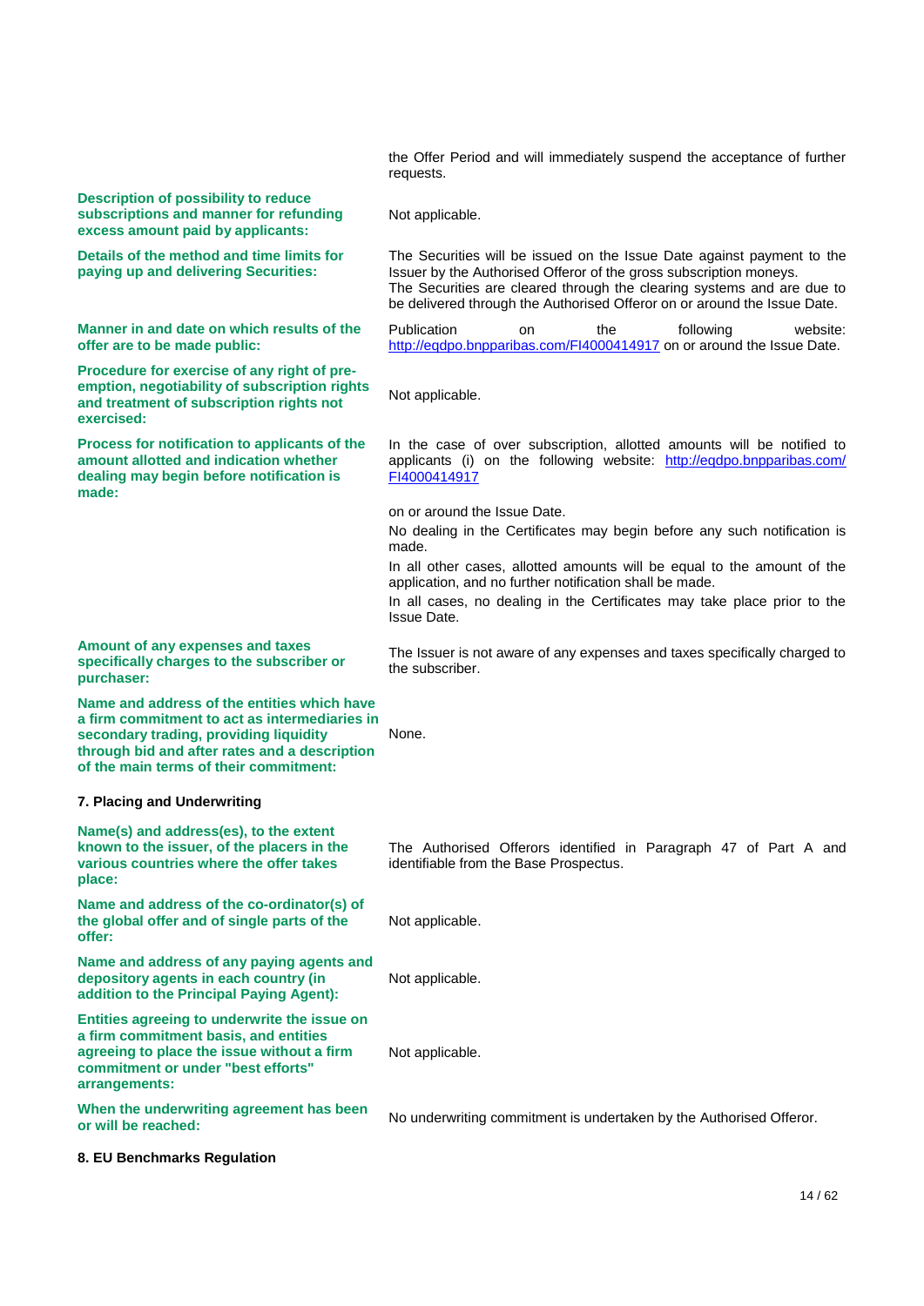| | |
|---|---|
| | the Offer Period and will immediately suspend the acceptance of further requests. |
| **Description of possibility to reduce subscriptions and manner for refunding excess amount paid by applicants:** | Not applicable. |
| **Details of the method and time limits for paying up and delivering Securities:** | The Securities will be issued on the Issue Date against payment to the Issuer by the Authorised Offeror of the gross subscription moneys.<br>The Securities are cleared through the clearing systems and are due to be delivered through the Authorised Offeror on or around the Issue Date. |
| **Manner in and date on which results of the offer are to be made public:** | Publication on the following website: http://eqdpo.bnpparibas.com/FI4000414917 on or around the Issue Date. |
| **Procedure for exercise of any right of pre-emption, negotiability of subscription rights and treatment of subscription rights not exercised:** | Not applicable. |
| **Process for notification to applicants of the amount allotted and indication whether dealing may begin before notification is made:** | In the case of over subscription, allotted amounts will be notified to applicants (i) on the following website: http://eqdpo.bnpparibas.com/FI4000414917<br><br>on or around the Issue Date.<br>No dealing in the Certificates may begin before any such notification is made.<br>In all other cases, allotted amounts will be equal to the amount of the application, and no further notification shall be made.<br>In all cases, no dealing in the Certificates may take place prior to the Issue Date. |
| **Amount of any expenses and taxes specifically charges to the subscriber or purchaser:** | The Issuer is not aware of any expenses and taxes specifically charged to the subscriber. |
| **Name and address of the entities which have a firm commitment to act as intermediaries in secondary trading, providing liquidity through bid and after rates and a description of the main terms of their commitment:** | None. |

**7. Placing and Underwriting**

| | |
|---|---|
| **Name(s) and address(es), to the extent known to the issuer, of the placers in the various countries where the offer takes place:** | The Authorised Offerors identified in Paragraph 47 of Part A and identifiable from the Base Prospectus. |
| **Name and address of the co-ordinator(s) of the global offer and of single parts of the offer:** | Not applicable. |
| **Name and address of any paying agents and depository agents in each country (in addition to the Principal Paying Agent):** | Not applicable. |
| **Entities agreeing to underwrite the issue on a firm commitment basis, and entities agreeing to place the issue without a firm commitment or under "best efforts" arrangements:** | Not applicable. |
| **When the underwriting agreement has been or will be reached:** | No underwriting commitment is undertaken by the Authorised Offeror. |

**8. EU Benchmarks Regulation**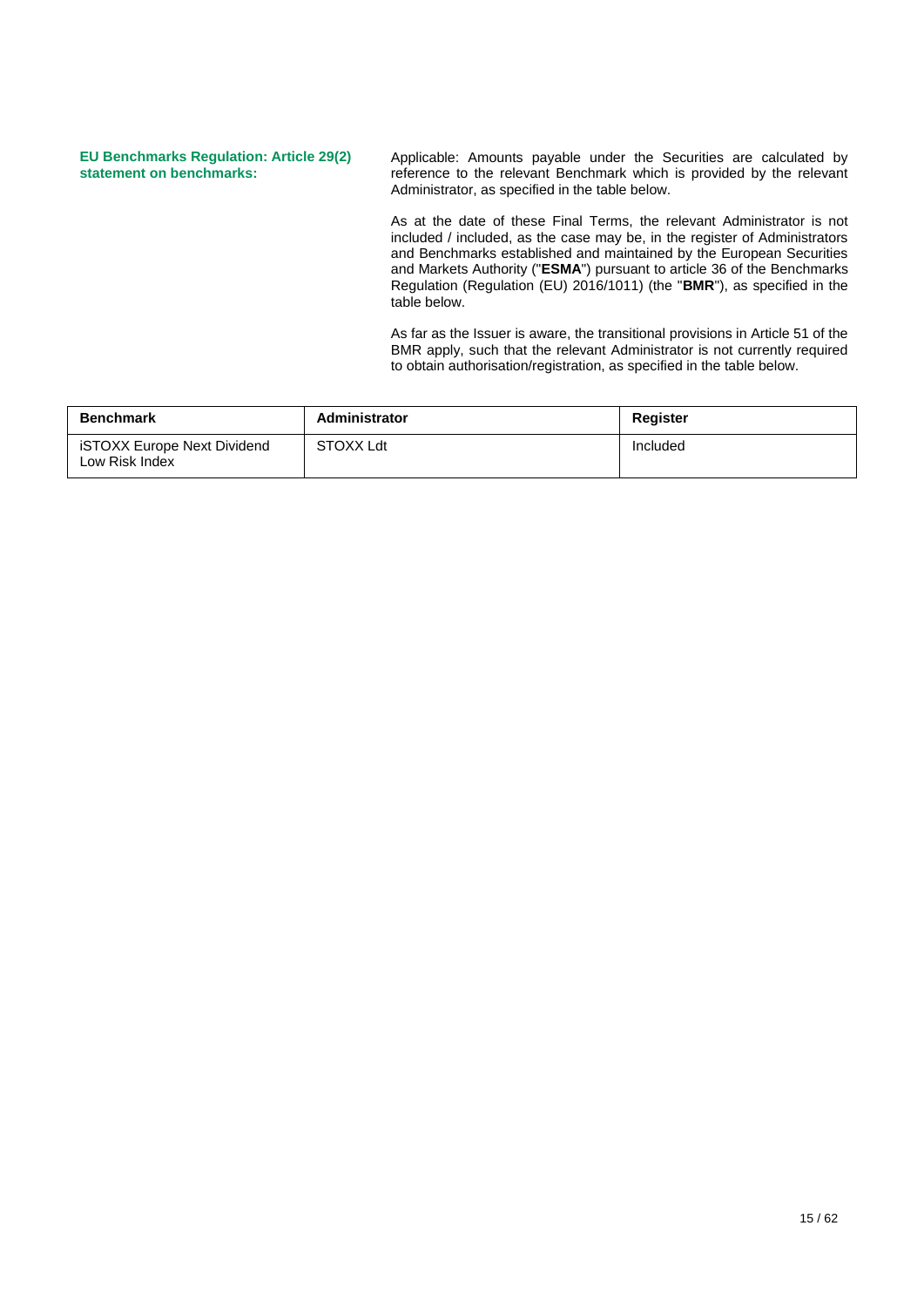**EU Benchmarks Regulation: Article 29(2) statement on benchmarks:**

Applicable: Amounts payable under the Securities are calculated by reference to the relevant Benchmark which is provided by the relevant Administrator, as specified in the table below.

As at the date of these Final Terms, the relevant Administrator is not included / included, as the case may be, in the register of Administrators and Benchmarks established and maintained by the European Securities and Markets Authority ("**ESMA**") pursuant to article 36 of the Benchmarks Regulation (Regulation (EU) 2016/1011) (the "**BMR**"), as specified in the table below.

As far as the Issuer is aware, the transitional provisions in Article 51 of the BMR apply, such that the relevant Administrator is not currently required to obtain authorisation/registration, as specified in the table below.

| Benchmark | Administrator | Register |
| --- | --- | --- |
| iSTOXX Europe Next Dividend Low Risk Index | STOXX Ldt | Included |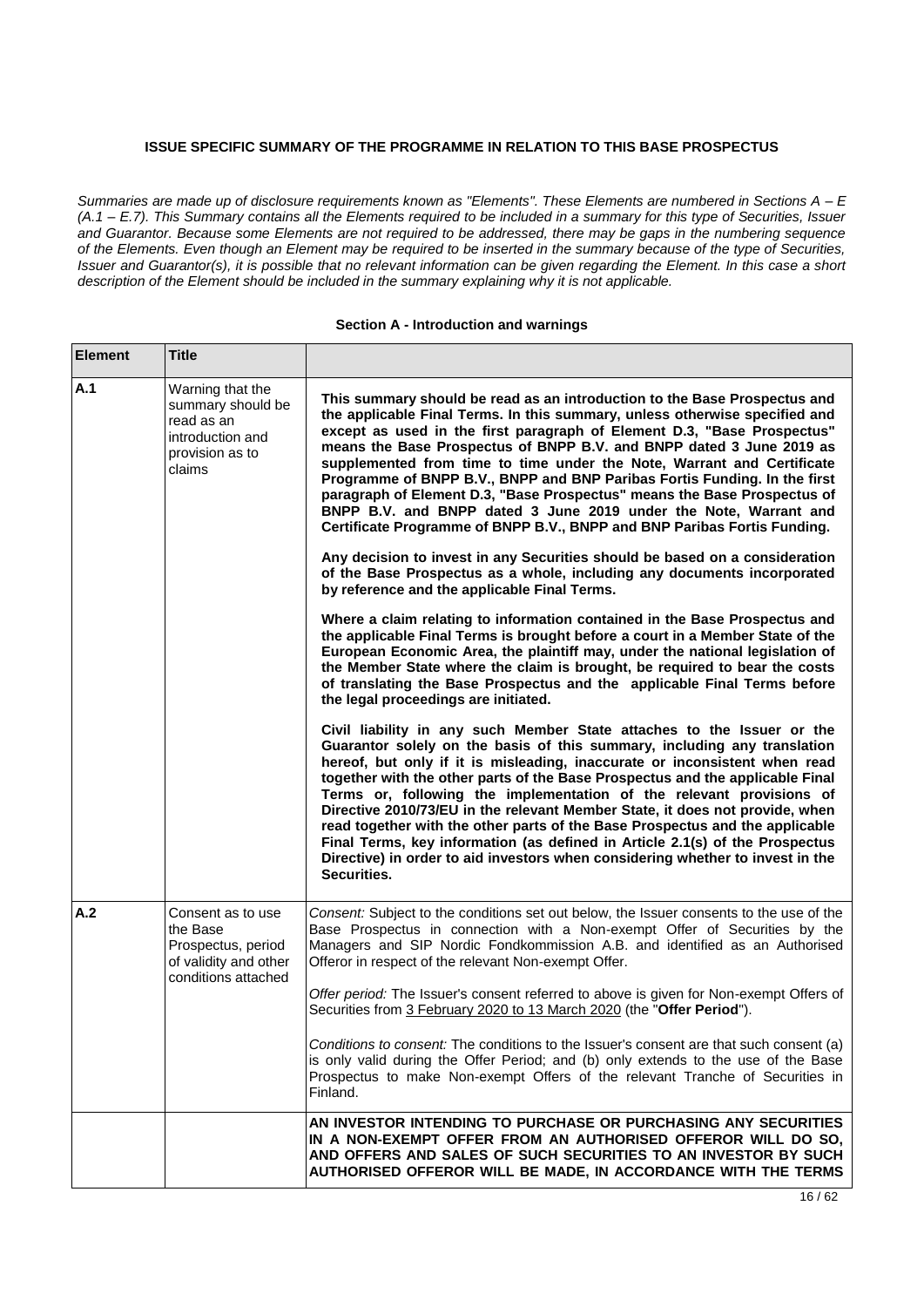## ISSUE SPECIFIC SUMMARY OF THE PROGRAMME IN RELATION TO THIS BASE PROSPECTUS

*Summaries are made up of disclosure requirements known as "Elements". These Elements are numbered in Sections A – E (A.1 – E.7). This Summary contains all the Elements required to be included in a summary for this type of Securities, Issuer and Guarantor. Because some Elements are not required to be addressed, there may be gaps in the numbering sequence of the Elements. Even though an Element may be required to be inserted in the summary because of the type of Securities, Issuer and Guarantor(s), it is possible that no relevant information can be given regarding the Element. In this case a short description of the Element should be included in the summary explaining why it is not applicable.*

### Section A - Introduction and warnings

| Element | Title | |
|---|---|---|
| A.1 | Warning that the summary should be read as an introduction and provision as to claims | **This summary should be read as an introduction to the Base Prospectus and the applicable Final Terms. In this summary, unless otherwise specified and except as used in the first paragraph of Element D.3, "Base Prospectus" means the Base Prospectus of BNPP B.V. and BNPP dated 3 June 2019 as supplemented from time to time under the Note, Warrant and Certificate Programme of BNPP B.V., BNPP and BNP Paribas Fortis Funding. In the first paragraph of Element D.3, "Base Prospectus" means the Base Prospectus of BNPP B.V. and BNPP dated 3 June 2019 under the Note, Warrant and Certificate Programme of BNPP B.V., BNPP and BNP Paribas Fortis Funding.**<br><br>**Any decision to invest in any Securities should be based on a consideration of the Base Prospectus as a whole, including any documents incorporated by reference and the applicable Final Terms.**<br><br>**Where a claim relating to information contained in the Base Prospectus and the applicable Final Terms is brought before a court in a Member State of the European Economic Area, the plaintiff may, under the national legislation of the Member State where the claim is brought, be required to bear the costs of translating the Base Prospectus and the applicable Final Terms before the legal proceedings are initiated.**<br><br>**Civil liability in any such Member State attaches to the Issuer or the Guarantor solely on the basis of this summary, including any translation hereof, but only if it is misleading, inaccurate or inconsistent when read together with the other parts of the Base Prospectus and the applicable Final Terms or, following the implementation of the relevant provisions of Directive 2010/73/EU in the relevant Member State, it does not provide, when read together with the other parts of the Base Prospectus and the applicable Final Terms, key information (as defined in Article 2.1(s) of the Prospectus Directive) in order to aid investors when considering whether to invest in the Securities.** |
| A.2 | Consent as to use the Base Prospectus, period of validity and other conditions attached | *Consent:* Subject to the conditions set out below, the Issuer consents to the use of the Base Prospectus in connection with a Non-exempt Offer of Securities by the Managers and SIP Nordic Fondkommission A.B. and identified as an Authorised Offeror in respect of the relevant Non-exempt Offer.<br><br>*Offer period:* The Issuer's consent referred to above is given for Non-exempt Offers of Securities from 3 February 2020 to 13 March 2020 (the "**Offer Period**").<br><br>*Conditions to consent:* The conditions to the Issuer's consent are that such consent (a) is only valid during the Offer Period; and (b) only extends to the use of the Base Prospectus to make Non-exempt Offers of the relevant Tranche of Securities in Finland. |
| | | **AN INVESTOR INTENDING TO PURCHASE OR PURCHASING ANY SECURITIES IN A NON-EXEMPT OFFER FROM AN AUTHORISED OFFEROR WILL DO SO, AND OFFERS AND SALES OF SUCH SECURITIES TO AN INVESTOR BY SUCH AUTHORISED OFFEROR WILL BE MADE, IN ACCORDANCE WITH THE TERMS** |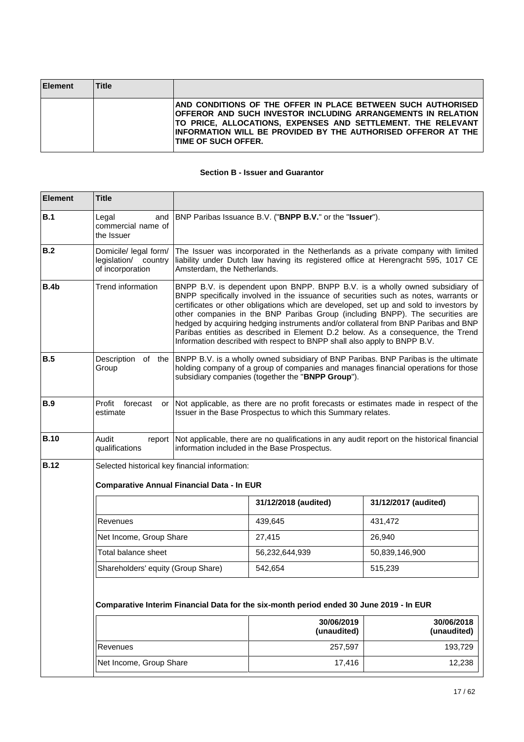| Element | Title | |
|---|---|---|
| | | **AND CONDITIONS OF THE OFFER IN PLACE BETWEEN SUCH AUTHORISED OFFEROR AND SUCH INVESTOR INCLUDING ARRANGEMENTS IN RELATION TO PRICE, ALLOCATIONS, EXPENSES AND SETTLEMENT. THE RELEVANT INFORMATION WILL BE PROVIDED BY THE AUTHORISED OFFEROR AT THE TIME OF SUCH OFFER.** |

### Section B - Issuer and Guarantor

| Element | Title | |
|---|---|---|
| **B.1** | Legal and commercial name of the Issuer | BNP Paribas Issuance B.V. ("**BNPP B.V.**" or the "**Issuer**"). |
| **B.2** | Domicile/ legal form/ legislation/ country of incorporation | The Issuer was incorporated in the Netherlands as a private company with limited liability under Dutch law having its registered office at Herengracht 595, 1017 CE Amsterdam, the Netherlands. |
| **B.4b** | Trend information | BNPP B.V. is dependent upon BNPP. BNPP B.V. is a wholly owned subsidiary of BNPP specifically involved in the issuance of securities such as notes, warrants or certificates or other obligations which are developed, set up and sold to investors by other companies in the BNP Paribas Group (including BNPP). The securities are hedged by acquiring hedging instruments and/or collateral from BNP Paribas and BNP Paribas entities as described in Element D.2 below. As a consequence, the Trend Information described with respect to BNPP shall also apply to BNPP B.V. |
| **B.5** | Description of the Group | BNPP B.V. is a wholly owned subsidiary of BNP Paribas. BNP Paribas is the ultimate holding company of a group of companies and manages financial operations for those subsidiary companies (together the "**BNPP Group**"). |
| **B.9** | Profit forecast or estimate | Not applicable, as there are no profit forecasts or estimates made in respect of the Issuer in the Base Prospectus to which this Summary relates. |
| **B.10** | Audit report qualifications | Not applicable, there are no qualifications in any audit report on the historical financial information included in the Base Prospectus. |
| **B.12** | Selected historical key financial information: | |

**Comparative Annual Financial Data - In EUR**

| | 31/12/2018 (audited) | 31/12/2017 (audited) |
|---|---|---|
| Revenues | 439,645 | 431,472 |
| Net Income, Group Share | 27,415 | 26,940 |
| Total balance sheet | 56,232,644,939 | 50,839,146,900 |
| Shareholders' equity (Group Share) | 542,654 | 515,239 |

**Comparative Interim Financial Data for the six-month period ended 30 June 2019 - In EUR**

| | 30/06/2019 (unaudited) | 30/06/2018 (unaudited) |
|---|---|---|
| Revenues | 257,597 | 193,729 |
| Net Income, Group Share | 17,416 | 12,238 |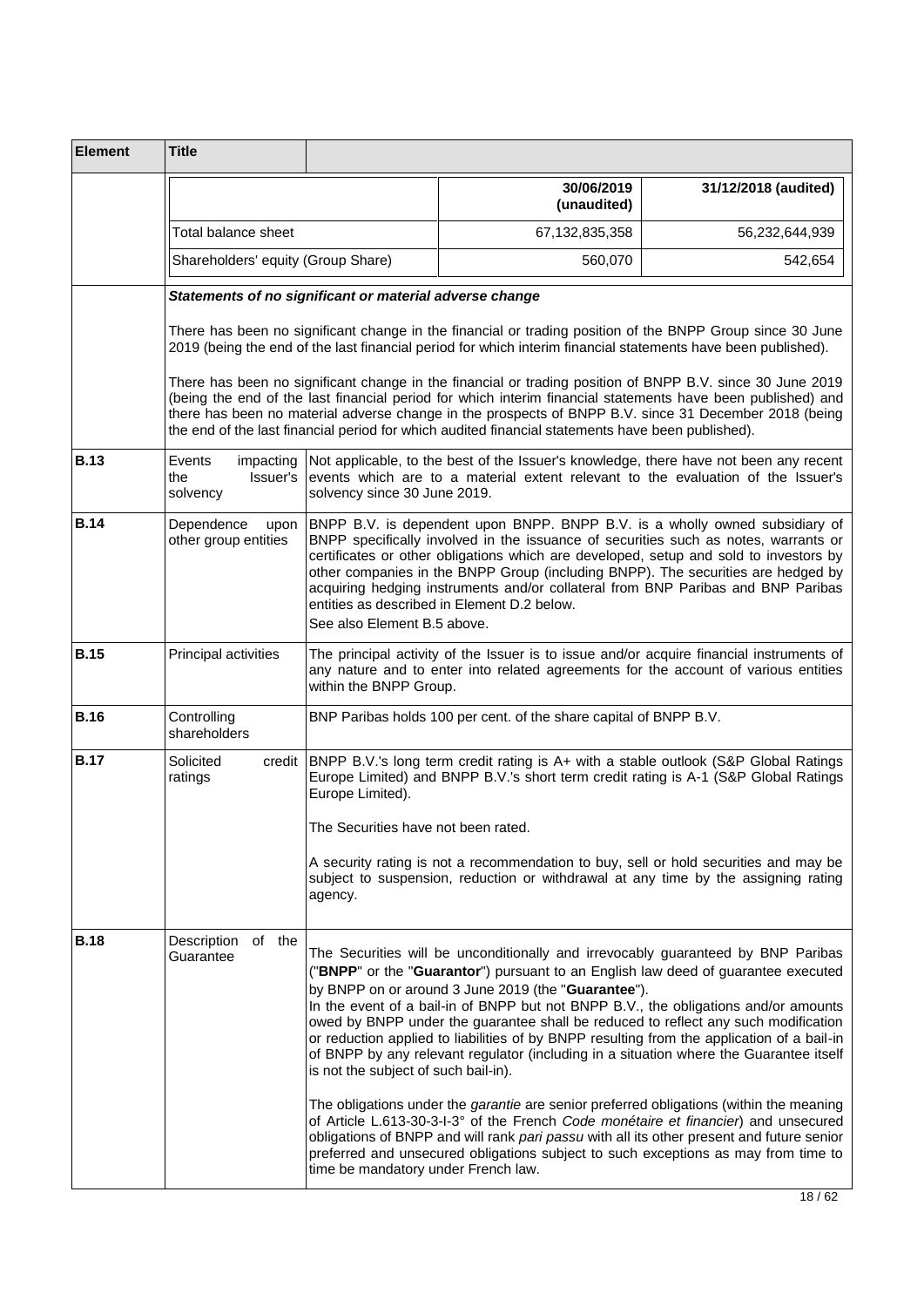| Element | Title | | | |
|---|---|---|---|---|
| | | | 30/06/2019 (unaudited) | 31/12/2018 (audited) |
| | Total balance sheet | | 67,132,835,358 | 56,232,644,939 |
| | Shareholders' equity (Group Share) | | 560,070 | 542,654 |
| | ***Statements of no significant or material adverse change***<br><br>There has been no significant change in the financial or trading position of the BNPP Group since 30 June 2019 (being the end of the last financial period for which interim financial statements have been published).<br><br>There has been no significant change in the financial or trading position of BNPP B.V. since 30 June 2019 (being the end of the last financial period for which interim financial statements have been published) and there has been no material adverse change in the prospects of BNPP B.V. since 31 December 2018 (being the end of the last financial period for which audited financial statements have been published). | | | |
| **B.13** | Events impacting the Issuer's solvency | Not applicable, to the best of the Issuer's knowledge, there have not been any recent events which are to a material extent relevant to the evaluation of the Issuer's solvency since 30 June 2019. | | |
| **B.14** | Dependence upon other group entities | BNPP B.V. is dependent upon BNPP. BNPP B.V. is a wholly owned subsidiary of BNPP specifically involved in the issuance of securities such as notes, warrants or certificates or other obligations which are developed, setup and sold to investors by other companies in the BNPP Group (including BNPP). The securities are hedged by acquiring hedging instruments and/or collateral from BNP Paribas and BNP Paribas entities as described in Element D.2 below.<br>See also Element B.5 above. | | |
| **B.15** | Principal activities | The principal activity of the Issuer is to issue and/or acquire financial instruments of any nature and to enter into related agreements for the account of various entities within the BNPP Group. | | |
| **B.16** | Controlling shareholders | BNP Paribas holds 100 per cent. of the share capital of BNPP B.V. | | |
| **B.17** | Solicited credit ratings | BNPP B.V.'s long term credit rating is A+ with a stable outlook (S&P Global Ratings Europe Limited) and BNPP B.V.'s short term credit rating is A-1 (S&P Global Ratings Europe Limited).<br><br>The Securities have not been rated.<br><br>A security rating is not a recommendation to buy, sell or hold securities and may be subject to suspension, reduction or withdrawal at any time by the assigning rating agency. | | |
| **B.18** | Description of the Guarantee | The Securities will be unconditionally and irrevocably guaranteed by BNP Paribas ("**BNPP**" or the "**Guarantor**") pursuant to an English law deed of guarantee executed by BNPP on or around 3 June 2019 (the "**Guarantee**").<br>In the event of a bail-in of BNPP but not BNPP B.V., the obligations and/or amounts owed by BNPP under the guarantee shall be reduced to reflect any such modification or reduction applied to liabilities of by BNPP resulting from the application of a bail-in of BNPP by any relevant regulator (including in a situation where the Guarantee itself is not the subject of such bail-in).<br><br>The obligations under the *garantie* are senior preferred obligations (within the meaning of Article L.613-30-3-I-3° of the French *Code monétaire et financier*) and unsecured obligations of BNPP and will rank *pari passu* with all its other present and future senior preferred and unsecured obligations subject to such exceptions as may from time to time be mandatory under French law. | | |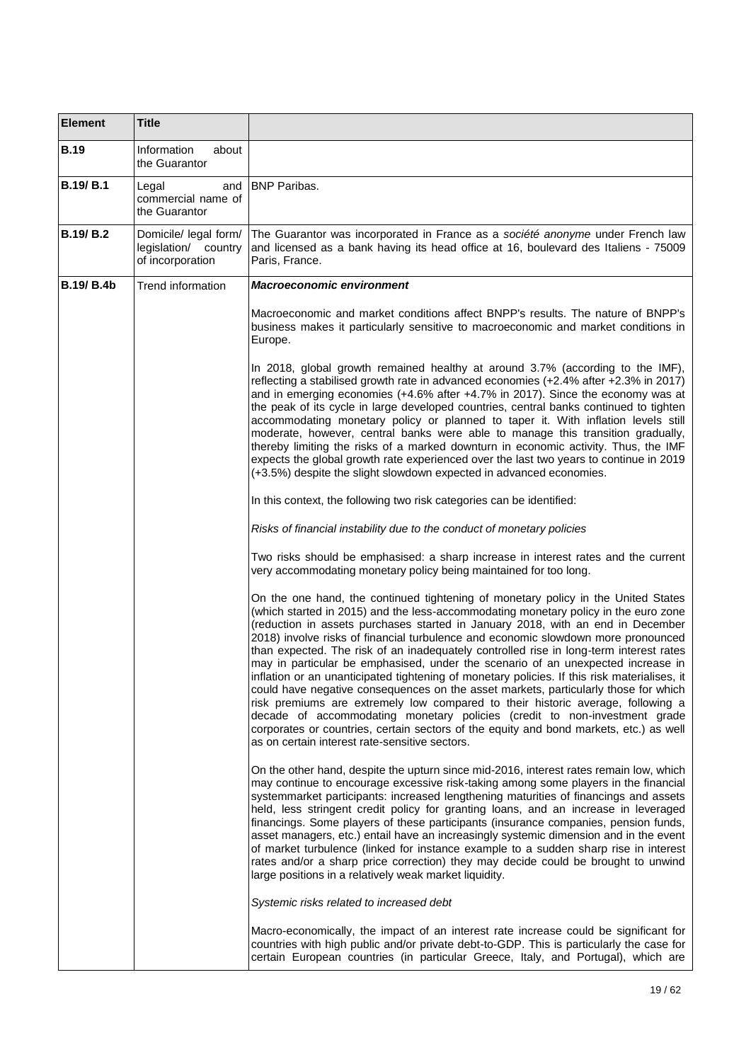| Element | Title | |
|---|---|---|
| **B.19** | Information about the Guarantor | |
| **B.19/ B.1** | Legal and commercial name of the Guarantor | BNP Paribas. |
| **B.19/ B.2** | Domicile/ legal form/ legislation/ country of incorporation | The Guarantor was incorporated in France as a *société anonyme* under French law and licensed as a bank having its head office at 16, boulevard des Italiens - 75009 Paris, France. |
| **B.19/ B.4b** | Trend information | ***Macroeconomic environment***<br><br>Macroeconomic and market conditions affect BNPP's results. The nature of BNPP's business makes it particularly sensitive to macroeconomic and market conditions in Europe.<br><br>In 2018, global growth remained healthy at around 3.7% (according to the IMF), reflecting a stabilised growth rate in advanced economies (+2.4% after +2.3% in 2017) and in emerging economies (+4.6% after +4.7% in 2017). Since the economy was at the peak of its cycle in large developed countries, central banks continued to tighten accommodating monetary policy or planned to taper it. With inflation levels still moderate, however, central banks were able to manage this transition gradually, thereby limiting the risks of a marked downturn in economic activity. Thus, the IMF expects the global growth rate experienced over the last two years to continue in 2019 (+3.5%) despite the slight slowdown expected in advanced economies.<br><br>In this context, the following two risk categories can be identified:<br><br>*Risks of financial instability due to the conduct of monetary policies*<br><br>Two risks should be emphasised: a sharp increase in interest rates and the current very accommodating monetary policy being maintained for too long.<br><br>On the one hand, the continued tightening of monetary policy in the United States (which started in 2015) and the less-accommodating monetary policy in the euro zone (reduction in assets purchases started in January 2018, with an end in December 2018) involve risks of financial turbulence and economic slowdown more pronounced than expected. The risk of an inadequately controlled rise in long-term interest rates may in particular be emphasised, under the scenario of an unexpected increase in inflation or an unanticipated tightening of monetary policies. If this risk materialises, it could have negative consequences on the asset markets, particularly those for which risk premiums are extremely low compared to their historic average, following a decade of accommodating monetary policies (credit to non-investment grade corporates or countries, certain sectors of the equity and bond markets, etc.) as well as on certain interest rate-sensitive sectors.<br><br>On the other hand, despite the upturn since mid-2016, interest rates remain low, which may continue to encourage excessive risk-taking among some players in the financial systemmarket participants: increased lengthening maturities of financings and assets held, less stringent credit policy for granting loans, and an increase in leveraged financings. Some players of these participants (insurance companies, pension funds, asset managers, etc.) entail have an increasingly systemic dimension and in the event of market turbulence (linked for instance example to a sudden sharp rise in interest rates and/or a sharp price correction) they may decide could be brought to unwind large positions in a relatively weak market liquidity.<br><br>*Systemic risks related to increased debt*<br><br>Macro-economically, the impact of an interest rate increase could be significant for countries with high public and/or private debt-to-GDP. This is particularly the case for certain European countries (in particular Greece, Italy, and Portugal), which are |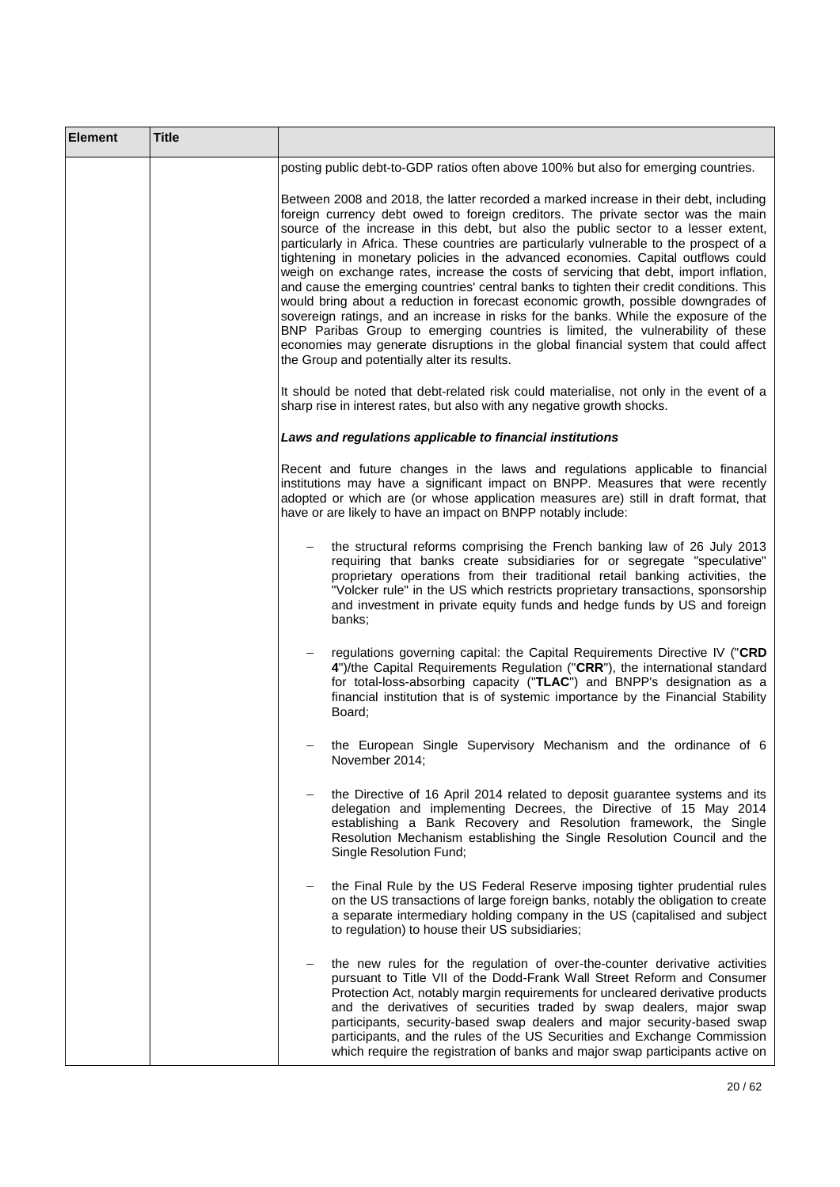| Element | Title | |
|---|---|---|
| | | posting public debt-to-GDP ratios often above 100% but also for emerging countries.<br><br>Between 2008 and 2018, the latter recorded a marked increase in their debt, including foreign currency debt owed to foreign creditors. The private sector was the main source of the increase in this debt, but also the public sector to a lesser extent, particularly in Africa. These countries are particularly vulnerable to the prospect of a tightening in monetary policies in the advanced economies. Capital outflows could weigh on exchange rates, increase the costs of servicing that debt, import inflation, and cause the emerging countries' central banks to tighten their credit conditions. This would bring about a reduction in forecast economic growth, possible downgrades of sovereign ratings, and an increase in risks for the banks. While the exposure of the BNP Paribas Group to emerging countries is limited, the vulnerability of these economies may generate disruptions in the global financial system that could affect the Group and potentially alter its results.<br><br>It should be noted that debt-related risk could materialise, not only in the event of a sharp rise in interest rates, but also with any negative growth shocks.<br><br>***Laws and regulations applicable to financial institutions***<br><br>Recent and future changes in the laws and regulations applicable to financial institutions may have a significant impact on BNPP. Measures that were recently adopted or which are (or whose application measures are) still in draft format, that have or are likely to have an impact on BNPP notably include:<br><br>– the structural reforms comprising the French banking law of 26 July 2013 requiring that banks create subsidiaries for or segregate "speculative" proprietary operations from their traditional retail banking activities, the "Volcker rule" in the US which restricts proprietary transactions, sponsorship and investment in private equity funds and hedge funds by US and foreign banks;<br><br>– regulations governing capital: the Capital Requirements Directive IV ("**CRD 4**")/the Capital Requirements Regulation ("**CRR**"), the international standard for total-loss-absorbing capacity ("**TLAC**") and BNPP's designation as a financial institution that is of systemic importance by the Financial Stability Board;<br><br>– the European Single Supervisory Mechanism and the ordinance of 6 November 2014;<br><br>– the Directive of 16 April 2014 related to deposit guarantee systems and its delegation and implementing Decrees, the Directive of 15 May 2014 establishing a Bank Recovery and Resolution framework, the Single Resolution Mechanism establishing the Single Resolution Council and the Single Resolution Fund;<br><br>– the Final Rule by the US Federal Reserve imposing tighter prudential rules on the US transactions of large foreign banks, notably the obligation to create a separate intermediary holding company in the US (capitalised and subject to regulation) to house their US subsidiaries;<br><br>– the new rules for the regulation of over-the-counter derivative activities pursuant to Title VII of the Dodd-Frank Wall Street Reform and Consumer Protection Act, notably margin requirements for uncleared derivative products and the derivatives of securities traded by swap dealers, major swap participants, security-based swap dealers and major security-based swap participants, and the rules of the US Securities and Exchange Commission which require the registration of banks and major swap participants active on |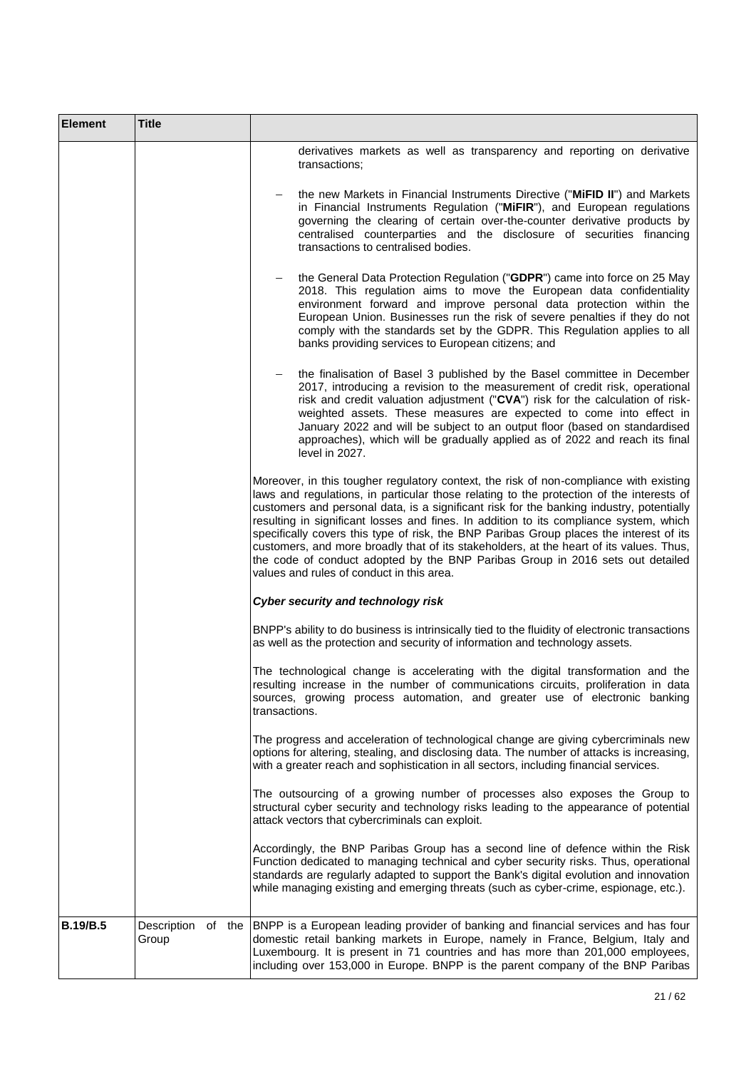| Element | Title | |
|---|---|---|
| | | derivatives markets as well as transparency and reporting on derivative transactions;<br><br>– the new Markets in Financial Instruments Directive ("**MiFID II**") and Markets in Financial Instruments Regulation ("**MiFIR**"), and European regulations governing the clearing of certain over-the-counter derivative products by centralised counterparties and the disclosure of securities financing transactions to centralised bodies.<br><br>– the General Data Protection Regulation ("**GDPR**") came into force on 25 May 2018. This regulation aims to move the European data confidentiality environment forward and improve personal data protection within the European Union. Businesses run the risk of severe penalties if they do not comply with the standards set by the GDPR. This Regulation applies to all banks providing services to European citizens; and<br><br>– the finalisation of Basel 3 published by the Basel committee in December 2017, introducing a revision to the measurement of credit risk, operational risk and credit valuation adjustment ("**CVA**") risk for the calculation of risk-weighted assets. These measures are expected to come into effect in January 2022 and will be subject to an output floor (based on standardised approaches), which will be gradually applied as of 2022 and reach its final level in 2027.<br><br>Moreover, in this tougher regulatory context, the risk of non-compliance with existing laws and regulations, in particular those relating to the protection of the interests of customers and personal data, is a significant risk for the banking industry, potentially resulting in significant losses and fines. In addition to its compliance system, which specifically covers this type of risk, the BNP Paribas Group places the interest of its customers, and more broadly that of its stakeholders, at the heart of its values. Thus, the code of conduct adopted by the BNP Paribas Group in 2016 sets out detailed values and rules of conduct in this area.<br><br>***Cyber security and technology risk***<br><br>BNPP's ability to do business is intrinsically tied to the fluidity of electronic transactions as well as the protection and security of information and technology assets.<br><br>The technological change is accelerating with the digital transformation and the resulting increase in the number of communications circuits, proliferation in data sources, growing process automation, and greater use of electronic banking transactions.<br><br>The progress and acceleration of technological change are giving cybercriminals new options for altering, stealing, and disclosing data. The number of attacks is increasing, with a greater reach and sophistication in all sectors, including financial services.<br><br>The outsourcing of a growing number of processes also exposes the Group to structural cyber security and technology risks leading to the appearance of potential attack vectors that cybercriminals can exploit.<br><br>Accordingly, the BNP Paribas Group has a second line of defence within the Risk Function dedicated to managing technical and cyber security risks. Thus, operational standards are regularly adapted to support the Bank's digital evolution and innovation while managing existing and emerging threats (such as cyber-crime, espionage, etc.). |
| **B.19/B.5** | Description of the Group | BNPP is a European leading provider of banking and financial services and has four domestic retail banking markets in Europe, namely in France, Belgium, Italy and Luxembourg. It is present in 71 countries and has more than 201,000 employees, including over 153,000 in Europe. BNPP is the parent company of the BNP Paribas |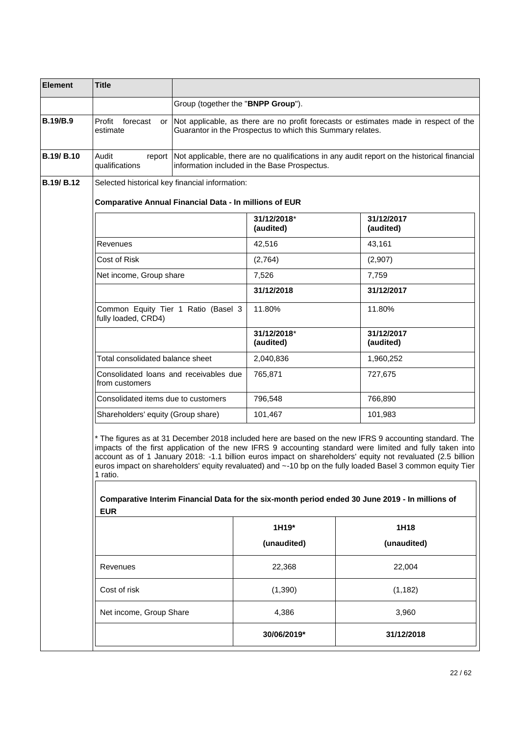| Element | Title | |
|---|---|---|
| | | Group (together the "**BNPP Group**"). |
| **B.19/B.9** | Profit forecast or estimate | Not applicable, as there are no profit forecasts or estimates made in respect of the Guarantor in the Prospectus to which this Summary relates. |
| **B.19/ B.10** | Audit report qualifications | Not applicable, there are no qualifications in any audit report on the historical financial information included in the Base Prospectus. |
| **B.19/ B.12** | Selected historical key financial information: | |

**Comparative Annual Financial Data - In millions of EUR**

| | 31/12/2018* (audited) | 31/12/2017 (audited) |
|---|---|---|
| Revenues | 42,516 | 43,161 |
| Cost of Risk | (2,764) | (2,907) |
| Net income, Group share | 7,526 | 7,759 |
| | **31/12/2018** | **31/12/2017** |
| Common Equity Tier 1 Ratio (Basel 3 fully loaded, CRD4) | 11.80% | 11.80% |
| | **31/12/2018*** **(audited)** | **31/12/2017 (audited)** |
| Total consolidated balance sheet | 2,040,836 | 1,960,252 |
| Consolidated loans and receivables due from customers | 765,871 | 727,675 |
| Consolidated items due to customers | 796,548 | 766,890 |
| Shareholders' equity (Group share) | 101,467 | 101,983 |

* The figures as at 31 December 2018 included here are based on the new IFRS 9 accounting standard. The impacts of the first application of the new IFRS 9 accounting standard were limited and fully taken into account as of 1 January 2018: -1.1 billion euros impact on shareholders' equity not revaluated (2.5 billion euros impact on shareholders' equity revaluated) and ~-10 bp on the fully loaded Basel 3 common equity Tier 1 ratio.

**Comparative Interim Financial Data for the six-month period ended 30 June 2019 - In millions of EUR**

| | 1H19* (unaudited) | 1H18 (unaudited) |
|---|---|---|
| Revenues | 22,368 | 22,004 |
| Cost of risk | (1,390) | (1,182) |
| Net income, Group Share | 4,386 | 3,960 |
| | **30/06/2019*** | **31/12/2018** |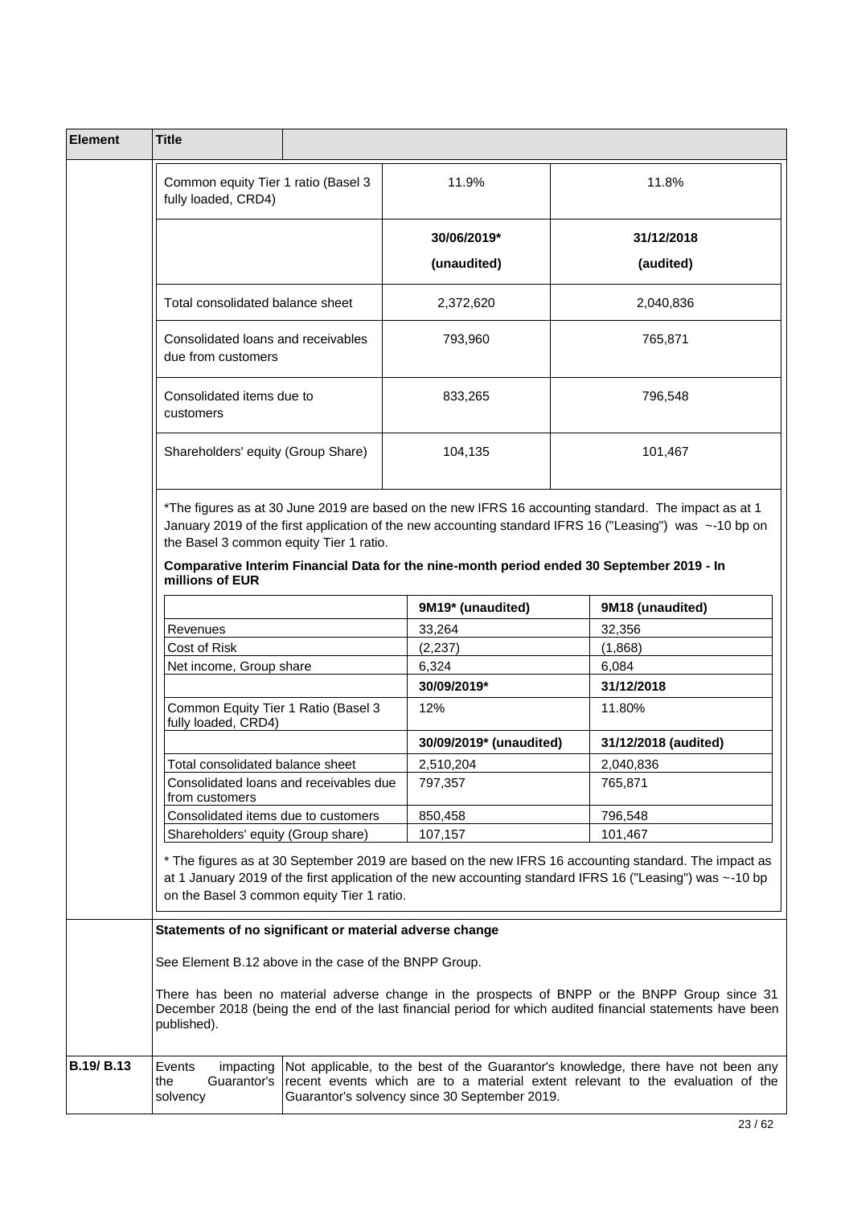| Element | Title | |
|---|---|---|

| | | |
|---|---|---|
| Common equity Tier 1 ratio (Basel 3 fully loaded, CRD4) | 11.9% | 11.8% |
| | **30/06/2019*** **(unaudited)** | **31/12/2018** **(audited)** |
| Total consolidated balance sheet | 2,372,620 | 2,040,836 |
| Consolidated loans and receivables due from customers | 793,960 | 765,871 |
| Consolidated items due to customers | 833,265 | 796,548 |
| Shareholders' equity (Group Share) | 104,135 | 101,467 |

*The figures as at 30 June 2019 are based on the new IFRS 16 accounting standard. The impact as at 1 January 2019 of the first application of the new accounting standard IFRS 16 ("Leasing") was ~-10 bp on the Basel 3 common equity Tier 1 ratio.

**Comparative Interim Financial Data for the nine-month period ended 30 September 2019 - In millions of EUR**

| | **9M19* (unaudited)** | **9M18 (unaudited)** |
|---|---|---|
| Revenues | 33,264 | 32,356 |
| Cost of Risk | (2,237) | (1,868) |
| Net income, Group share | 6,324 | 6,084 |
| | **30/09/2019*** | **31/12/2018** |
| Common Equity Tier 1 Ratio (Basel 3 fully loaded, CRD4) | 12% | 11.80% |
| | **30/09/2019* (unaudited)** | **31/12/2018 (audited)** |
| Total consolidated balance sheet | 2,510,204 | 2,040,836 |
| Consolidated loans and receivables due from customers | 797,357 | 765,871 |
| Consolidated items due to customers | 850,458 | 796,548 |
| Shareholders' equity (Group share) | 107,157 | 101,467 |

* The figures as at 30 September 2019 are based on the new IFRS 16 accounting standard. The impact as at 1 January 2019 of the first application of the new accounting standard IFRS 16 ("Leasing") was ~-10 bp on the Basel 3 common equity Tier 1 ratio.

**Statements of no significant or material adverse change**

See Element B.12 above in the case of the BNPP Group.

There has been no material adverse change in the prospects of BNPP or the BNPP Group since 31 December 2018 (being the end of the last financial period for which audited financial statements have been published).

| | | |
|---|---|---|
| **B.19/ B.13** | Events impacting the Guarantor's solvency | Not applicable, to the best of the Guarantor's knowledge, there have not been any recent events which are to a material extent relevant to the evaluation of the Guarantor's solvency since 30 September 2019. |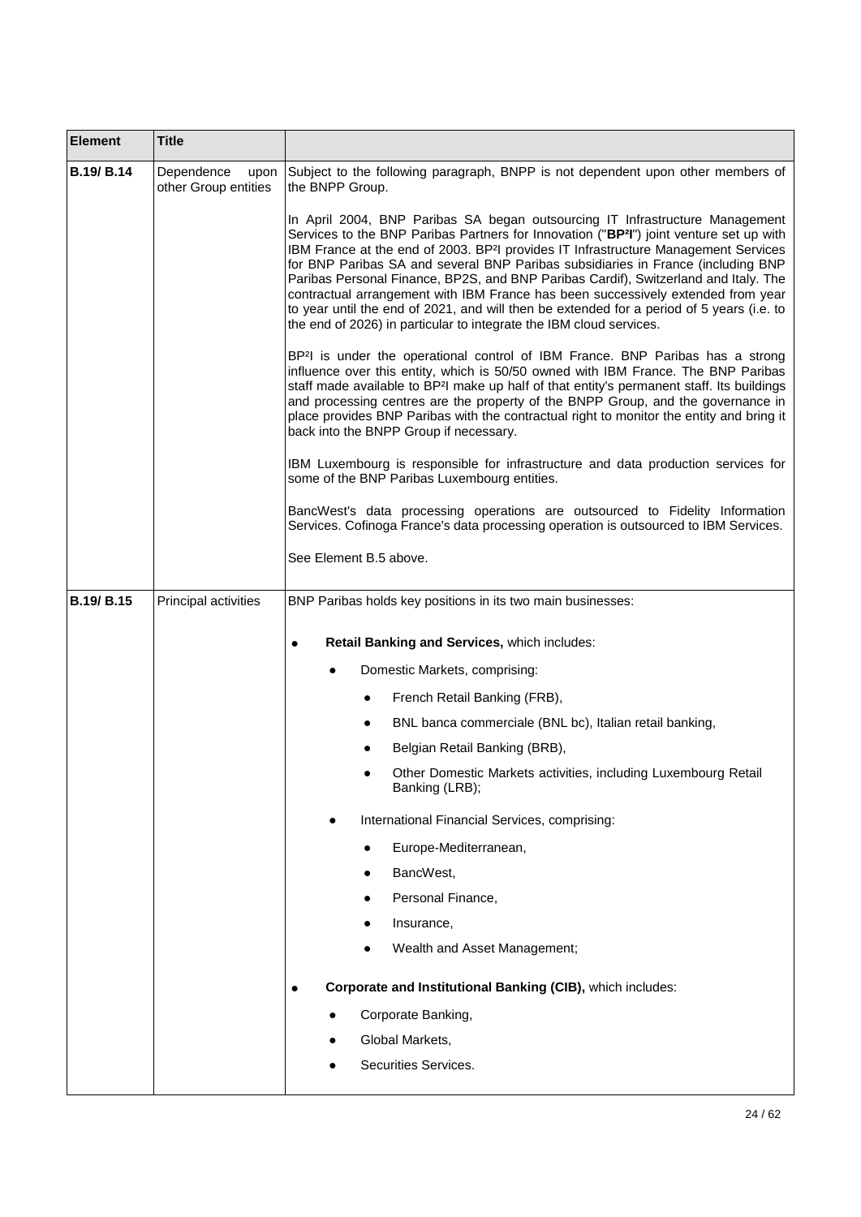| Element | Title | |
|---|---|---|
| **B.19/ B.14** | Dependence upon other Group entities | Subject to the following paragraph, BNPP is not dependent upon other members of the BNPP Group.<br><br>In April 2004, BNP Paribas SA began outsourcing IT Infrastructure Management Services to the BNP Paribas Partners for Innovation ("**BP²I**") joint venture set up with IBM France at the end of 2003. BP²I provides IT Infrastructure Management Services for BNP Paribas SA and several BNP Paribas subsidiaries in France (including BNP Paribas Personal Finance, BP2S, and BNP Paribas Cardif), Switzerland and Italy. The contractual arrangement with IBM France has been successively extended from year to year until the end of 2021, and will then be extended for a period of 5 years (i.e. to the end of 2026) in particular to integrate the IBM cloud services.<br><br>BP²I is under the operational control of IBM France. BNP Paribas has a strong influence over this entity, which is 50/50 owned with IBM France. The BNP Paribas staff made available to BP²I make up half of that entity's permanent staff. Its buildings and processing centres are the property of the BNPP Group, and the governance in place provides BNP Paribas with the contractual right to monitor the entity and bring it back into the BNPP Group if necessary.<br><br>IBM Luxembourg is responsible for infrastructure and data production services for some of the BNP Paribas Luxembourg entities.<br><br>BancWest's data processing operations are outsourced to Fidelity Information Services. Cofinoga France's data processing operation is outsourced to IBM Services.<br><br>See Element B.5 above. |
| **B.19/ B.15** | Principal activities | BNP Paribas holds key positions in its two main businesses:<br><br>● **Retail Banking and Services,** which includes:<br>&nbsp;&nbsp;● Domestic Markets, comprising:<br>&nbsp;&nbsp;&nbsp;&nbsp;● French Retail Banking (FRB),<br>&nbsp;&nbsp;&nbsp;&nbsp;● BNL banca commerciale (BNL bc), Italian retail banking,<br>&nbsp;&nbsp;&nbsp;&nbsp;● Belgian Retail Banking (BRB),<br>&nbsp;&nbsp;&nbsp;&nbsp;● Other Domestic Markets activities, including Luxembourg Retail Banking (LRB);<br>&nbsp;&nbsp;● International Financial Services, comprising:<br>&nbsp;&nbsp;&nbsp;&nbsp;● Europe-Mediterranean,<br>&nbsp;&nbsp;&nbsp;&nbsp;● BancWest,<br>&nbsp;&nbsp;&nbsp;&nbsp;● Personal Finance,<br>&nbsp;&nbsp;&nbsp;&nbsp;● Insurance,<br>&nbsp;&nbsp;&nbsp;&nbsp;● Wealth and Asset Management;<br><br>● **Corporate and Institutional Banking (CIB),** which includes:<br>&nbsp;&nbsp;● Corporate Banking,<br>&nbsp;&nbsp;● Global Markets,<br>&nbsp;&nbsp;● Securities Services. |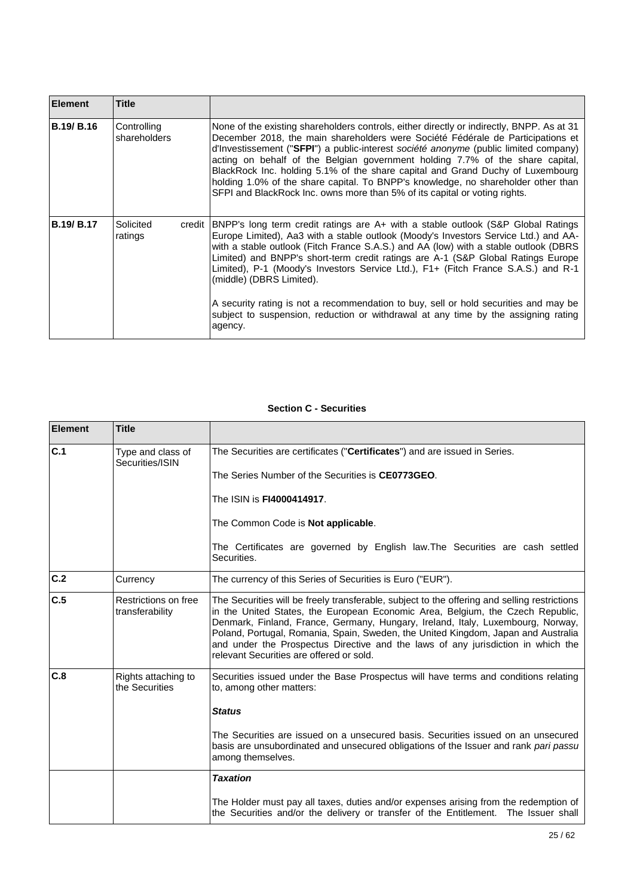| Element | Title | |
|---|---|---|
| **B.19/ B.16** | Controlling shareholders | None of the existing shareholders controls, either directly or indirectly, BNPP. As at 31 December 2018, the main shareholders were Société Fédérale de Participations et d'Investissement ("**SFPI**") a public-interest *société anonyme* (public limited company) acting on behalf of the Belgian government holding 7.7% of the share capital, BlackRock Inc. holding 5.1% of the share capital and Grand Duchy of Luxembourg holding 1.0% of the share capital. To BNPP's knowledge, no shareholder other than SFPI and BlackRock Inc. owns more than 5% of its capital or voting rights. |
| **B.19/ B.17** | Solicited credit ratings | BNPP's long term credit ratings are A+ with a stable outlook (S&P Global Ratings Europe Limited), Aa3 with a stable outlook (Moody's Investors Service Ltd.) and AA- with a stable outlook (Fitch France S.A.S.) and AA (low) with a stable outlook (DBRS Limited) and BNPP's short-term credit ratings are A-1 (S&P Global Ratings Europe Limited), P-1 (Moody's Investors Service Ltd.), F1+ (Fitch France S.A.S.) and R-1 (middle) (DBRS Limited).<br><br>A security rating is not a recommendation to buy, sell or hold securities and may be subject to suspension, reduction or withdrawal at any time by the assigning rating agency. |

## Section C - Securities

| Element | Title | |
|---|---|---|
| **C.1** | Type and class of Securities/ISIN | The Securities are certificates ("**Certificates**") and are issued in Series.<br><br>The Series Number of the Securities is **CE0773GEO**.<br><br>The ISIN is **FI4000414917**.<br><br>The Common Code is **Not applicable**.<br><br>The Certificates are governed by English law.The Securities are cash settled Securities. |
| **C.2** | Currency | The currency of this Series of Securities is Euro ("EUR"). |
| **C.5** | Restrictions on free transferability | The Securities will be freely transferable, subject to the offering and selling restrictions in the United States, the European Economic Area, Belgium, the Czech Republic, Denmark, Finland, France, Germany, Hungary, Ireland, Italy, Luxembourg, Norway, Poland, Portugal, Romania, Spain, Sweden, the United Kingdom, Japan and Australia and under the Prospectus Directive and the laws of any jurisdiction in which the relevant Securities are offered or sold. |
| **C.8** | Rights attaching to the Securities | Securities issued under the Base Prospectus will have terms and conditions relating to, among other matters:<br><br>***Status***<br><br>The Securities are issued on a unsecured basis. Securities issued on an unsecured basis are unsubordinated and unsecured obligations of the Issuer and rank *pari passu* among themselves. |
| | | ***Taxation***<br><br>The Holder must pay all taxes, duties and/or expenses arising from the redemption of the Securities and/or the delivery or transfer of the Entitlement. The Issuer shall |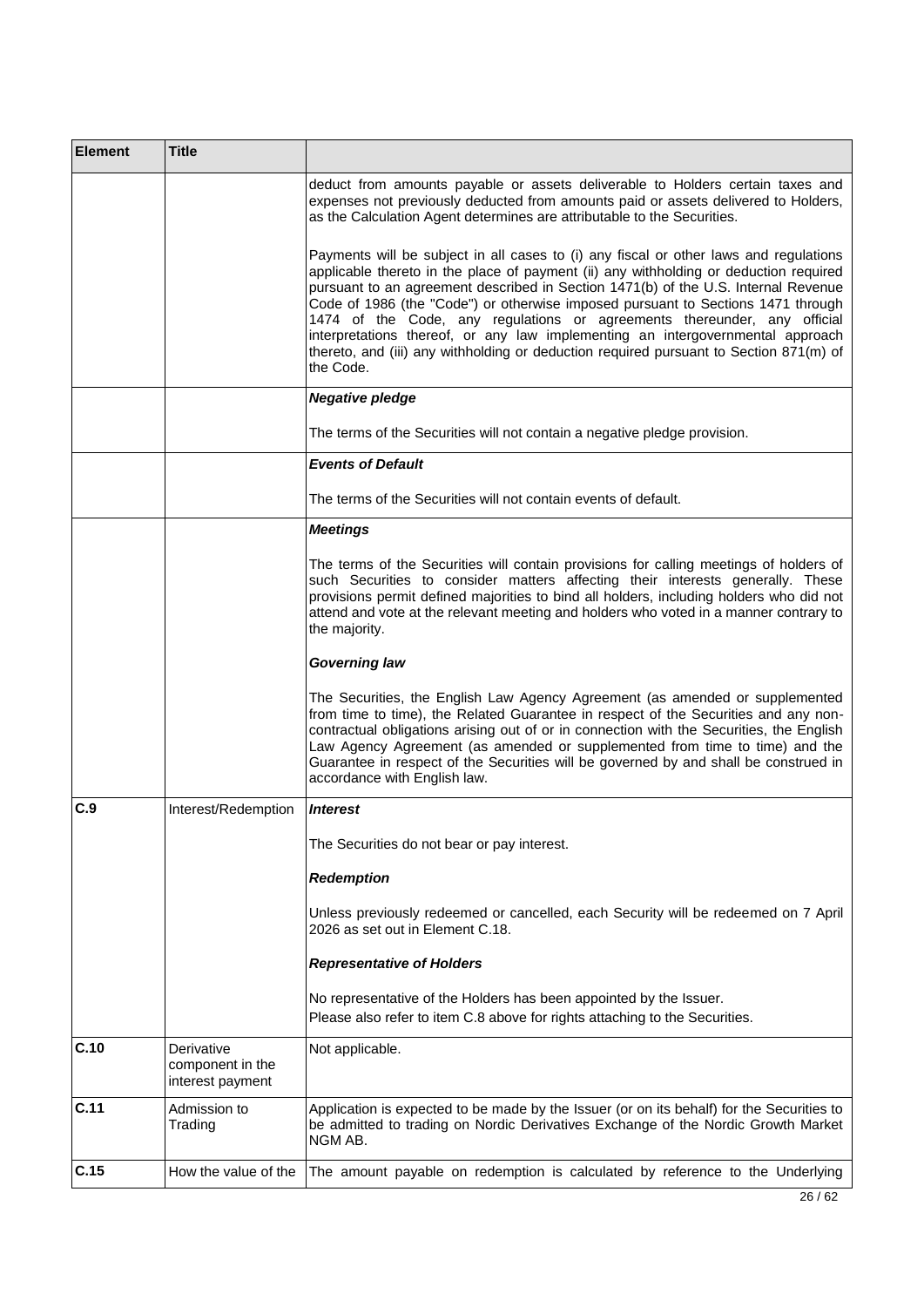| Element | Title | |
|---|---|---|
| | | deduct from amounts payable or assets deliverable to Holders certain taxes and expenses not previously deducted from amounts paid or assets delivered to Holders, as the Calculation Agent determines are attributable to the Securities.<br><br>Payments will be subject in all cases to (i) any fiscal or other laws and regulations applicable thereto in the place of payment (ii) any withholding or deduction required pursuant to an agreement described in Section 1471(b) of the U.S. Internal Revenue Code of 1986 (the "Code") or otherwise imposed pursuant to Sections 1471 through 1474 of the Code, any regulations or agreements thereunder, any official interpretations thereof, or any law implementing an intergovernmental approach thereto, and (iii) any withholding or deduction required pursuant to Section 871(m) of the Code. |
| | | ***Negative pledge***<br><br>The terms of the Securities will not contain a negative pledge provision. |
| | | ***Events of Default***<br><br>The terms of the Securities will not contain events of default. |
| | | ***Meetings***<br><br>The terms of the Securities will contain provisions for calling meetings of holders of such Securities to consider matters affecting their interests generally. These provisions permit defined majorities to bind all holders, including holders who did not attend and vote at the relevant meeting and holders who voted in a manner contrary to the majority.<br><br>***Governing law***<br><br>The Securities, the English Law Agency Agreement (as amended or supplemented from time to time), the Related Guarantee in respect of the Securities and any non-contractual obligations arising out of or in connection with the Securities, the English Law Agency Agreement (as amended or supplemented from time to time) and the Guarantee in respect of the Securities will be governed by and shall be construed in accordance with English law. |
| **C.9** | Interest/Redemption | ***Interest***<br><br>The Securities do not bear or pay interest.<br><br>***Redemption***<br><br>Unless previously redeemed or cancelled, each Security will be redeemed on 7 April 2026 as set out in Element C.18.<br><br>***Representative of Holders***<br><br>No representative of the Holders has been appointed by the Issuer.<br>Please also refer to item C.8 above for rights attaching to the Securities. |
| **C.10** | Derivative component in the interest payment | Not applicable. |
| **C.11** | Admission to Trading | Application is expected to be made by the Issuer (or on its behalf) for the Securities to be admitted to trading on Nordic Derivatives Exchange of the Nordic Growth Market NGM AB. |
| **C.15** | How the value of the | The amount payable on redemption is calculated by reference to the Underlying |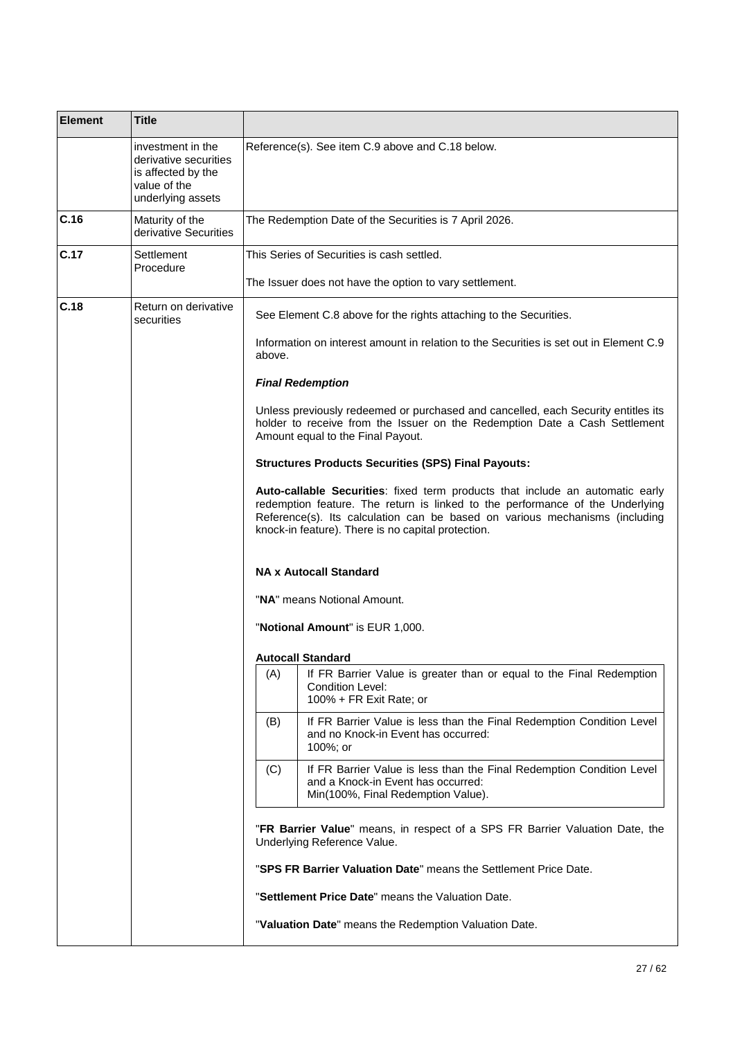| Element | Title | |
|---|---|---|
| | investment in the derivative securities is affected by the value of the underlying assets | Reference(s). See item C.9 above and C.18 below. |
| **C.16** | Maturity of the derivative Securities | The Redemption Date of the Securities is 7 April 2026. |
| **C.17** | Settlement Procedure | This Series of Securities is cash settled.<br><br>The Issuer does not have the option to vary settlement. |
| **C.18** | Return on derivative securities | See Element C.8 above for the rights attaching to the Securities.<br><br>Information on interest amount in relation to the Securities is set out in Element C.9 above.<br><br>***Final Redemption***<br><br>Unless previously redeemed or purchased and cancelled, each Security entitles its holder to receive from the Issuer on the Redemption Date a Cash Settlement Amount equal to the Final Payout.<br><br>**Structures Products Securities (SPS) Final Payouts:**<br><br>**Auto-callable Securities**: fixed term products that include an automatic early redemption feature. The return is linked to the performance of the Underlying Reference(s). Its calculation can be based on various mechanisms (including knock-in feature). There is no capital protection.<br><br>**NA x Autocall Standard**<br><br>"**NA**" means Notional Amount.<br><br>"**Notional Amount**" is EUR 1,000.<br><br>**Autocall Standard**<br><br>(A) If FR Barrier Value is greater than or equal to the Final Redemption Condition Level: 100% + FR Exit Rate; or<br><br>(B) If FR Barrier Value is less than the Final Redemption Condition Level and no Knock-in Event has occurred: 100%; or<br><br>(C) If FR Barrier Value is less than the Final Redemption Condition Level and a Knock-in Event has occurred: Min(100%, Final Redemption Value).<br><br>"**FR Barrier Value**" means, in respect of a SPS FR Barrier Valuation Date, the Underlying Reference Value.<br><br>"**SPS FR Barrier Valuation Date**" means the Settlement Price Date.<br><br>"**Settlement Price Date**" means the Valuation Date.<br><br>"**Valuation Date**" means the Redemption Valuation Date. |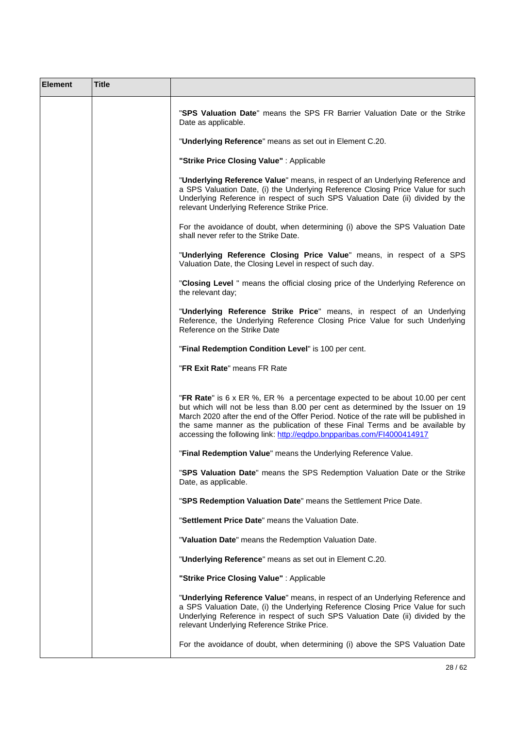| Element | Title | |
|---|---|---|
| | | "**SPS Valuation Date**" means the SPS FR Barrier Valuation Date or the Strike Date as applicable.<br><br>"**Underlying Reference**" means as set out in Element C.20.<br><br>**"Strike Price Closing Value"** : Applicable<br><br>"**Underlying Reference Value**" means, in respect of an Underlying Reference and a SPS Valuation Date, (i) the Underlying Reference Closing Price Value for such Underlying Reference in respect of such SPS Valuation Date (ii) divided by the relevant Underlying Reference Strike Price.<br><br>For the avoidance of doubt, when determining (i) above the SPS Valuation Date shall never refer to the Strike Date.<br><br>"**Underlying Reference Closing Price Value**" means, in respect of a SPS Valuation Date, the Closing Level in respect of such day.<br><br>"**Closing Level** " means the official closing price of the Underlying Reference on the relevant day;<br><br>"**Underlying Reference Strike Price**" means, in respect of an Underlying Reference, the Underlying Reference Closing Price Value for such Underlying Reference on the Strike Date<br><br>"**Final Redemption Condition Level**" is 100 per cent.<br><br>"**FR Exit Rate**" means FR Rate<br><br>"**FR Rate**" is 6 x ER %, ER % a percentage expected to be about 10.00 per cent but which will not be less than 8.00 per cent as determined by the Issuer on 19 March 2020 after the end of the Offer Period. Notice of the rate will be published in the same manner as the publication of these Final Terms and be available by accessing the following link: [http://eqdpo.bnpparibas.com/FI4000414917](http://eqdpo.bnpparibas.com/FI4000414917)<br><br>"**Final Redemption Value**" means the Underlying Reference Value.<br><br>"**SPS Valuation Date**" means the SPS Redemption Valuation Date or the Strike Date, as applicable.<br><br>"**SPS Redemption Valuation Date**" means the Settlement Price Date.<br><br>"**Settlement Price Date**" means the Valuation Date.<br><br>"**Valuation Date**" means the Redemption Valuation Date.<br><br>"**Underlying Reference**" means as set out in Element C.20.<br><br>**"Strike Price Closing Value"** : Applicable<br><br>"**Underlying Reference Value**" means, in respect of an Underlying Reference and a SPS Valuation Date, (i) the Underlying Reference Closing Price Value for such Underlying Reference in respect of such SPS Valuation Date (ii) divided by the relevant Underlying Reference Strike Price.<br><br>For the avoidance of doubt, when determining (i) above the SPS Valuation Date |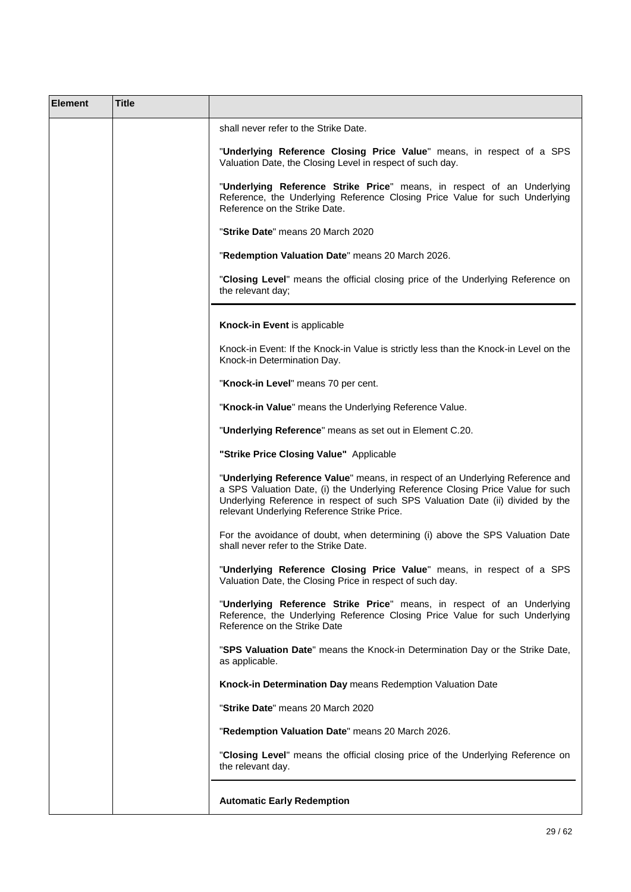| Element | Title | |
|---|---|---|
| | | shall never refer to the Strike Date.<br><br>"**Underlying Reference Closing Price Value**" means, in respect of a SPS Valuation Date, the Closing Level in respect of such day.<br><br>"**Underlying Reference Strike Price**" means, in respect of an Underlying Reference, the Underlying Reference Closing Price Value for such Underlying Reference on the Strike Date.<br><br>"**Strike Date**" means 20 March 2020<br><br>"**Redemption Valuation Date**" means 20 March 2026.<br><br>"**Closing Level**" means the official closing price of the Underlying Reference on the relevant day; |
| | | **Knock-in Event** is applicable<br><br>Knock-in Event: If the Knock-in Value is strictly less than the Knock-in Level on the Knock-in Determination Day.<br><br>"**Knock-in Level**" means 70 per cent.<br><br>"**Knock-in Value**" means the Underlying Reference Value.<br><br>"**Underlying Reference**" means as set out in Element C.20.<br><br>**"Strike Price Closing Value"** Applicable<br><br>"**Underlying Reference Value**" means, in respect of an Underlying Reference and a SPS Valuation Date, (i) the Underlying Reference Closing Price Value for such Underlying Reference in respect of such SPS Valuation Date (ii) divided by the relevant Underlying Reference Strike Price.<br><br>For the avoidance of doubt, when determining (i) above the SPS Valuation Date shall never refer to the Strike Date.<br><br>"**Underlying Reference Closing Price Value**" means, in respect of a SPS Valuation Date, the Closing Price in respect of such day.<br><br>"**Underlying Reference Strike Price**" means, in respect of an Underlying Reference, the Underlying Reference Closing Price Value for such Underlying Reference on the Strike Date<br><br>"**SPS Valuation Date**" means the Knock-in Determination Day or the Strike Date, as applicable.<br><br>**Knock-in Determination Day** means Redemption Valuation Date<br><br>"**Strike Date**" means 20 March 2020<br><br>"**Redemption Valuation Date**" means 20 March 2026.<br><br>"**Closing Level**" means the official closing price of the Underlying Reference on the relevant day. |
| | | **Automatic Early Redemption** |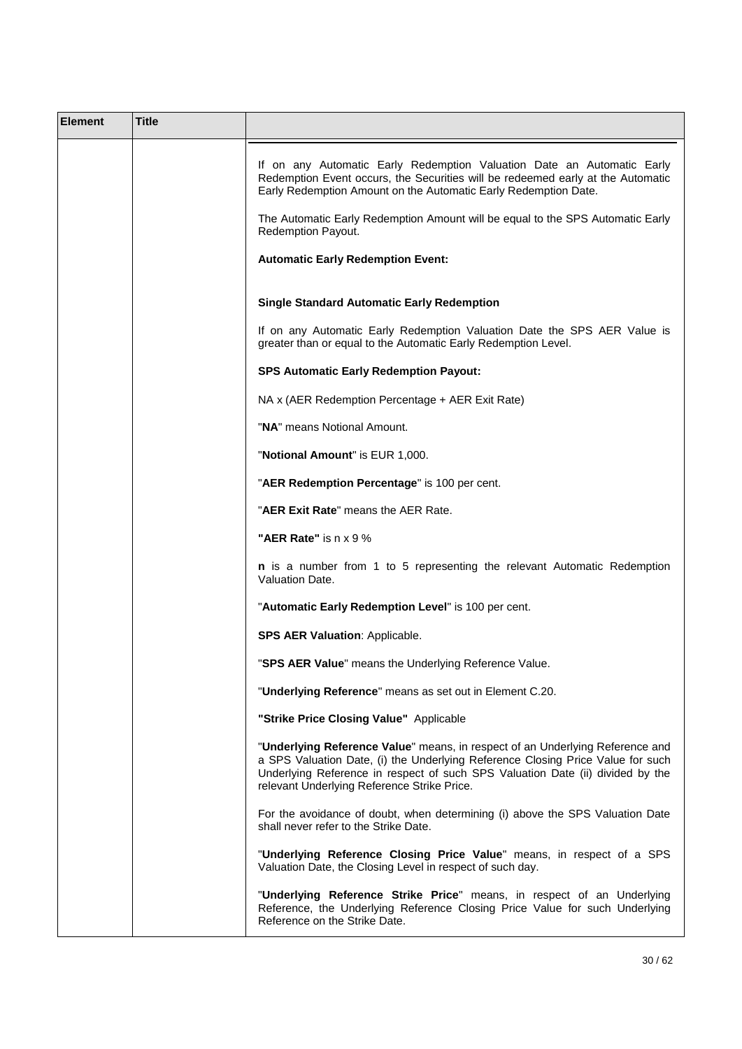| Element | Title | |
|---|---|---|
| | | If on any Automatic Early Redemption Valuation Date an Automatic Early Redemption Event occurs, the Securities will be redeemed early at the Automatic Early Redemption Amount on the Automatic Early Redemption Date.<br><br>The Automatic Early Redemption Amount will be equal to the SPS Automatic Early Redemption Payout.<br><br>**Automatic Early Redemption Event:**<br><br>**Single Standard Automatic Early Redemption**<br><br>If on any Automatic Early Redemption Valuation Date the SPS AER Value is greater than or equal to the Automatic Early Redemption Level.<br><br>**SPS Automatic Early Redemption Payout:**<br><br>NA x (AER Redemption Percentage + AER Exit Rate)<br><br>"**NA**" means Notional Amount.<br><br>"**Notional Amount**" is EUR 1,000.<br><br>"**AER Redemption Percentage**" is 100 per cent.<br><br>"**AER Exit Rate**" means the AER Rate.<br><br>**"AER Rate"** is n x 9 %<br><br>**n** is a number from 1 to 5 representing the relevant Automatic Redemption Valuation Date.<br><br>"**Automatic Early Redemption Level**" is 100 per cent.<br><br>**SPS AER Valuation**: Applicable.<br><br>"**SPS AER Value**" means the Underlying Reference Value.<br><br>"**Underlying Reference**" means as set out in Element C.20.<br><br>**"Strike Price Closing Value"** Applicable<br><br>"**Underlying Reference Value**" means, in respect of an Underlying Reference and a SPS Valuation Date, (i) the Underlying Reference Closing Price Value for such Underlying Reference in respect of such SPS Valuation Date (ii) divided by the relevant Underlying Reference Strike Price.<br><br>For the avoidance of doubt, when determining (i) above the SPS Valuation Date shall never refer to the Strike Date.<br><br>"**Underlying Reference Closing Price Value**" means, in respect of a SPS Valuation Date, the Closing Level in respect of such day.<br><br>"**Underlying Reference Strike Price**" means, in respect of an Underlying Reference, the Underlying Reference Closing Price Value for such Underlying Reference on the Strike Date. |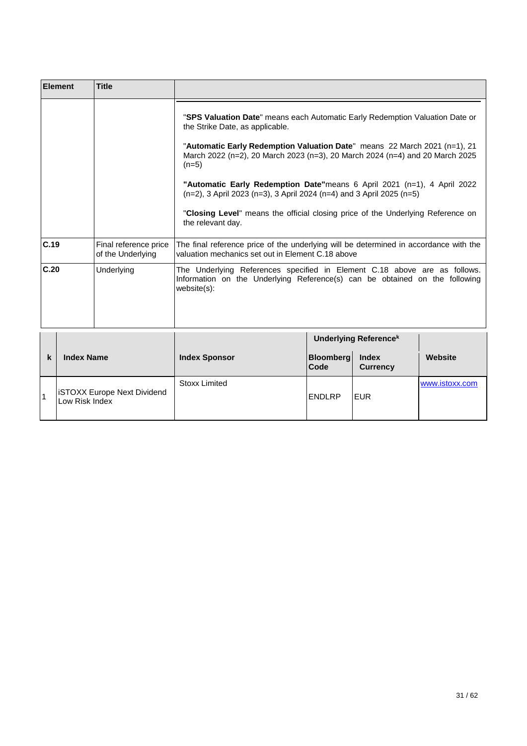| Element | Title | |
|---|---|---|
| | | "**SPS Valuation Date**" means each Automatic Early Redemption Valuation Date or the Strike Date, as applicable.<br><br>"**Automatic Early Redemption Valuation Date**" means 22 March 2021 (n=1), 21 March 2022 (n=2), 20 March 2023 (n=3), 20 March 2024 (n=4) and 20 March 2025 (n=5)<br><br>**"Automatic Early Redemption Date"**means 6 April 2021 (n=1), 4 April 2022 (n=2), 3 April 2023 (n=3), 3 April 2024 (n=4) and 3 April 2025 (n=5)<br><br>"**Closing Level**" means the official closing price of the Underlying Reference on the relevant day. |
| **C.19** | Final reference price of the Underlying | The final reference price of the underlying will be determined in accordance with the valuation mechanics set out in Element C.18 above |
| **C.20** | Underlying | The Underlying References specified in Element C.18 above are as follows. Information on the Underlying Reference(s) can be obtained on the following website(s): |

| | | | Underlying Reference[k] | | |
|---|---|---|---|---|---|
| **k** | **Index Name** | **Index Sponsor** | **Bloomberg Code** | **Index Currency** | **Website** |
| 1 | iSTOXX Europe Next Dividend Low Risk Index | Stoxx Limited | ENDLRP | EUR | www.istoxx.com |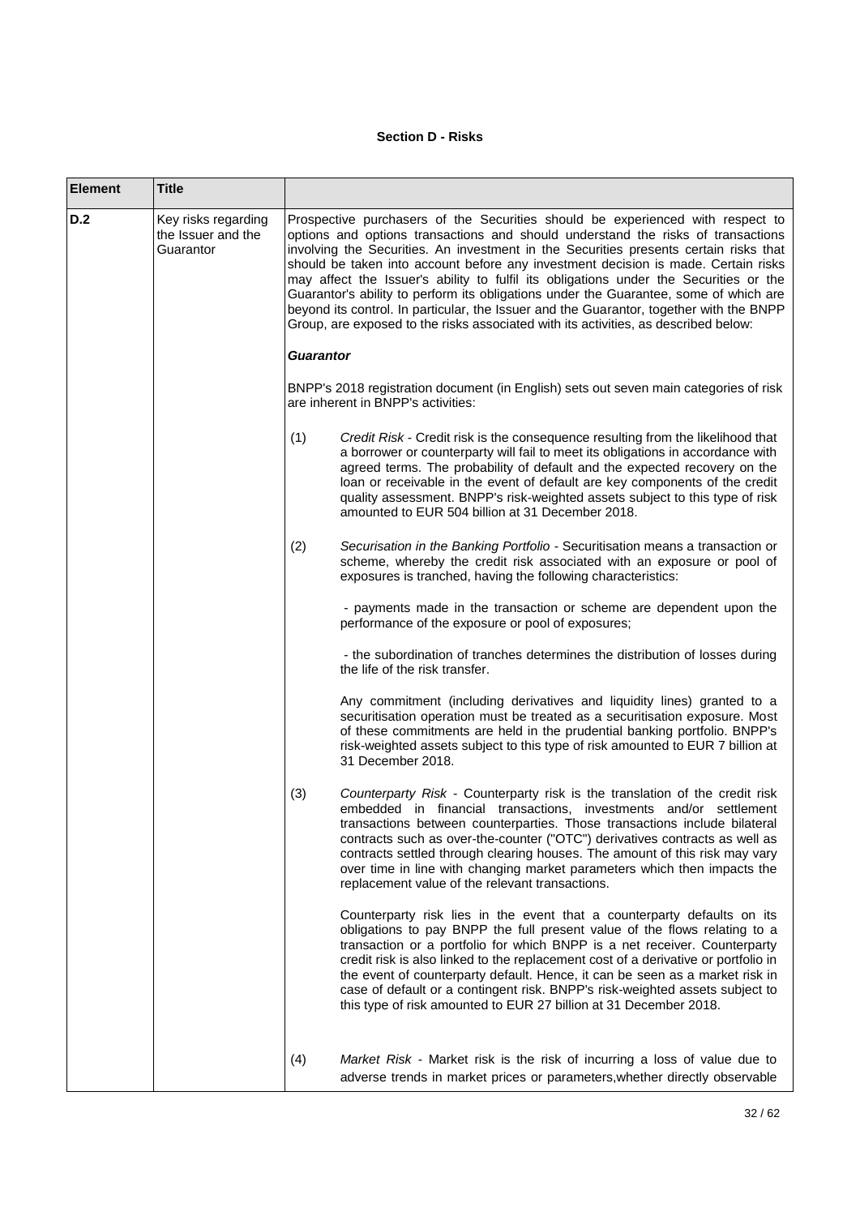**Section D - Risks**

| Element | Title | |
|---|---|---|
| D.2 | Key risks regarding the Issuer and the Guarantor | Prospective purchasers of the Securities should be experienced with respect to options and options transactions and should understand the risks of transactions involving the Securities. An investment in the Securities presents certain risks that should be taken into account before any investment decision is made. Certain risks may affect the Issuer's ability to fulfil its obligations under the Securities or the Guarantor's ability to perform its obligations under the Guarantee, some of which are beyond its control. In particular, the Issuer and the Guarantor, together with the BNPP Group, are exposed to the risks associated with its activities, as described below:<br><br>***Guarantor***<br><br>BNPP's 2018 registration document (in English) sets out seven main categories of risk are inherent in BNPP's activities:<br><br>(1) *Credit Risk* - Credit risk is the consequence resulting from the likelihood that a borrower or counterparty will fail to meet its obligations in accordance with agreed terms. The probability of default and the expected recovery on the loan or receivable in the event of default are key components of the credit quality assessment. BNPP's risk-weighted assets subject to this type of risk amounted to EUR 504 billion at 31 December 2018.<br><br>(2) *Securisation in the Banking Portfolio* - Securitisation means a transaction or scheme, whereby the credit risk associated with an exposure or pool of exposures is tranched, having the following characteristics:<br><br>- payments made in the transaction or scheme are dependent upon the performance of the exposure or pool of exposures;<br><br>- the subordination of tranches determines the distribution of losses during the life of the risk transfer.<br><br>Any commitment (including derivatives and liquidity lines) granted to a securitisation operation must be treated as a securitisation exposure. Most of these commitments are held in the prudential banking portfolio. BNPP's risk-weighted assets subject to this type of risk amounted to EUR 7 billion at 31 December 2018.<br><br>(3) *Counterparty Risk* - Counterparty risk is the translation of the credit risk embedded in financial transactions, investments and/or settlement transactions between counterparties. Those transactions include bilateral contracts such as over-the-counter ("OTC") derivatives contracts as well as contracts settled through clearing houses. The amount of this risk may vary over time in line with changing market parameters which then impacts the replacement value of the relevant transactions.<br><br>Counterparty risk lies in the event that a counterparty defaults on its obligations to pay BNPP the full present value of the flows relating to a transaction or a portfolio for which BNPP is a net receiver. Counterparty credit risk is also linked to the replacement cost of a derivative or portfolio in the event of counterparty default. Hence, it can be seen as a market risk in case of default or a contingent risk. BNPP's risk-weighted assets subject to this type of risk amounted to EUR 27 billion at 31 December 2018.<br><br>(4) *Market Risk* - Market risk is the risk of incurring a loss of value due to adverse trends in market prices or parameters,whether directly observable |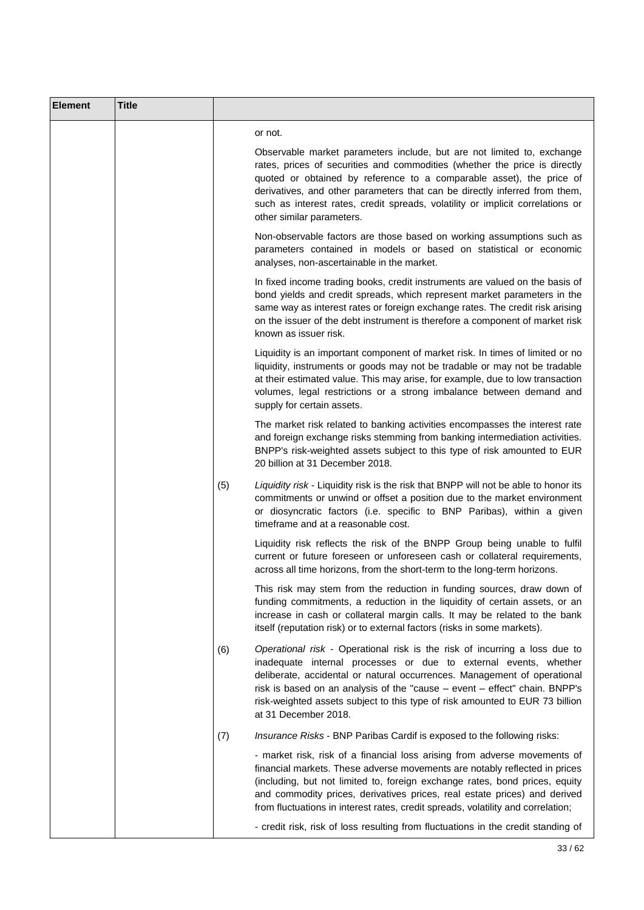| Element | Title | |
|---|---|---|
| | | or not.<br><br>Observable market parameters include, but are not limited to, exchange rates, prices of securities and commodities (whether the price is directly quoted or obtained by reference to a comparable asset), the price of derivatives, and other parameters that can be directly inferred from them, such as interest rates, credit spreads, volatility or implicit correlations or other similar parameters.<br><br>Non-observable factors are those based on working assumptions such as parameters contained in models or based on statistical or economic analyses, non-ascertainable in the market.<br><br>In fixed income trading books, credit instruments are valued on the basis of bond yields and credit spreads, which represent market parameters in the same way as interest rates or foreign exchange rates. The credit risk arising on the issuer of the debt instrument is therefore a component of market risk known as issuer risk.<br><br>Liquidity is an important component of market risk. In times of limited or no liquidity, instruments or goods may not be tradable or may not be tradable at their estimated value. This may arise, for example, due to low transaction volumes, legal restrictions or a strong imbalance between demand and supply for certain assets.<br><br>The market risk related to banking activities encompasses the interest rate and foreign exchange risks stemming from banking intermediation activities. BNPP's risk-weighted assets subject to this type of risk amounted to EUR 20 billion at 31 December 2018.<br><br>(5) *Liquidity risk* - Liquidity risk is the risk that BNPP will not be able to honor its commitments or unwind or offset a position due to the market environment or diosyncratic factors (i.e. specific to BNP Paribas), within a given timeframe and at a reasonable cost.<br><br>Liquidity risk reflects the risk of the BNPP Group being unable to fulfil current or future foreseen or unforeseen cash or collateral requirements, across all time horizons, from the short-term to the long-term horizons.<br><br>This risk may stem from the reduction in funding sources, draw down of funding commitments, a reduction in the liquidity of certain assets, or an increase in cash or collateral margin calls. It may be related to the bank itself (reputation risk) or to external factors (risks in some markets).<br><br>(6) *Operational risk* - Operational risk is the risk of incurring a loss due to inadequate internal processes or due to external events, whether deliberate, accidental or natural occurrences. Management of operational risk is based on an analysis of the "cause – event – effect" chain. BNPP's risk-weighted assets subject to this type of risk amounted to EUR 73 billion at 31 December 2018.<br><br>(7) *Insurance Risks* - BNP Paribas Cardif is exposed to the following risks:<br><br>- market risk, risk of a financial loss arising from adverse movements of financial markets. These adverse movements are notably reflected in prices (including, but not limited to, foreign exchange rates, bond prices, equity and commodity prices, derivatives prices, real estate prices) and derived from fluctuations in interest rates, credit spreads, volatility and correlation;<br><br>- credit risk, risk of loss resulting from fluctuations in the credit standing of |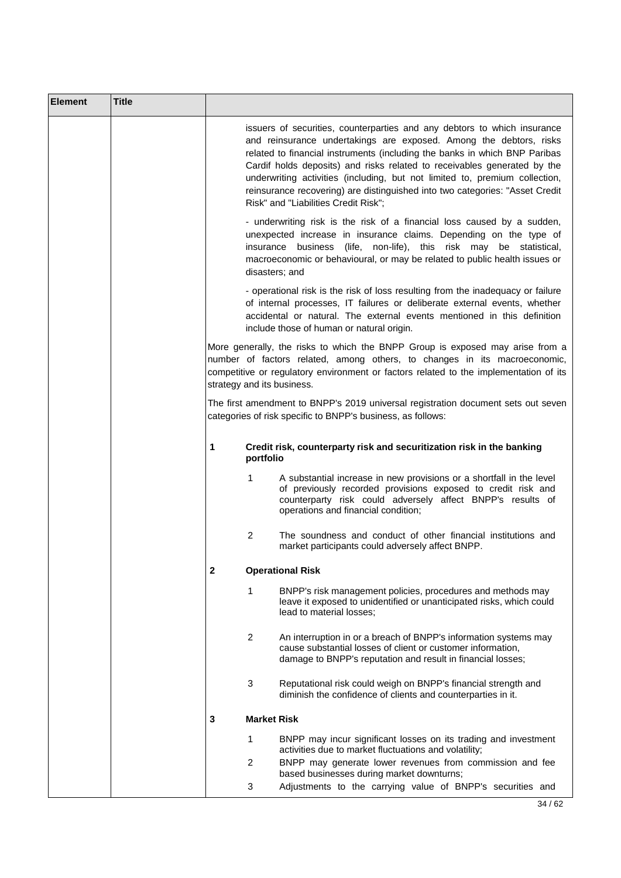| Element | Title | |
|---|---|---|
| | | issuers of securities, counterparties and any debtors to which insurance and reinsurance undertakings are exposed. Among the debtors, risks related to financial instruments (including the banks in which BNP Paribas Cardif holds deposits) and risks related to receivables generated by the underwriting activities (including, but not limited to, premium collection, reinsurance recovering) are distinguished into two categories: "Asset Credit Risk" and "Liabilities Credit Risk";<br><br>- underwriting risk is the risk of a financial loss caused by a sudden, unexpected increase in insurance claims. Depending on the type of insurance business (life, non-life), this risk may be statistical, macroeconomic or behavioural, or may be related to public health issues or disasters; and<br><br>- operational risk is the risk of loss resulting from the inadequacy or failure of internal processes, IT failures or deliberate external events, whether accidental or natural. The external events mentioned in this definition include those of human or natural origin.<br><br>More generally, the risks to which the BNPP Group is exposed may arise from a number of factors related, among others, to changes in its macroeconomic, competitive or regulatory environment or factors related to the implementation of its strategy and its business.<br><br>The first amendment to BNPP's 2019 universal registration document sets out seven categories of risk specific to BNPP's business, as follows:<br><br>**1 Credit risk, counterparty risk and securitization risk in the banking portfolio**<br><br>1 A substantial increase in new provisions or a shortfall in the level of previously recorded provisions exposed to credit risk and counterparty risk could adversely affect BNPP's results of operations and financial condition;<br><br>2 The soundness and conduct of other financial institutions and market participants could adversely affect BNPP.<br><br>**2 Operational Risk**<br><br>1 BNPP's risk management policies, procedures and methods may leave it exposed to unidentified or unanticipated risks, which could lead to material losses;<br><br>2 An interruption in or a breach of BNPP's information systems may cause substantial losses of client or customer information, damage to BNPP's reputation and result in financial losses;<br><br>3 Reputational risk could weigh on BNPP's financial strength and diminish the confidence of clients and counterparties in it.<br><br>**3 Market Risk**<br><br>1 BNPP may incur significant losses on its trading and investment activities due to market fluctuations and volatility;<br><br>2 BNPP may generate lower revenues from commission and fee based businesses during market downturns;<br><br>3 Adjustments to the carrying value of BNPP's securities and |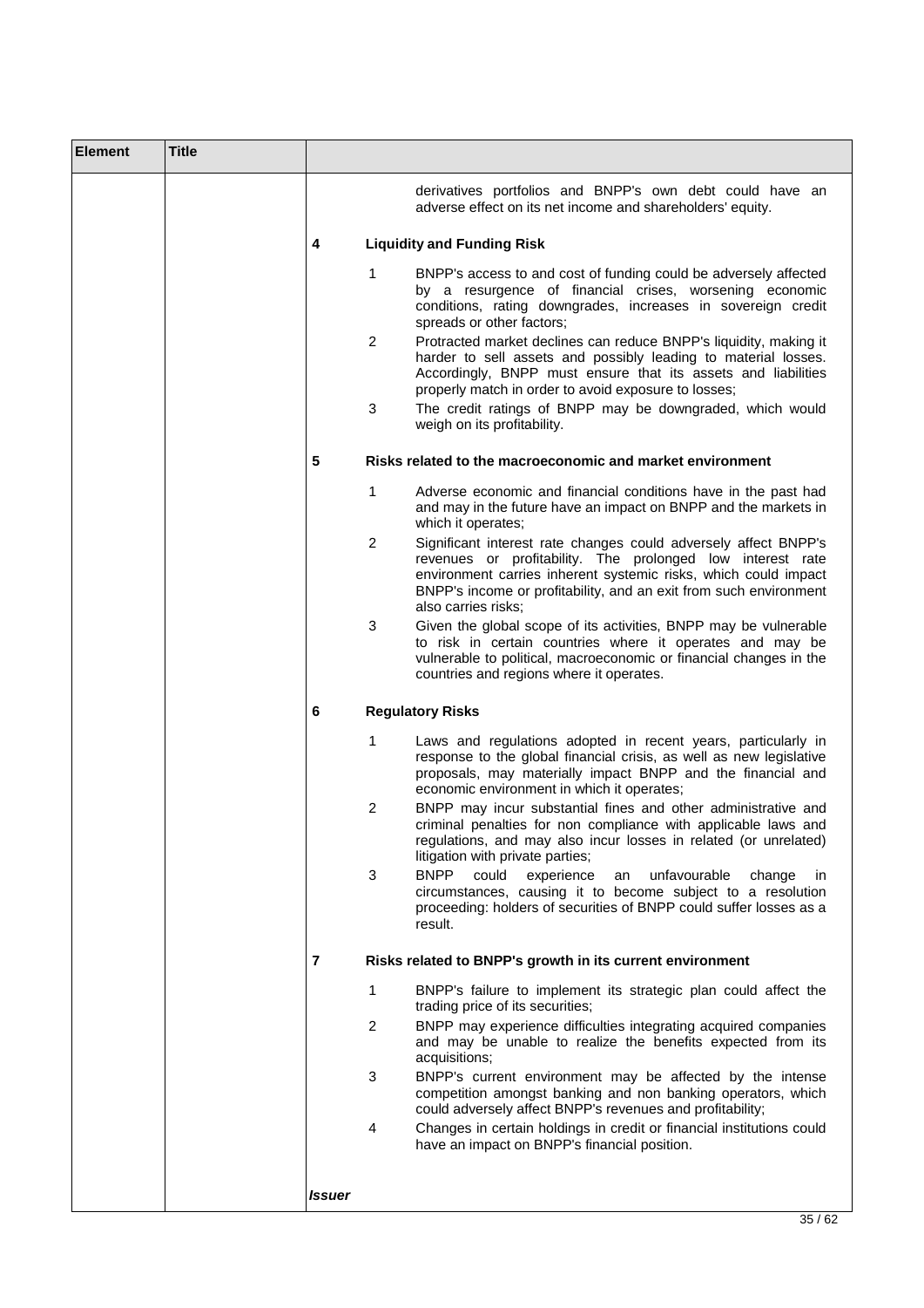| Element | Title | |
|---|---|---|
| | | derivatives portfolios and BNPP's own debt could have an adverse effect on its net income and shareholders' equity.<br><br>**4 Liquidity and Funding Risk**<br><br>1 BNPP's access to and cost of funding could be adversely affected by a resurgence of financial crises, worsening economic conditions, rating downgrades, increases in sovereign credit spreads or other factors;<br>2 Protracted market declines can reduce BNPP's liquidity, making it harder to sell assets and possibly leading to material losses. Accordingly, BNPP must ensure that its assets and liabilities properly match in order to avoid exposure to losses;<br>3 The credit ratings of BNPP may be downgraded, which would weigh on its profitability.<br><br>**5 Risks related to the macroeconomic and market environment**<br><br>1 Adverse economic and financial conditions have in the past had and may in the future have an impact on BNPP and the markets in which it operates;<br>2 Significant interest rate changes could adversely affect BNPP's revenues or profitability. The prolonged low interest rate environment carries inherent systemic risks, which could impact BNPP's income or profitability, and an exit from such environment also carries risks;<br>3 Given the global scope of its activities, BNPP may be vulnerable to risk in certain countries where it operates and may be vulnerable to political, macroeconomic or financial changes in the countries and regions where it operates.<br><br>**6 Regulatory Risks**<br><br>1 Laws and regulations adopted in recent years, particularly in response to the global financial crisis, as well as new legislative proposals, may materially impact BNPP and the financial and economic environment in which it operates;<br>2 BNPP may incur substantial fines and other administrative and criminal penalties for non compliance with applicable laws and regulations, and may also incur losses in related (or unrelated) litigation with private parties;<br>3 BNPP could experience an unfavourable change in circumstances, causing it to become subject to a resolution proceeding: holders of securities of BNPP could suffer losses as a result.<br><br>**7 Risks related to BNPP's growth in its current environment**<br><br>1 BNPP's failure to implement its strategic plan could affect the trading price of its securities;<br>2 BNPP may experience difficulties integrating acquired companies and may be unable to realize the benefits expected from its acquisitions;<br>3 BNPP's current environment may be affected by the intense competition amongst banking and non banking operators, which could adversely affect BNPP's revenues and profitability;<br>4 Changes in certain holdings in credit or financial institutions could have an impact on BNPP's financial position.<br><br>***Issuer*** |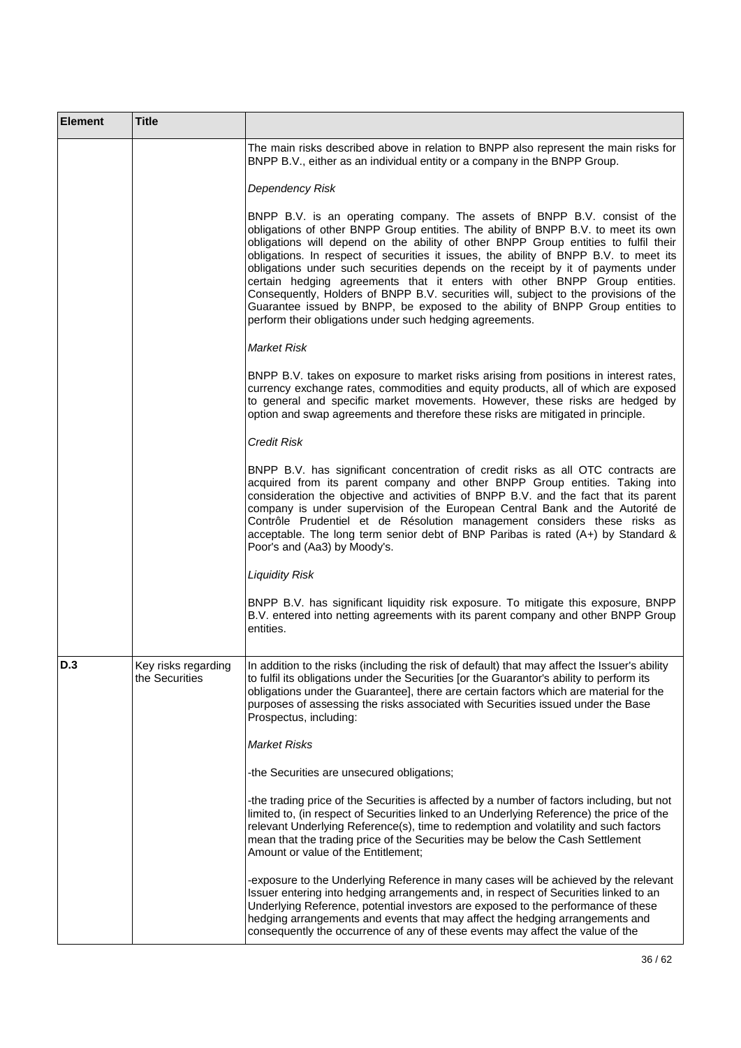| Element | Title | |
|---|---|---|
| | | The main risks described above in relation to BNPP also represent the main risks for BNPP B.V., either as an individual entity or a company in the BNPP Group.<br><br>*Dependency Risk*<br><br>BNPP B.V. is an operating company. The assets of BNPP B.V. consist of the obligations of other BNPP Group entities. The ability of BNPP B.V. to meet its own obligations will depend on the ability of other BNPP Group entities to fulfil their obligations. In respect of securities it issues, the ability of BNPP B.V. to meet its obligations under such securities depends on the receipt by it of payments under certain hedging agreements that it enters with other BNPP Group entities. Consequently, Holders of BNPP B.V. securities will, subject to the provisions of the Guarantee issued by BNPP, be exposed to the ability of BNPP Group entities to perform their obligations under such hedging agreements.<br><br>*Market Risk*<br><br>BNPP B.V. takes on exposure to market risks arising from positions in interest rates, currency exchange rates, commodities and equity products, all of which are exposed to general and specific market movements. However, these risks are hedged by option and swap agreements and therefore these risks are mitigated in principle.<br><br>*Credit Risk*<br><br>BNPP B.V. has significant concentration of credit risks as all OTC contracts are acquired from its parent company and other BNPP Group entities. Taking into consideration the objective and activities of BNPP B.V. and the fact that its parent company is under supervision of the European Central Bank and the Autorité de Contrôle Prudentiel et de Résolution management considers these risks as acceptable. The long term senior debt of BNP Paribas is rated (A+) by Standard & Poor's and (Aa3) by Moody's.<br><br>*Liquidity Risk*<br><br>BNPP B.V. has significant liquidity risk exposure. To mitigate this exposure, BNPP B.V. entered into netting agreements with its parent company and other BNPP Group entities. |
| **D.3** | Key risks regarding the Securities | In addition to the risks (including the risk of default) that may affect the Issuer's ability to fulfil its obligations under the Securities [or the Guarantor's ability to perform its obligations under the Guarantee], there are certain factors which are material for the purposes of assessing the risks associated with Securities issued under the Base Prospectus, including:<br><br>*Market Risks*<br><br>-the Securities are unsecured obligations;<br><br>-the trading price of the Securities is affected by a number of factors including, but not limited to, (in respect of Securities linked to an Underlying Reference) the price of the relevant Underlying Reference(s), time to redemption and volatility and such factors mean that the trading price of the Securities may be below the Cash Settlement Amount or value of the Entitlement;<br><br>-exposure to the Underlying Reference in many cases will be achieved by the relevant Issuer entering into hedging arrangements and, in respect of Securities linked to an Underlying Reference, potential investors are exposed to the performance of these hedging arrangements and events that may affect the hedging arrangements and consequently the occurrence of any of these events may affect the value of the |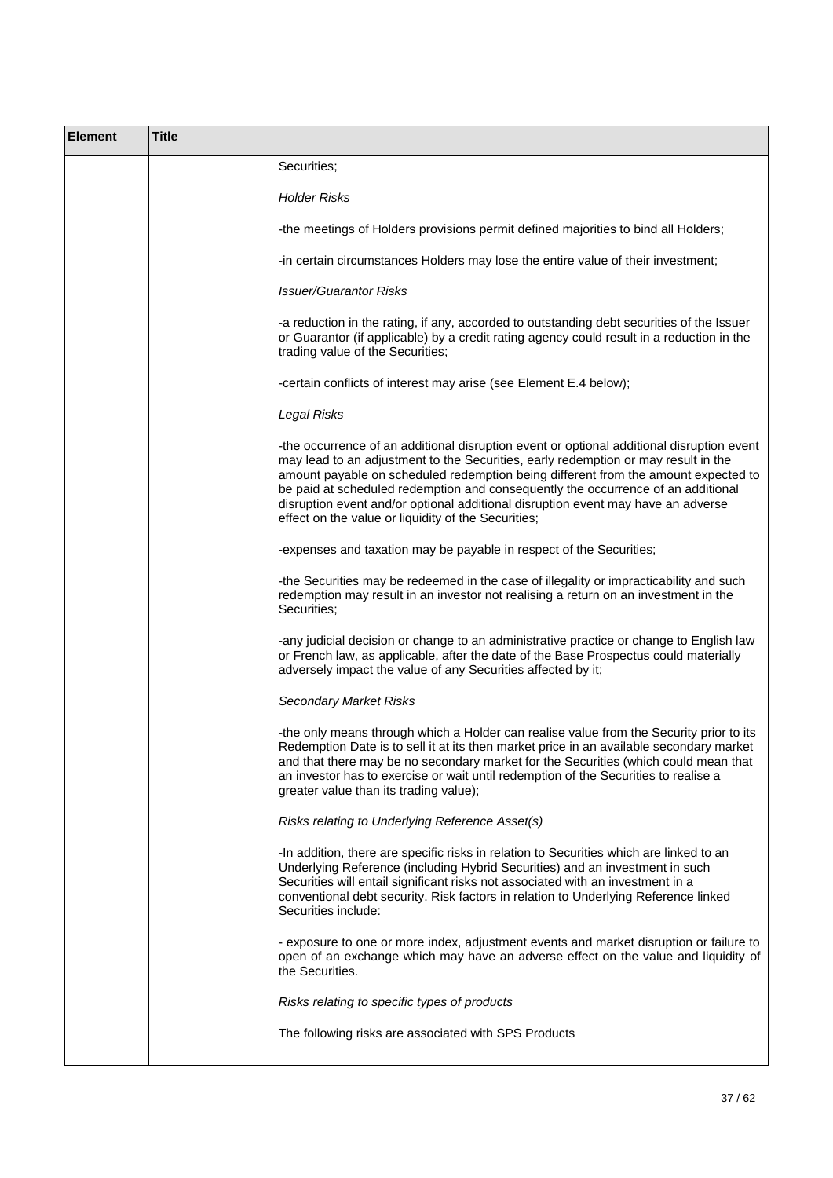| Element | Title | |
|---|---|---|
| | | Securities;<br><br>*Holder Risks*<br><br>-the meetings of Holders provisions permit defined majorities to bind all Holders;<br><br>-in certain circumstances Holders may lose the entire value of their investment;<br><br>*Issuer/Guarantor Risks*<br><br>-a reduction in the rating, if any, accorded to outstanding debt securities of the Issuer or Guarantor (if applicable) by a credit rating agency could result in a reduction in the trading value of the Securities;<br><br>-certain conflicts of interest may arise (see Element E.4 below);<br><br>*Legal Risks*<br><br>-the occurrence of an additional disruption event or optional additional disruption event may lead to an adjustment to the Securities, early redemption or may result in the amount payable on scheduled redemption being different from the amount expected to be paid at scheduled redemption and consequently the occurrence of an additional disruption event and/or optional additional disruption event may have an adverse effect on the value or liquidity of the Securities;<br><br>-expenses and taxation may be payable in respect of the Securities;<br><br>-the Securities may be redeemed in the case of illegality or impracticability and such redemption may result in an investor not realising a return on an investment in the Securities;<br><br>-any judicial decision or change to an administrative practice or change to English law or French law, as applicable, after the date of the Base Prospectus could materially adversely impact the value of any Securities affected by it;<br><br>*Secondary Market Risks*<br><br>-the only means through which a Holder can realise value from the Security prior to its Redemption Date is to sell it at its then market price in an available secondary market and that there may be no secondary market for the Securities (which could mean that an investor has to exercise or wait until redemption of the Securities to realise a greater value than its trading value);<br><br>*Risks relating to Underlying Reference Asset(s)*<br><br>-In addition, there are specific risks in relation to Securities which are linked to an Underlying Reference (including Hybrid Securities) and an investment in such Securities will entail significant risks not associated with an investment in a conventional debt security. Risk factors in relation to Underlying Reference linked Securities include:<br><br>- exposure to one or more index, adjustment events and market disruption or failure to open of an exchange which may have an adverse effect on the value and liquidity of the Securities.<br><br>*Risks relating to specific types of products*<br><br>The following risks are associated with SPS Products |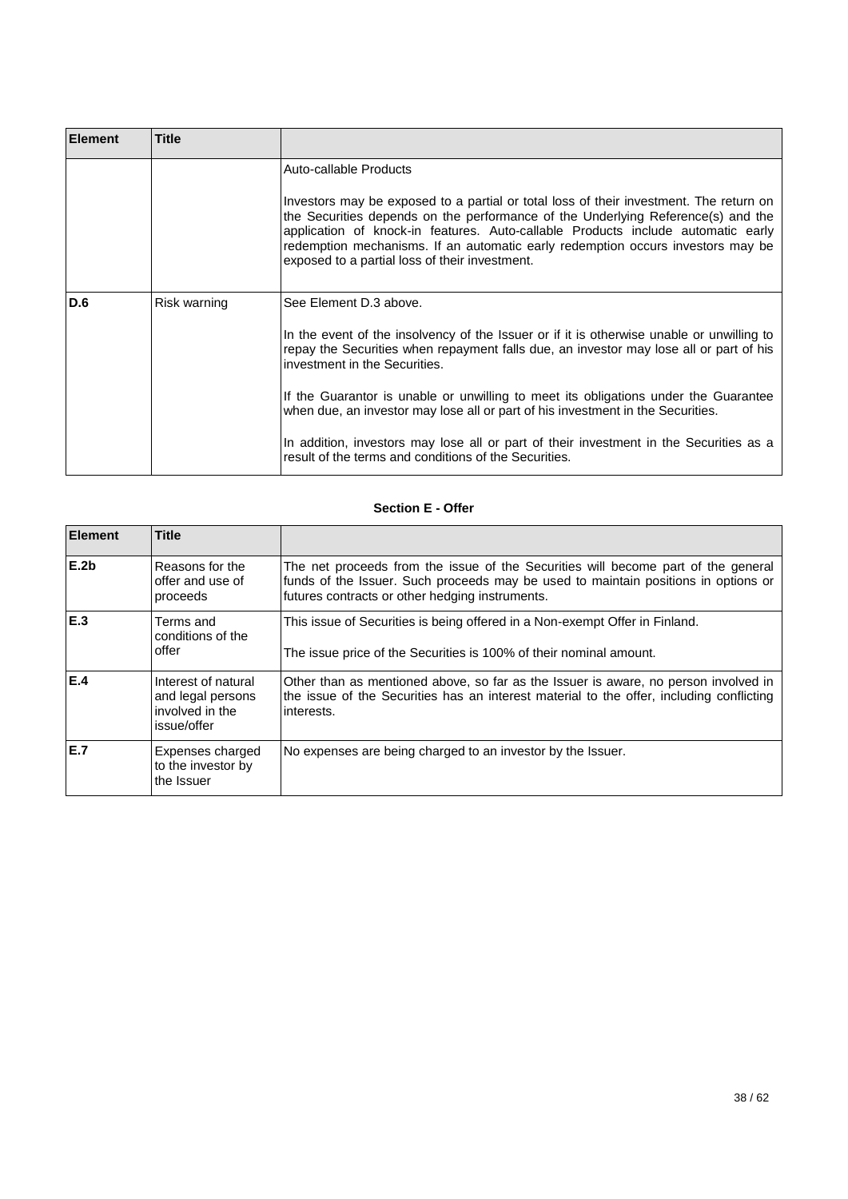| Element | Title | |
|---|---|---|
| | | Auto-callable Products<br><br>Investors may be exposed to a partial or total loss of their investment. The return on the Securities depends on the performance of the Underlying Reference(s) and the application of knock-in features. Auto-callable Products include automatic early redemption mechanisms. If an automatic early redemption occurs investors may be exposed to a partial loss of their investment. |
| **D.6** | Risk warning | See Element D.3 above.<br><br>In the event of the insolvency of the Issuer or if it is otherwise unable or unwilling to repay the Securities when repayment falls due, an investor may lose all or part of his investment in the Securities.<br><br>If the Guarantor is unable or unwilling to meet its obligations under the Guarantee when due, an investor may lose all or part of his investment in the Securities.<br><br>In addition, investors may lose all or part of their investment in the Securities as a result of the terms and conditions of the Securities. |

**Section E - Offer**

| Element | Title | |
|---|---|---|
| **E.2b** | Reasons for the offer and use of proceeds | The net proceeds from the issue of the Securities will become part of the general funds of the Issuer. Such proceeds may be used to maintain positions in options or futures contracts or other hedging instruments. |
| **E.3** | Terms and conditions of the offer | This issue of Securities is being offered in a Non-exempt Offer in Finland.<br><br>The issue price of the Securities is 100% of their nominal amount. |
| **E.4** | Interest of natural and legal persons involved in the issue/offer | Other than as mentioned above, so far as the Issuer is aware, no person involved in the issue of the Securities has an interest material to the offer, including conflicting interests. |
| **E.7** | Expenses charged to the investor by the Issuer | No expenses are being charged to an investor by the Issuer. |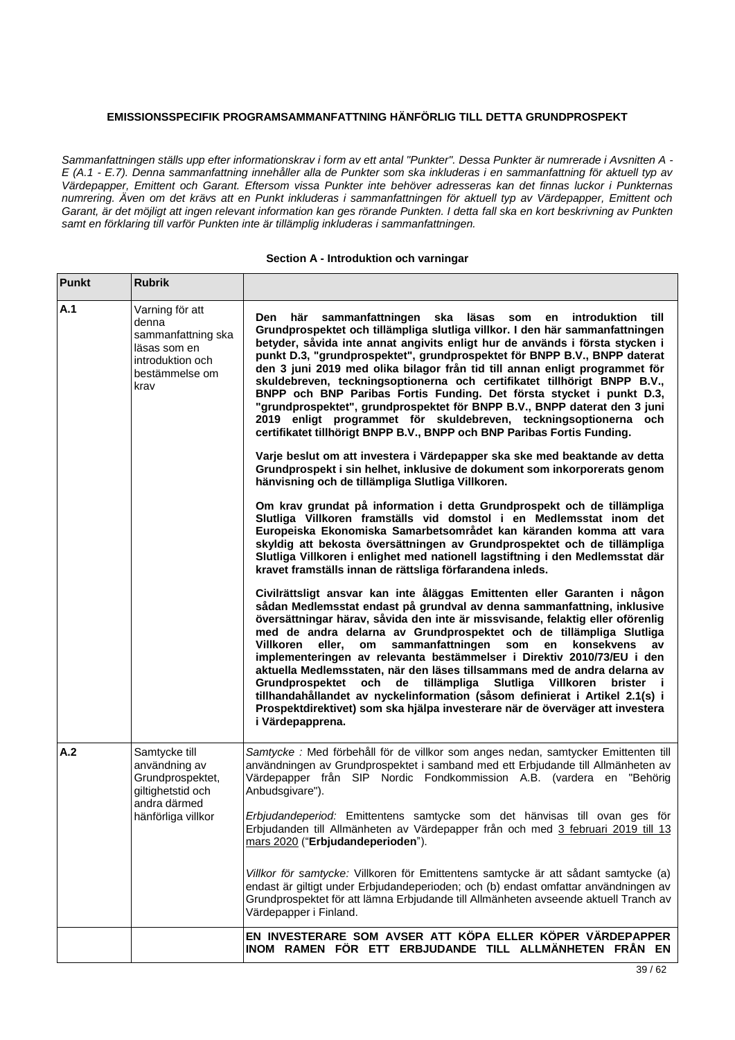**EMISSIONSSPECIFIK PROGRAMSAMMANFATTNING HÄNFÖRLIG TILL DETTA GRUNDPROSPEKT**

*Sammanfattningen ställs upp efter informationskrav i form av ett antal "Punkter". Dessa Punkter är numrerade i Avsnitten A - E (A.1 - E.7). Denna sammanfattning innehåller alla de Punkter som ska inkluderas i en sammanfattning för aktuell typ av Värdepapper, Emittent och Garant. Eftersom vissa Punkter inte behöver adresseras kan det finnas luckor i Punkternas numrering. Även om det krävs att en Punkt inkluderas i sammanfattningen för aktuell typ av Värdepapper, Emittent och Garant, är det möjligt att ingen relevant information kan ges rörande Punkten. I detta fall ska en kort beskrivning av Punkten samt en förklaring till varför Punkten inte är tillämplig inkluderas i sammanfattningen.*

**Section A - Introduktion och varningar**

| Punkt | Rubrik | |
|---|---|---|
| A.1 | Varning för att denna sammanfattning ska läsas som en introduktion och bestämmelse om krav | **Den här sammanfattningen ska läsas som en introduktion till Grundprospektet och tillämpliga slutliga villkor. I den här sammanfattningen betyder, såvida inte annat angivits enligt hur de används i första stycken i punkt D.3, "grundprospektet", grundprospektet för BNPP B.V., BNPP daterat den 3 juni 2019 med olika bilagor från tid till annan enligt programmet för skuldebreven, teckningsoptionerna och certifikatet tillhörigt BNPP B.V., BNPP och BNP Paribas Fortis Funding. Det första stycket i punkt D.3, "grundprospektet", grundprospektet för BNPP B.V., BNPP daterat den 3 juni 2019 enligt programmet för skuldebreven, teckningsoptionerna och certifikatet tillhörigt BNPP B.V., BNPP och BNP Paribas Fortis Funding.**<br><br>**Varje beslut om att investera i Värdepapper ska ske med beaktande av detta Grundprospekt i sin helhet, inklusive de dokument som inkorporerats genom hänvisning och de tillämpliga Slutliga Villkoren.**<br><br>**Om krav grundat på information i detta Grundprospekt och de tillämpliga Slutliga Villkoren framställs vid domstol i en Medlemsstat inom det Europeiska Ekonomiska Samarbetsområdet kan käranden komma att vara skyldig att bekosta översättningen av Grundprospektet och de tillämpliga Slutliga Villkoren i enlighet med nationell lagstiftning i den Medlemsstat där kravet framställs innan de rättsliga förfarandena inleds.**<br><br>**Civilrättsligt ansvar kan inte åläggas Emittenten eller Garanten i någon sådan Medlemsstat endast på grundval av denna sammanfattning, inklusive översättningar härav, såvida den inte är missvisande, felaktig eller oförenlig med de andra delarna av Grundprospektet och de tillämpliga Slutliga Villkoren eller, om sammanfattningen som en konsekvens av implementeringen av relevanta bestämmelser i Direktiv 2010/73/EU i den aktuella Medlemsstaten, när den läses tillsammans med de andra delarna av Grundprospektet och de tillämpliga Slutliga Villkoren brister i tillhandahållandet av nyckelinformation (såsom definierat i Artikel 2.1(s) i Prospektdirektivet) som ska hjälpa investerare när de överväger att investera i Värdepapprena.** |
| A.2 | Samtycke till användning av Grundprospektet, giltighetstid och andra därmed hänförliga villkor | *Samtycke :* Med förbehåll för de villkor som anges nedan, samtycker Emittenten till användningen av Grundprospektet i samband med ett Erbjudande till Allmänheten av Värdepapper från SIP Nordic Fondkommission A.B. (vardera en "Behörig Anbudsgivare").<br><br>*Erbjudandeperiod:* Emittentens samtycke som det hänvisas till ovan ges för Erbjudanden till Allmänheten av Värdepapper från och med 3 februari 2019 till 13 mars 2020 ("**Erbjudandeperioden**").<br><br>*Villkor för samtycke:* Villkoren för Emittentens samtycke är att sådant samtycke (a) endast är giltigt under Erbjudandeperioden; och (b) endast omfattar användningen av Grundprospektet för att lämna Erbjudande till Allmänheten avseende aktuell Tranch av Värdepapper i Finland. |
| | | **EN INVESTERARE SOM AVSER ATT KÖPA ELLER KÖPER VÄRDEPAPPER INOM RAMEN FÖR ETT ERBJUDANDE TILL ALLMÄNHETEN FRÅN EN** |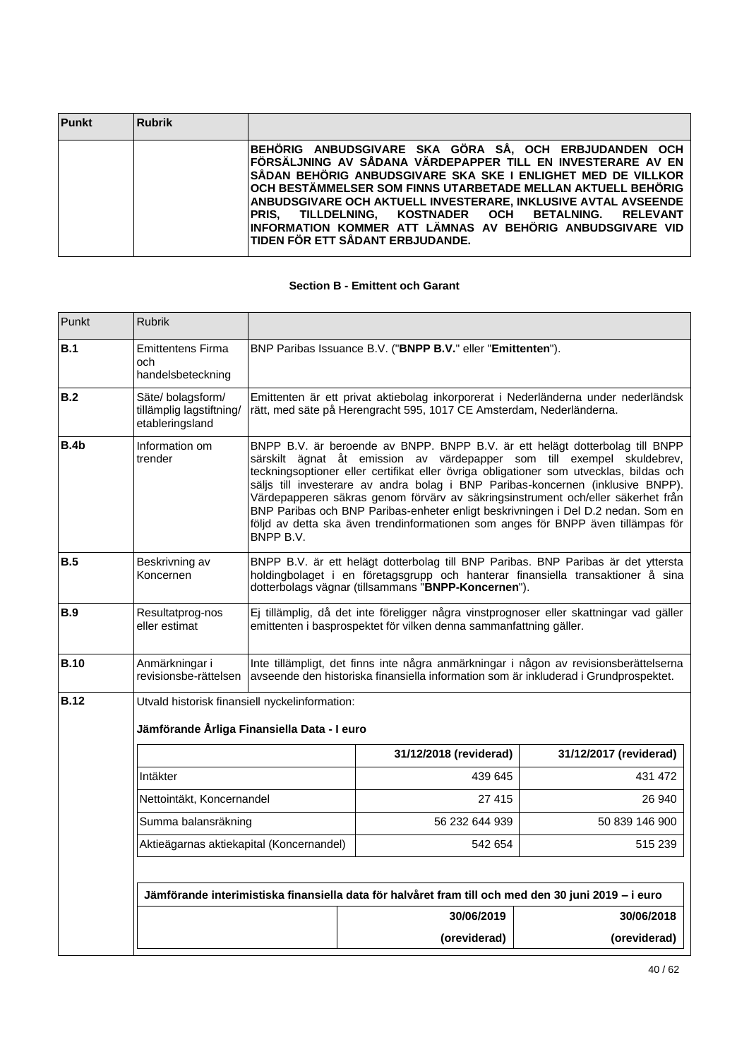| Punkt | Rubrik | |
|---|---|---|
| | | BEHÖRIG ANBUDSGIVARE SKA GÖRA SÅ, OCH ERBJUDANDEN OCH FÖRSÄLJNING AV SÅDANA VÄRDEPAPPER TILL EN INVESTERARE AV EN SÅDAN BEHÖRIG ANBUDSGIVARE SKA SKE I ENLIGHET MED DE VILLKOR OCH BESTÄMMELSER SOM FINNS UTARBETADE MELLAN AKTUELL BEHÖRIG ANBUDSGIVARE OCH AKTUELL INVESTERARE, INKLUSIVE AVTAL AVSEENDE PRIS, TILLDELNING, KOSTNADER OCH BETALNING. RELEVANT INFORMATION KOMMER ATT LÄMNAS AV BEHÖRIG ANBUDSGIVARE VID TIDEN FÖR ETT SÅDANT ERBJUDANDE. |

## Section B - Emittent och Garant

| Punkt | Rubrik | |
|---|---|---|
| **B.1** | Emittentens Firma och handelsbeteckning | BNP Paribas Issuance B.V. ("**BNPP B.V.**" eller "**Emittenten**"). |
| **B.2** | Säte/ bolagsform/ tillämplig lagstiftning/ etableringsland | Emittenten är ett privat aktiebolag inkorporerat i Nederländerna under nederländsk rätt, med säte på Herengracht 595, 1017 CE Amsterdam, Nederländerna. |
| **B.4b** | Information om trender | BNPP B.V. är beroende av BNPP. BNPP B.V. är ett helägt dotterbolag till BNPP särskilt ägnat åt emission av värdepapper som till exempel skuldebrev, teckningsoptioner eller certifikat eller övriga obligationer som utvecklas, bildas och säljs till investerare av andra bolag i BNP Paribas-koncernen (inklusive BNPP). Värdepapperen säkras genom förvärv av säkringsinstrument och/eller säkerhet från BNP Paribas och BNP Paribas-enheter enligt beskrivningen i Del D.2 nedan. Som en följd av detta ska även trendinformationen som anges för BNPP även tillämpas för BNPP B.V. |
| **B.5** | Beskrivning av Koncernen | BNPP B.V. är ett helägt dotterbolag till BNP Paribas. BNP Paribas är det yttersta holdingbolaget i en företagsgrupp och hanterar finansiella transaktioner å sina dotterbolags vägnar (tillsammans "**BNPP-Koncernen**"). |
| **B.9** | Resultatprog-nos eller estimat | Ej tillämplig, då det inte föreligger några vinstprognoser eller skattningar vad gäller emittenten i basprospektet för vilken denna sammanfattning gäller. |
| **B.10** | Anmärkningar i revisionsbe-rättelsen | Inte tillämpligt, det finns inte några anmärkningar i någon av revisionsberättelserna avseende den historiska finansiella information som är inkluderad i Grundprospektet. |
| **B.12** | Utvald historisk finansiell nyckelinformation: | |

**Jämförande Årliga Finansiella Data - I euro**

| | 31/12/2018 (reviderad) | 31/12/2017 (reviderad) |
|---|---|---|
| Intäkter | 439 645 | 431 472 |
| Nettointäkt, Koncernandel | 27 415 | 26 940 |
| Summa balansräkning | 56 232 644 939 | 50 839 146 900 |
| Aktieägarnas aktiekapital (Koncernandel) | 542 654 | 515 239 |

**Jämförande interimistiska finansiella data för halvåret fram till och med den 30 juni 2019 – i euro**

| | 30/06/2019 (oreviderad) | 30/06/2018 (oreviderad) |
|---|---|---|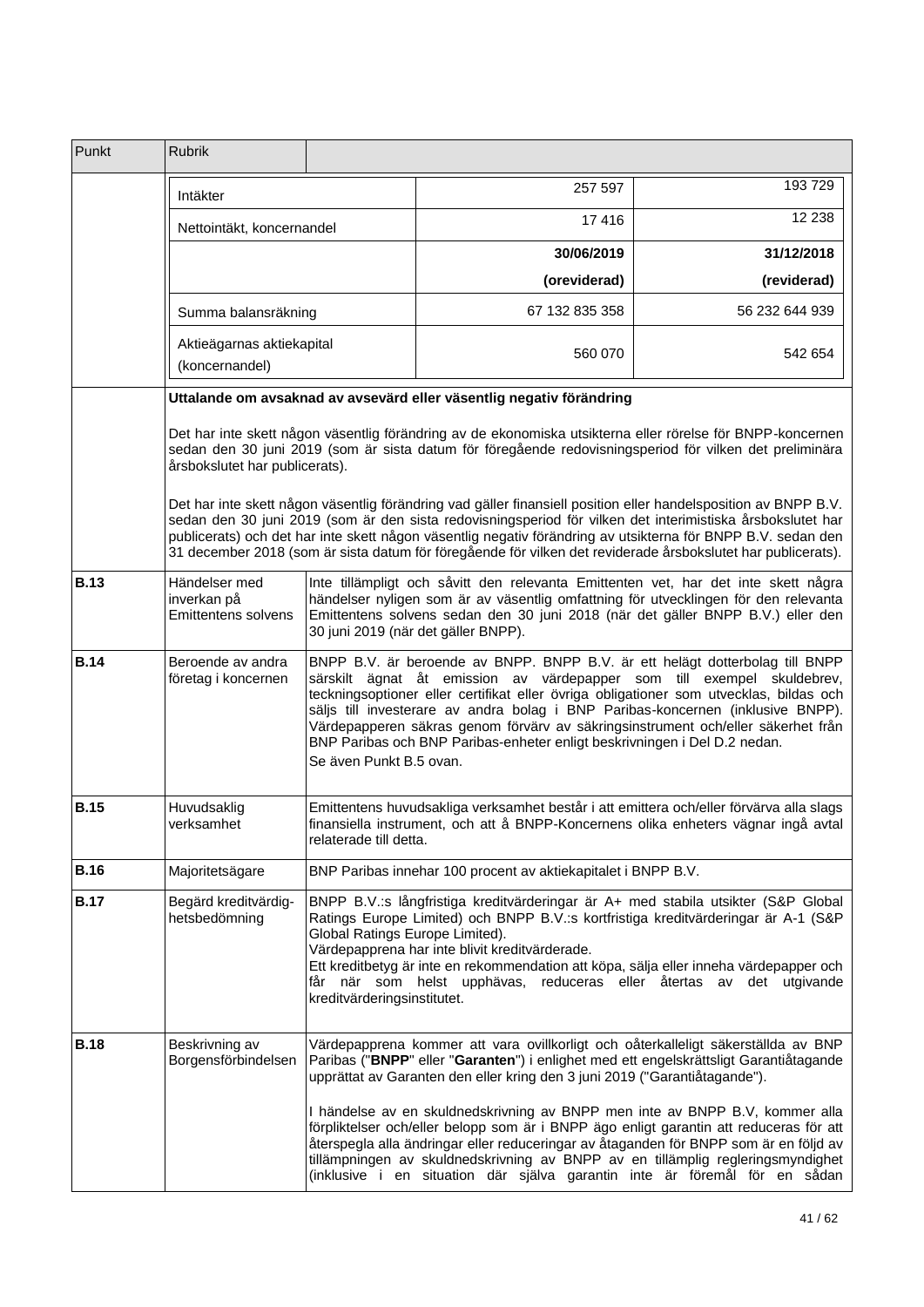| Punkt | Rubrik | | | |
|---|---|---|---|---|
| | Intäkter | | 257 597 | 193 729 |
| | Nettointäkt, koncernandel | | 17 416 | 12 238 |
| | | | **30/06/2019** | **31/12/2018** |
| | | | **(oreviderad)** | **(reviderad)** |
| | Summa balansräkning | | 67 132 835 358 | 56 232 644 939 |
| | Aktieägarnas aktiekapital (koncernandel) | | 560 070 | 542 654 |
| | **Uttalande om avsaknad av avsevärd eller väsentlig negativ förändring**<br><br>Det har inte skett någon väsentlig förändring av de ekonomiska utsikterna eller rörelse för BNPP-koncernen sedan den 30 juni 2019 (som är sista datum för föregående redovisningsperiod för vilken det preliminära årsbokslutet har publicerats).<br><br>Det har inte skett någon väsentlig förändring vad gäller finansiell position eller handelsposition av BNPP B.V. sedan den 30 juni 2019 (som är den sista redovisningsperiod för vilken det interimistiska årsbokslutet har publicerats) och det har inte skett någon väsentlig negativ förändring av utsikterna för BNPP B.V. sedan den 31 december 2018 (som är sista datum för föregående för vilken det reviderade årsbokslutet har publicerats). | | | |
| **B.13** | Händelser med inverkan på Emittentens solvens | Inte tillämpligt och såvitt den relevanta Emittenten vet, har det inte skett några händelser nyligen som är av väsentlig omfattning för utvecklingen för den relevanta Emittentens solvens sedan den 30 juni 2018 (när det gäller BNPP B.V.) eller den 30 juni 2019 (när det gäller BNPP). | | |
| **B.14** | Beroende av andra företag i koncernen | BNPP B.V. är beroende av BNPP. BNPP B.V. är ett helägt dotterbolag till BNPP särskilt ägnat åt emission av värdepapper som till exempel skuldebrev, teckningsoptioner eller certifikat eller övriga obligationer som utvecklas, bildas och säljs till investerare av andra bolag i BNP Paribas-koncernen (inklusive BNPP). Värdepapperen säkras genom förvärv av säkringsinstrument och/eller säkerhet från BNP Paribas och BNP Paribas-enheter enligt beskrivningen i Del D.2 nedan.<br>Se även Punkt B.5 ovan. | | |
| **B.15** | Huvudsaklig verksamhet | Emittentens huvudsakliga verksamhet består i att emittera och/eller förvärva alla slags finansiella instrument, och att å BNPP-Koncernens olika enheters vägnar ingå avtal relaterade till detta. | | |
| **B.16** | Majoritetsägare | BNP Paribas innehar 100 procent av aktiekapitalet i BNPP B.V. | | |
| **B.17** | Begärd kreditvärdighetsbedömning | BNPP B.V.:s långfristiga kreditvärderingar är A+ med stabila utsikter (S&P Global Ratings Europe Limited) och BNPP B.V.:s kortfristiga kreditvärderingar är A-1 (S&P Global Ratings Europe Limited).<br>Värdepapprena har inte blivit kreditvärderade.<br>Ett kreditbetyg är inte en rekommendation att köpa, sälja eller inneha värdepapper och får när som helst upphävas, reduceras eller återtas av det utgivande kreditvärderingsinstitutet. | | |
| **B.18** | Beskrivning av Borgensförbindelsen | Värdepapprena kommer att vara ovillkorligt och oåterkalleligt säkerställda av BNP Paribas ("**BNPP**" eller "**Garanten**") i enlighet med ett engelskrättsligt Garantiåtagande upprättat av Garanten den eller kring den 3 juni 2019 ("Garantiåtagande").<br><br>I händelse av en skuldnedskrivning av BNPP men inte av BNPP B.V, kommer alla förpliktelser och/eller belopp som är i BNPP ägo enligt garantin att reduceras för att återspegla alla ändringar eller reduceringar av åtaganden för BNPP som är en följd av tillämpningen av skuldnedskrivning av BNPP av en tillämplig regleringsmyndighet (inklusive i en situation där själva garantin inte är föremål för en sådan | | |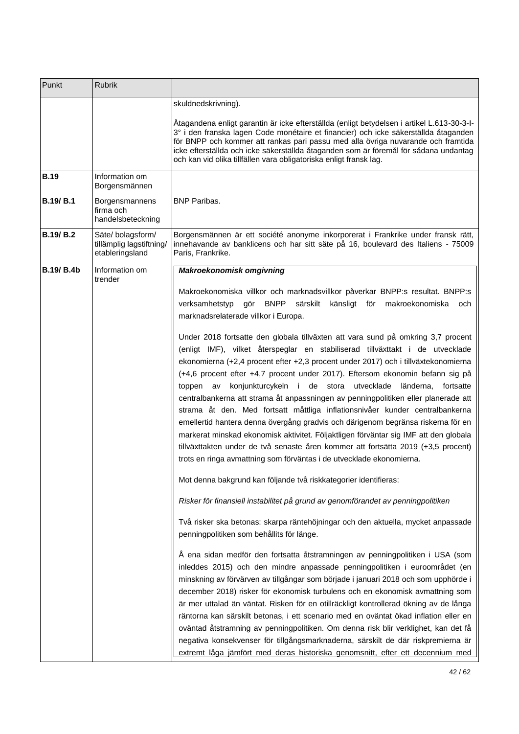| Punkt | Rubrik | |
|---|---|---|
| | | skuldnedskrivning).<br><br>Åtagandena enligt garantin är icke efterställda (enligt betydelsen i artikel L.613-30-3-I-3° i den franska lagen Code monétaire et financier) och icke säkerställda åtaganden för BNPP och kommer att rankas pari passu med alla övriga nuvarande och framtida icke efterställda och icke säkerställda åtaganden som är föremål för sådana undantag och kan vid olika tillfällen vara obligatoriska enligt fransk lag. |
| **B.19** | Information om Borgensmännen | |
| **B.19/ B.1** | Borgensmannens firma och handelsbeteckning | BNP Paribas. |
| **B.19/ B.2** | Säte/ bolagsform/ tillämplig lagstiftning/ etableringsland | Borgensmännen är ett société anonyme inkorporerat i Frankrike under fransk rätt, innehavande av banklicens och har sitt säte på 16, boulevard des Italiens - 75009 Paris, Frankrike. |
| **B.19/ B.4b** | Information om trender | ***Makroekonomisk omgivning***<br><br>Makroekonomiska villkor och marknadsvillkor påverkar BNPP:s resultat. BNPP:s verksamhetstyp gör BNPP särskilt känsligt för makroekonomiska och marknadsrelaterade villkor i Europa.<br><br>Under 2018 fortsatte den globala tillväxten att vara sund på omkring 3,7 procent (enligt IMF), vilket återspeglar en stabiliserad tillväxttakt i de utvecklade ekonomierna (+2,4 procent efter +2,3 procent under 2017) och i tillväxtekonomierna (+4,6 procent efter +4,7 procent under 2017). Eftersom ekonomin befann sig på toppen av konjunkturcykeln i de stora utvecklade länderna, fortsatte centralbankerna att strama åt anpassningen av penningpolitiken eller planerade att strama åt den. Med fortsatt måttliga inflationsnivåer kunder centralbankerna emellertid hantera denna övergång gradvis och därigenom begränsa riskerna för en markerat minskad ekonomisk aktivitet. Följaktligen förväntar sig IMF att den globala tillväxttakten under de två senaste åren kommer att fortsätta 2019 (+3,5 procent) trots en ringa avmattning som förväntas i de utvecklade ekonomierna.<br><br>Mot denna bakgrund kan följande två riskkategorier identifieras:<br><br>*Risker för finansiell instabilitet på grund av genomförandet av penningpolitiken*<br><br>Två risker ska betonas: skarpa räntehöjningar och den aktuella, mycket anpassade penningpolitiken som behållits för länge.<br><br>Å ena sidan medför den fortsatta åtstramningen av penningpolitiken i USA (som inleddes 2015) och den mindre anpassade penningpolitiken i euroområdet (en minskning av förvärven av tillgångar som började i januari 2018 och som upphörde i december 2018) risker för ekonomisk turbulens och en ekonomisk avmattning som är mer uttalad än väntat. Risken för en otillräckligt kontrollerad ökning av de långa räntorna kan särskilt betonas, i ett scenario med en oväntat ökad inflation eller en oväntad åtstramning av penningpolitiken. Om denna risk blir verklighet, kan det få negativa konsekvenser för tillgångsmarknaderna, särskilt de där riskpremierna är extremt låga jämfört med deras historiska genomsnitt, efter ett decennium med |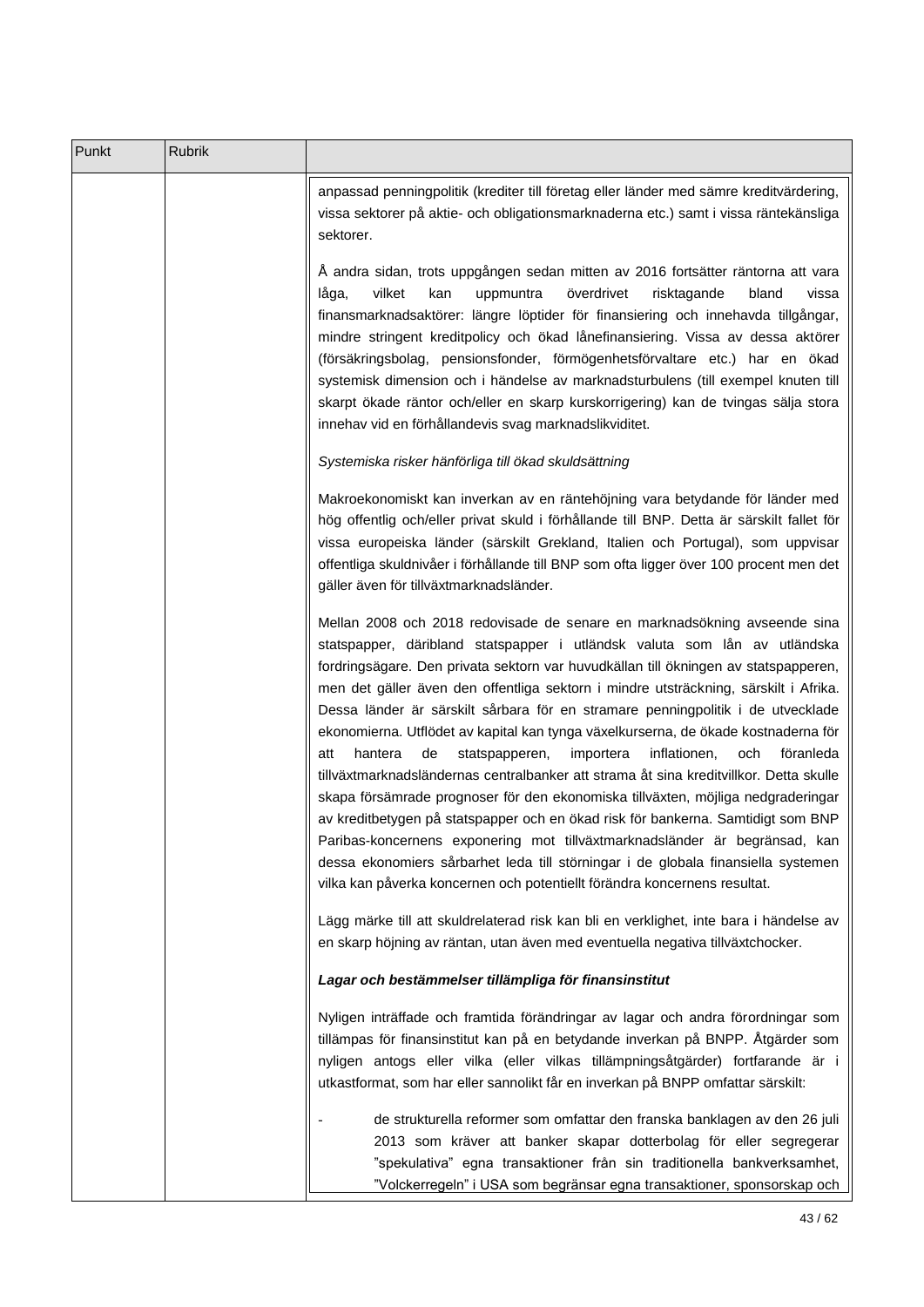| Punkt | Rubrik | |
|---|---|---|
| | | anpassad penningpolitik (krediter till företag eller länder med sämre kreditvärdering, vissa sektorer på aktie- och obligationsmarknaderna etc.) samt i vissa räntekänsliga sektorer.<br><br>Å andra sidan, trots uppgången sedan mitten av 2016 fortsätter räntorna att vara låga, vilket kan uppmuntra överdrivet risktagande bland vissa finansmarknadsaktörer: längre löptider för finansiering och innehavda tillgångar, mindre stringent kreditpolicy och ökad lånefinansiering. Vissa av dessa aktörer (försäkringsbolag, pensionsfonder, förmögenhetsförvaltare etc.) har en ökad systemisk dimension och i händelse av marknadsturbulens (till exempel knuten till skarpt ökade räntor och/eller en skarp kurskorrigering) kan de tvingas sälja stora innehav vid en förhållandevis svag marknadslikviditet.<br><br>*Systemiska risker hänförliga till ökad skuldsättning*<br><br>Makroekonomiskt kan inverkan av en räntehöjning vara betydande för länder med hög offentlig och/eller privat skuld i förhållande till BNP. Detta är särskilt fallet för vissa europeiska länder (särskilt Grekland, Italien och Portugal), som uppvisar offentliga skuldnivåer i förhållande till BNP som ofta ligger över 100 procent men det gäller även för tillväxtmarknadsländer.<br><br>Mellan 2008 och 2018 redovisade de senare en marknadsökning avseende sina statspapper, däribland statspapper i utländsk valuta som lån av utländska fordringsägare. Den privata sektorn var huvudkällan till ökningen av statspapperen, men det gäller även den offentliga sektorn i mindre utsträckning, särskilt i Afrika. Dessa länder är särskilt sårbara för en stramare penningpolitik i de utvecklade ekonomierna. Utflödet av kapital kan tynga växelkurserna, de ökade kostnaderna för att hantera de statspapperen, importera inflationen, och föranleda tillväxtmarknadsländernas centralbanker att strama åt sina kreditvillkor. Detta skulle skapa försämrade prognoser för den ekonomiska tillväxten, möjliga nedgraderingar av kreditbetygen på statspapper och en ökad risk för bankerna. Samtidigt som BNP Paribas-koncernens exponering mot tillväxtmarknadsländer är begränsad, kan dessa ekonomiers sårbarhet leda till störningar i de globala finansiella systemen vilka kan påverka koncernen och potentiellt förändra koncernens resultat.<br><br>Lägg märke till att skuldrelaterad risk kan bli en verklighet, inte bara i händelse av en skarp höjning av räntan, utan även med eventuella negativa tillväxtchocker.<br><br>***Lagar och bestämmelser tillämpliga för finansinstitut***<br><br>Nyligen inträffade och framtida förändringar av lagar och andra förordningar som tillämpas för finansinstitut kan på en betydande inverkan på BNPP. Åtgärder som nyligen antogs eller vilka (eller vilkas tillämpningsåtgärder) fortfarande är i utkastformat, som har eller sannolikt får en inverkan på BNPP omfattar särskilt:<br><br>- de strukturella reformer som omfattar den franska banklagen av den 26 juli 2013 som kräver att banker skapar dotterbolag för eller segregerar ”spekulativa” egna transaktioner från sin traditionella bankverksamhet, ”Volckerregeln” i USA som begränsar egna transaktioner, sponsorskap och |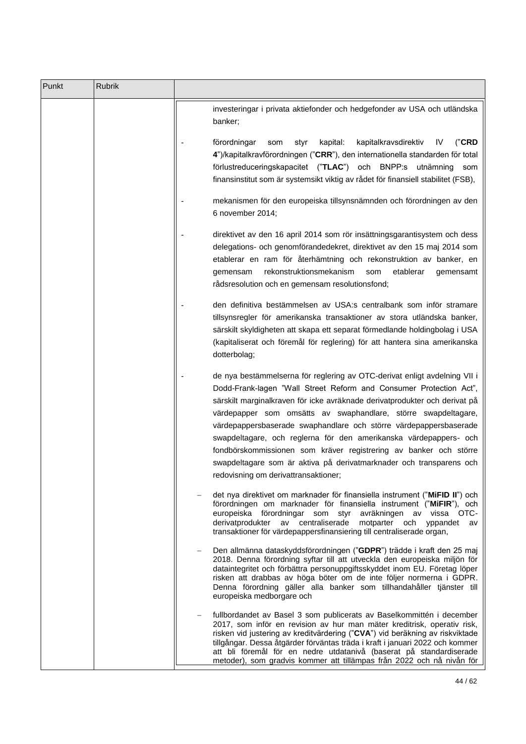| Punkt | Rubrik | |
|---|---|---|
| | | investeringar i privata aktiefonder och hedgefonder av USA och utländska banker;<br><br>- förordningar som styr kapital: kapitalkravsdirektiv IV ("**CRD 4**")/kapitalkravförordningen ("**CRR**"), den internationella standarden för total förlustreduceringskapacitet ("**TLAC**") och BNPP:s utnämning som finansinstitut som är systemsikt viktig av rådet för finansiell stabilitet (FSB),<br><br>- mekanismen för den europeiska tillsynsnämnden och förordningen av den 6 november 2014;<br><br>- direktivet av den 16 april 2014 som rör insättningsgarantisystem och dess delegations- och genomförandedekret, direktivet av den 15 maj 2014 som etablerar en ram för återhämtning och rekonstruktion av banker, en gemensam rekonstruktionsmekanism som etablerar gemensamt rådsresolution och en gemensam resolutionsfond;<br><br>- den definitiva bestämmelsen av USA:s centralbank som inför stramare tillsynsregler för amerikanska transaktioner av stora utländska banker, särskilt skyldigheten att skapa ett separat förmedlande holdingbolag i USA (kapitaliserat och föremål för reglering) för att hantera sina amerikanska dotterbolag;<br><br>- de nya bestämmelserna för reglering av OTC-derivat enligt avdelning VII i Dodd-Frank-lagen "Wall Street Reform and Consumer Protection Act", särskilt marginalkraven för icke avräknade derivatprodukter och derivat på värdepapper som omsätts av swaphandlare, större swapdeltagare, värdepappersbaserade swaphandlare och större värdepappersbaserade swapdeltagare, och reglerna för den amerikanska värdepappers- och fondbörskommissionen som kräver registrering av banker och större swapdeltagare som är aktiva på derivatmarknader och transparens och redovisning om derivattransaktioner;<br><br>– det nya direktivet om marknader för finansiella instrument ("**MiFID II**") och förordningen om marknader för finansiella instrument ("**MiFIR**"), och europeiska förordningar som styr avräkningen av vissa OTC-derivatprodukter av centraliserade motparter och yppandet av transaktioner för värdepappersfinansiering till centraliserade organ,<br><br>– Den allmänna dataskyddsförordningen ("**GDPR**") trädde i kraft den 25 maj 2018. Denna förordning syftar till att utveckla den europeiska miljön för dataintegritet och förbättra personuppgiftsskyddet inom EU. Företag löper risken att drabbas av höga böter om de inte följer normerna i GDPR. Denna förordning gäller alla banker som tillhandahåller tjänster till europeiska medborgare och<br><br>– fullbordandet av Basel 3 som publicerats av Baselkommittén i december 2017, som inför en revision av hur man mäter kreditrisk, operativ risk, risken vid justering av kreditvärdering ("**CVA**") vid beräkning av riskviktade tillgångar. Dessa åtgärder förväntas träda i kraft i januari 2022 och kommer att bli föremål för en nedre utdatanivå (baserat på standardiserade metoder), som gradvis kommer att tillämpas från 2022 och nå nivån för |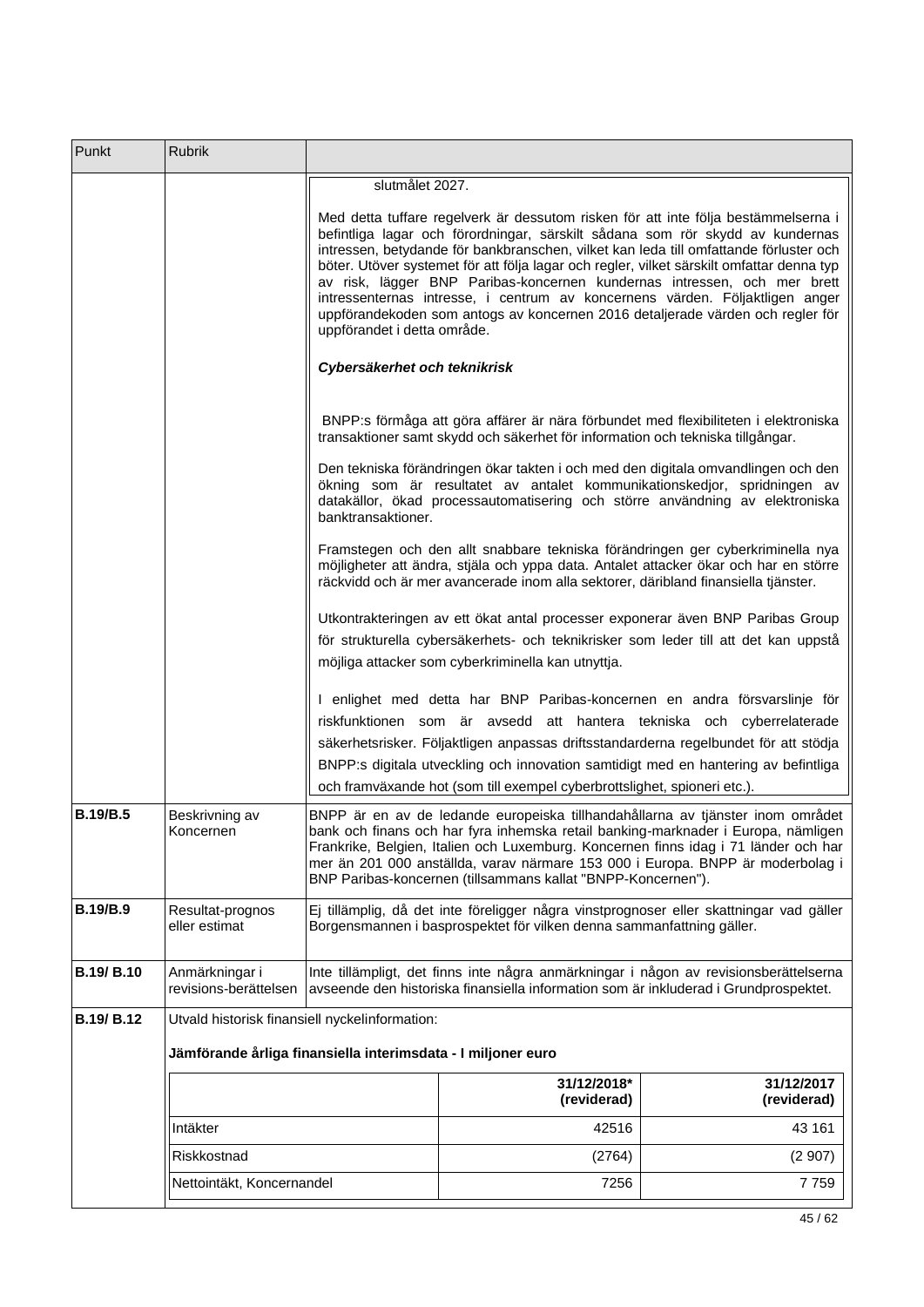| Punkt | Rubrik | |
|---|---|---|
| | | slutmålet 2027.<br><br>Med detta tuffare regelverk är dessutom risken för att inte följa bestämmelserna i befintliga lagar och förordningar, särskilt sådana som rör skydd av kundernas intressen, betydande för bankbranschen, vilket kan leda till omfattande förluster och böter. Utöver systemet för att följa lagar och regler, vilket särskilt omfattar denna typ av risk, lägger BNP Paribas-koncernen kundernas intressen, och mer brett intressenternas intresse, i centrum av koncernens värden. Följaktligen anger uppförandekoden som antogs av koncernen 2016 detaljerade värden och regler för uppförandet i detta område.<br><br>***Cybersäkerhet och teknikrisk***<br><br>BNPP:s förmåga att göra affärer är nära förbundet med flexibiliteten i elektroniska transaktioner samt skydd och säkerhet för information och tekniska tillgångar.<br><br>Den tekniska förändringen ökar takten i och med den digitala omvandlingen och den ökning som är resultatet av antalet kommunikationskedjor, spridningen av datakällor, ökad processautomatisering och större användning av elektroniska banktransaktioner.<br><br>Framstegen och den allt snabbare tekniska förändringen ger cyberkriminella nya möjligheter att ändra, stjäla och yppa data. Antalet attacker ökar och har en större räckvidd och är mer avancerade inom alla sektorer, däribland finansiella tjänster.<br><br>Utkontrakteringen av ett ökat antal processer exponerar även BNP Paribas Group för strukturella cybersäkerhets- och teknikrisker som leder till att det kan uppstå möjliga attacker som cyberkriminella kan utnyttja.<br><br>I enlighet med detta har BNP Paribas-koncernen en andra försvarslinje för riskfunktionen som är avsedd att hantera tekniska och cyberrelaterade säkerhetsrisker. Följaktligen anpassas driftsstandarderna regelbundet för att stödja BNPP:s digitala utveckling och innovation samtidigt med en hantering av befintliga och framväxande hot (som till exempel cyberbrottslighet, spioneri etc.). |
| **B.19/B.5** | Beskrivning av Koncernen | BNPP är en av de ledande europeiska tillhandahållarna av tjänster inom området bank och finans och har fyra inhemska retail banking-marknader i Europa, nämligen Frankrike, Belgien, Italien och Luxemburg. Koncernen finns idag i 71 länder och har mer än 201 000 anställda, varav närmare 153 000 i Europa. BNPP är moderbolag i BNP Paribas-koncernen (tillsammans kallat "BNPP-Koncernen"). |
| **B.19/B.9** | Resultat-prognos eller estimat | Ej tillämplig, då det inte föreligger några vinstprognoser eller skattningar vad gäller Borgensmannen i basprospektet för vilken denna sammanfattning gäller. |
| **B.19/ B.10** | Anmärkningar i revisions-berättelsen | Inte tillämpligt, det finns inte några anmärkningar i någon av revisionsberättelserna avseende den historiska finansiella information som är inkluderad i Grundprospektet. |
| **B.19/ B.12** | Utvald historisk finansiell nyckelinformation: | |

**Jämförande årliga finansiella interimsdata - I miljoner euro**

| | 31/12/2018* (reviderad) | 31/12/2017 (reviderad) |
|---|---|---|
| Intäkter | 42516 | 43 161 |
| Riskkostnad | (2764) | (2 907) |
| Nettointäkt, Koncernandel | 7256 | 7 759 |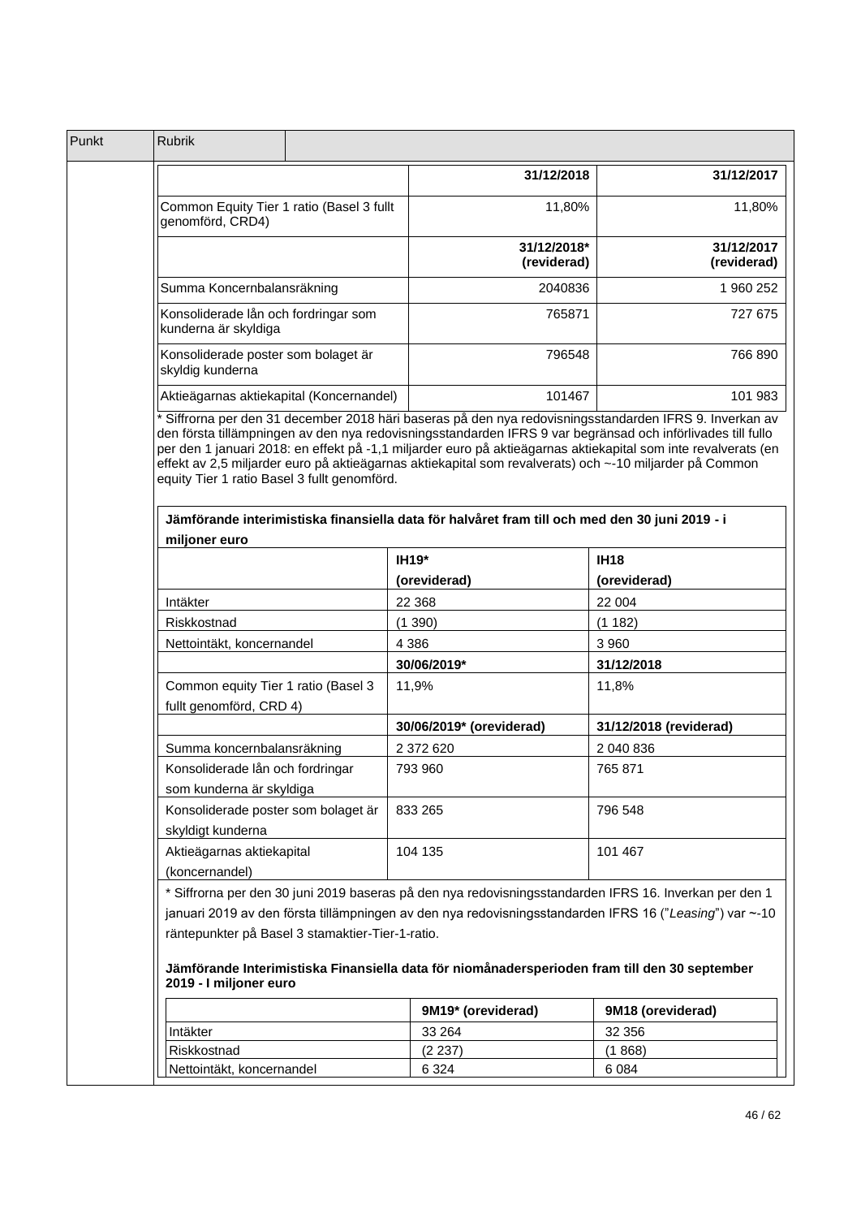| Punkt | Rubrik | |
|---|---|---|

| | 31/12/2018 | 31/12/2017 |
|---|---|---|
| Common Equity Tier 1 ratio (Basel 3 fullt genomförd, CRD4) | 11,80% | 11,80% |
| | 31/12/2018* (reviderad) | 31/12/2017 (reviderad) |
| Summa Koncernbalansräkning | 2040836 | 1 960 252 |
| Konsoliderade lån och fordringar som kunderna är skyldiga | 765871 | 727 675 |
| Konsoliderade poster som bolaget är skyldig kunderna | 796548 | 766 890 |
| Aktieägarnas aktiekapital (Koncernandel) | 101467 | 101 983 |

* Siffrorna per den 31 december 2018 häri baseras på den nya redovisningsstandarden IFRS 9. Inverkan av den första tillämpningen av den nya redovisningsstandarden IFRS 9 var begränsad och införlivades till fullo per den 1 januari 2018: en effekt på -1,1 miljarder euro på aktieägarnas aktiekapital som inte revalverats (en effekt av 2,5 miljarder euro på aktieägarnas aktiekapital som revalverats) och ~-10 miljarder på Common equity Tier 1 ratio Basel 3 fullt genomförd.

**Jämförande interimistiska finansiella data för halvåret fram till och med den 30 juni 2019 - i miljoner euro**

| | IH19* (oreviderad) | IH18 (oreviderad) |
|---|---|---|
| Intäkter | 22 368 | 22 004 |
| Riskkostnad | (1 390) | (1 182) |
| Nettointäkt, koncernandel | 4 386 | 3 960 |
| | 30/06/2019* | 31/12/2018 |
| Common equity Tier 1 ratio (Basel 3 fullt genomförd, CRD 4) | 11,9% | 11,8% |
| | 30/06/2019* (oreviderad) | 31/12/2018 (reviderad) |
| Summa koncernbalansräkning | 2 372 620 | 2 040 836 |
| Konsoliderade lån och fordringar som kunderna är skyldiga | 793 960 | 765 871 |
| Konsoliderade poster som bolaget är skyldigt kunderna | 833 265 | 796 548 |
| Aktieägarnas aktiekapital (koncernandel) | 104 135 | 101 467 |

* Siffrorna per den 30 juni 2019 baseras på den nya redovisningsstandarden IFRS 16. Inverkan per den 1 januari 2019 av den första tillämpningen av den nya redovisningsstandarden IFRS 16 (”*Leasing*”) var ~-10 räntepunkter på Basel 3 stamaktier-Tier-1-ratio.

**Jämförande Interimistiska Finansiella data för niomånadersperioden fram till den 30 september 2019 - I miljoner euro**

| | 9M19* (oreviderad) | 9M18 (oreviderad) |
|---|---|---|
| Intäkter | 33 264 | 32 356 |
| Riskkostnad | (2 237) | (1 868) |
| Nettointäkt, koncernandel | 6 324 | 6 084 |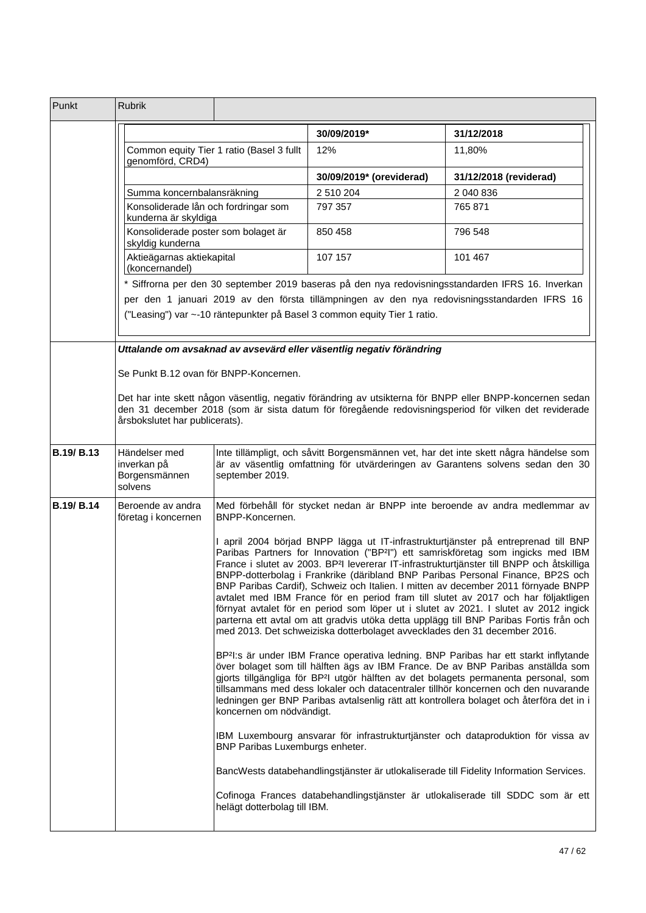| Punkt | Rubrik | |
|---|---|---|

| | 30/09/2019* | 31/12/2018 |
|---|---|---|
| Common equity Tier 1 ratio (Basel 3 fullt genomförd, CRD4) | 12% | 11,80% |
| | **30/09/2019* (oreviderad)** | **31/12/2018 (reviderad)** |
| Summa koncernbalansräkning | 2 510 204 | 2 040 836 |
| Konsoliderade lån och fordringar som kunderna är skyldiga | 797 357 | 765 871 |
| Konsoliderade poster som bolaget är skyldig kunderna | 850 458 | 796 548 |
| Aktieägarnas aktiekapital (koncernandel) | 107 157 | 101 467 |

* Siffrorna per den 30 september 2019 baseras på den nya redovisningsstandarden IFRS 16. Inverkan per den 1 januari 2019 av den första tillämpningen av den nya redovisningsstandarden IFRS 16 ("Leasing") var ~-10 räntepunkter på Basel 3 common equity Tier 1 ratio.

***Uttalande om avsaknad av avsevärd eller väsentlig negativ förändring***

Se Punkt B.12 ovan för BNPP-Koncernen.

Det har inte skett någon väsentlig, negativ förändring av utsikterna för BNPP eller BNPP-koncernen sedan den 31 december 2018 (som är sista datum för föregående redovisningsperiod för vilken det reviderade årsbokslutet har publicerats).

| Punkt | Rubrik | |
|---|---|---|
| **B.19/ B.13** | Händelser med inverkan på Borgensmännen solvens | Inte tillämpligt, och såvitt Borgensmännen vet, har det inte skett några händelse som är av väsentlig omfattning för utvärderingen av Garantens solvens sedan den 30 september 2019. |
| **B.19/ B.14** | Beroende av andra företag i koncernen | Med förbehåll för stycket nedan är BNPP inte beroende av andra medlemmar av BNPP-Koncernen.<br><br>I april 2004 började BNPP lägga ut IT-infrastrukturtjänster på entreprenad till BNP Paribas Partners for Innovation ("BP²I") ett samriskföretag som ingicks med IBM France i slutet av 2003. BP²I levererar IT-infrastrukturtjänster till BNPP och åtskilliga BNPP-dotterbolag i Frankrike (däribland BNP Paribas Personal Finance, BP2S och BNP Paribas Cardif), Schweiz och Italien. I mitten av december 2011 förnyade BNPP avtalet med IBM France för en period fram till slutet av 2017 och har följaktligen förnyat avtalet för en period som löper ut i slutet av 2021. I slutet av 2012 ingick parterna ett avtal om att gradvis utöka detta upplägg till BNP Paribas Fortis från och med 2013. Det schweiziska dotterbolaget avvecklades den 31 december 2016.<br><br>BP²I:s är under IBM France operativa ledning. BNP Paribas har ett starkt inflytande över bolaget som till hälften ägs av IBM France. De av BNP Paribas anställda som gjorts tillgängliga för BP²I utgör hälften av det bolagets permanenta personal, som tillsammans med dess lokaler och datacentraler tillhör koncernen och den nuvarande ledningen ger BNP Paribas avtalsenlig rätt att kontrollera bolaget och återföra det in i koncernen om nödvändigt.<br><br>IBM Luxembourg ansvarar för infrastrukturtjänster och dataproduktion för vissa av BNP Paribas Luxemburgs enheter.<br><br>BancWests databehandlingstjänster är utlokaliserade till Fidelity Information Services.<br><br>Cofinoga Frances databehandlingstjänster är utlokaliserade till SDDC som är ett helägt dotterbolag till IBM. |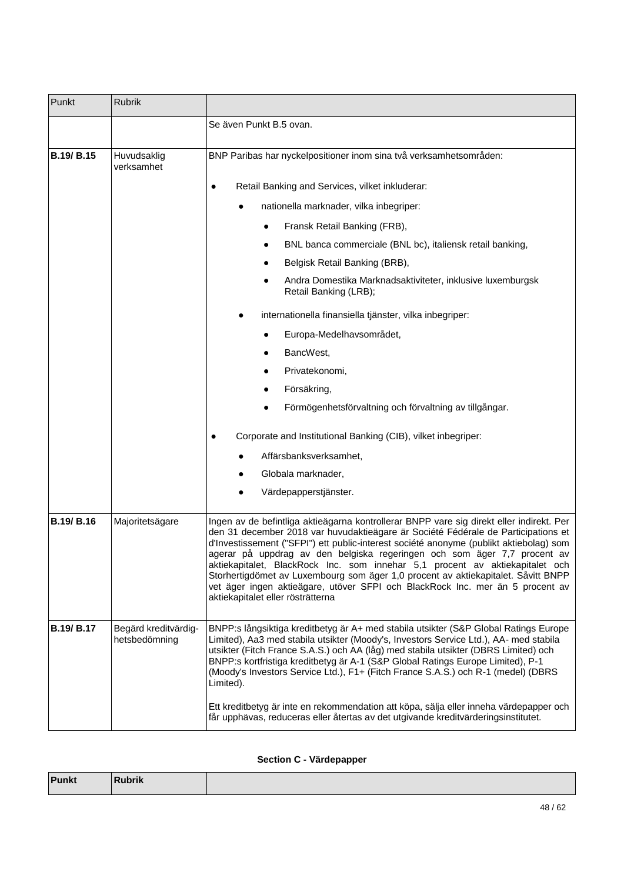| Punkt | Rubrik | |
|---|---|---|
| | | Se även Punkt B.5 ovan. |
| **B.19/ B.15** | Huvudsaklig verksamhet | BNP Paribas har nyckelpositioner inom sina två verksamhetsområden:<br><br>● Retail Banking and Services, vilket inkluderar:<br>&nbsp;&nbsp;&nbsp;&nbsp;● nationella marknader, vilka inbegriper:<br>&nbsp;&nbsp;&nbsp;&nbsp;&nbsp;&nbsp;&nbsp;&nbsp;● Fransk Retail Banking (FRB),<br>&nbsp;&nbsp;&nbsp;&nbsp;&nbsp;&nbsp;&nbsp;&nbsp;● BNL banca commerciale (BNL bc), italiensk retail banking,<br>&nbsp;&nbsp;&nbsp;&nbsp;&nbsp;&nbsp;&nbsp;&nbsp;● Belgisk Retail Banking (BRB),<br>&nbsp;&nbsp;&nbsp;&nbsp;&nbsp;&nbsp;&nbsp;&nbsp;● Andra Domestika Marknadsaktiviteter, inklusive luxemburgsk Retail Banking (LRB);<br>&nbsp;&nbsp;&nbsp;&nbsp;● internationella finansiella tjänster, vilka inbegriper:<br>&nbsp;&nbsp;&nbsp;&nbsp;&nbsp;&nbsp;&nbsp;&nbsp;● Europa-Medelhavsområdet,<br>&nbsp;&nbsp;&nbsp;&nbsp;&nbsp;&nbsp;&nbsp;&nbsp;● BancWest,<br>&nbsp;&nbsp;&nbsp;&nbsp;&nbsp;&nbsp;&nbsp;&nbsp;● Privatekonomi,<br>&nbsp;&nbsp;&nbsp;&nbsp;&nbsp;&nbsp;&nbsp;&nbsp;● Försäkring,<br>&nbsp;&nbsp;&nbsp;&nbsp;&nbsp;&nbsp;&nbsp;&nbsp;● Förmögenhetsförvaltning och förvaltning av tillgångar.<br><br>● Corporate and Institutional Banking (CIB), vilket inbegriper:<br>&nbsp;&nbsp;&nbsp;&nbsp;● Affärsbanksverksamhet,<br>&nbsp;&nbsp;&nbsp;&nbsp;● Globala marknader,<br>&nbsp;&nbsp;&nbsp;&nbsp;● Värdepapperstjänster. |
| **B.19/ B.16** | Majoritetsägare | Ingen av de befintliga aktieägarna kontrollerar BNPP vare sig direkt eller indirekt. Per den 31 december 2018 var huvudaktieägare är Société Fédérale de Participations et d'Investissement ("SFPI") ett public-interest société anonyme (publikt aktiebolag) som agerar på uppdrag av den belgiska regeringen och som äger 7,7 procent av aktiekapitalet, BlackRock Inc. som innehar 5,1 procent av aktiekapitalet och Storhertigdömet av Luxembourg som äger 1,0 procent av aktiekapitalet. Såvitt BNPP vet äger ingen aktieägare, utöver SFPI och BlackRock Inc. mer än 5 procent av aktiekapitalet eller rösträtterna |
| **B.19/ B.17** | Begärd kreditvärdig-hetsbedömning | BNPP:s långsiktiga kreditbetyg är A+ med stabila utsikter (S&P Global Ratings Europe Limited), Aa3 med stabila utsikter (Moody's, Investors Service Ltd.), AA- med stabila utsikter (Fitch France S.A.S.) och AA (låg) med stabila utsikter (DBRS Limited) och BNPP:s kortfristiga kreditbetyg är A-1 (S&P Global Ratings Europe Limited), P-1 (Moody's Investors Service Ltd.), F1+ (Fitch France S.A.S.) och R-1 (medel) (DBRS Limited).<br><br>Ett kreditbetyg är inte en rekommendation att köpa, sälja eller inneha värdepapper och får upphävas, reduceras eller återtas av det utgivande kreditvärderingsinstitutet. |

**Section C - Värdepapper**

| **Punkt** | **Rubrik** | |
|---|---|---|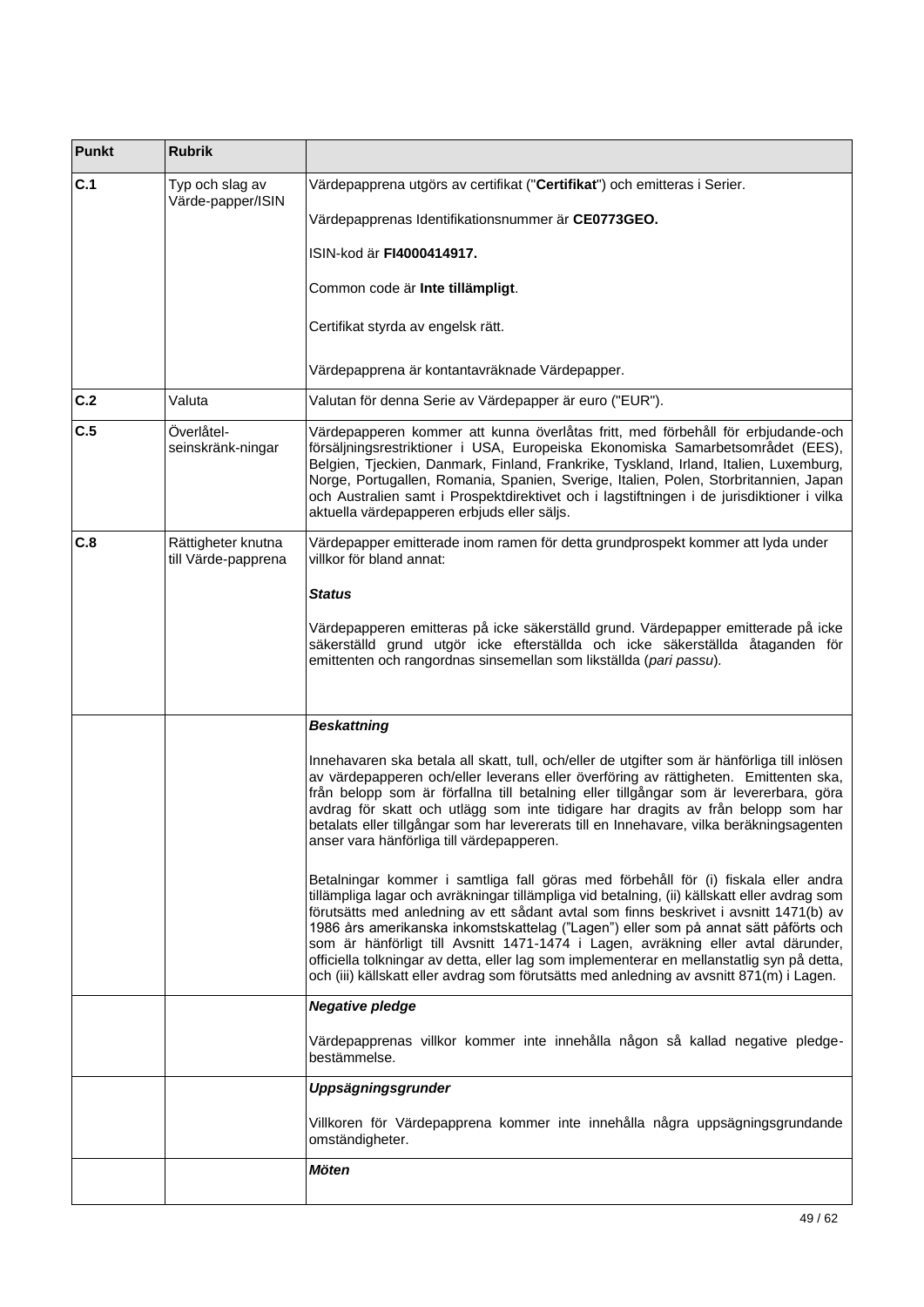| Punkt | Rubrik | |
|---|---|---|
| **C.1** | Typ och slag av Värde-papper/ISIN | Värdepapprena utgörs av certifikat ("**Certifikat**") och emitteras i Serier.<br><br>Värdepapprenas Identifikationsnummer är **CE0773GEO.**<br><br>ISIN-kod är **FI4000414917.**<br><br>Common code är **Inte tillämpligt**.<br><br>Certifikat styrda av engelsk rätt.<br><br>Värdepapprena är kontantavräknade Värdepapper. |
| **C.2** | Valuta | Valutan för denna Serie av Värdepapper är euro ("EUR"). |
| **C.5** | Överlåtel-seinskränk-ningar | Värdepapperen kommer att kunna överlåtas fritt, med förbehåll för erbjudande-och försäljningsrestriktioner i USA, Europeiska Ekonomiska Samarbetsområdet (EES), Belgien, Tjeckien, Danmark, Finland, Frankrike, Tyskland, Irland, Italien, Luxemburg, Norge, Portugallen, Romania, Spanien, Sverige, Italien, Polen, Storbritannien, Japan och Australien samt i Prospektdirektivet och i lagstiftningen i de jurisdiktioner i vilka aktuella värdepapperen erbjuds eller säljs. |
| **C.8** | Rättigheter knutna till Värde-papprena | Värdepapper emitterade inom ramen för detta grundprospekt kommer att lyda under villkor för bland annat:<br><br>***Status***<br><br>Värdepapperen emitteras på icke säkerställd grund. Värdepapper emitterade på icke säkerställd grund utgör icke efterställda och icke säkerställda åtaganden för emittenten och rangordnas sinsemellan som likställda (*pari passu*). |
| | | ***Beskattning***<br><br>Innehavaren ska betala all skatt, tull, och/eller de utgifter som är hänförliga till inlösen av värdepapperen och/eller leverans eller överföring av rättigheten. Emittenten ska, från belopp som är förfallna till betalning eller tillgångar som är levererbara, göra avdrag för skatt och utlägg som inte tidigare har dragits av från belopp som har betalats eller tillgångar som har levererats till en Innehavare, vilka beräkningsagenten anser vara hänförliga till värdepapperen.<br><br>Betalningar kommer i samtliga fall göras med förbehåll för (i) fiskala eller andra tillämpliga lagar och avräkningar tillämpliga vid betalning, (ii) källskatt eller avdrag som förutsätts med anledning av ett sådant avtal som finns beskrivet i avsnitt 1471(b) av 1986 års amerikanska inkomstskattelag ("Lagen") eller som på annat sätt påförts och som är hänförligt till Avsnitt 1471-1474 i Lagen, avräkning eller avtal därunder, officiella tolkningar av detta, eller lag som implementerar en mellanstatlig syn på detta, och (iii) källskatt eller avdrag som förutsätts med anledning av avsnitt 871(m) i Lagen. |
| | | ***Negative pledge***<br><br>Värdepapprenas villkor kommer inte innehålla någon så kallad negative pledge-bestämmelse. |
| | | ***Uppsägningsgrunder***<br><br>Villkoren för Värdepapprena kommer inte innehålla några uppsägningsgrundande omständigheter. |
| | | ***Möten*** |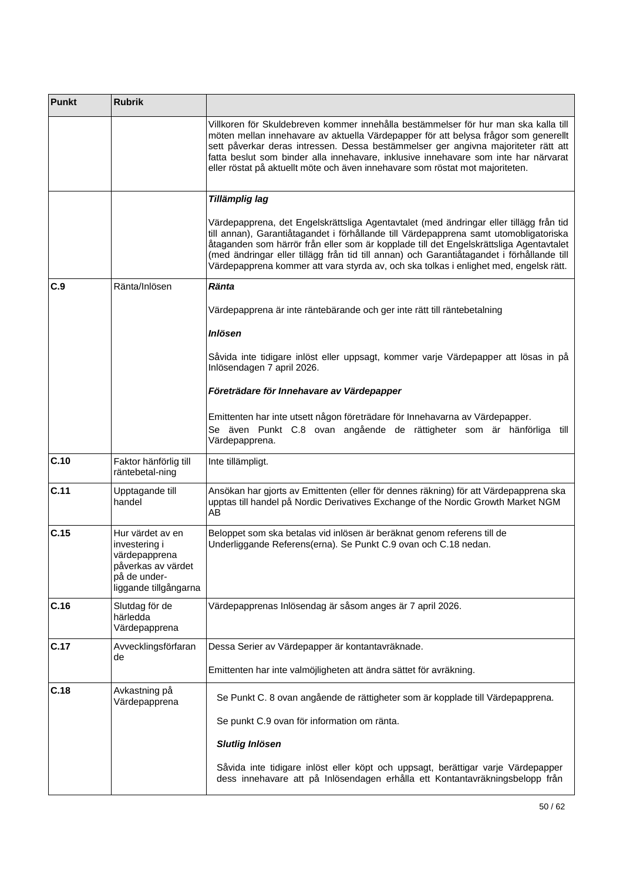| Punkt | Rubrik | |
|---|---|---|
| | | Villkoren för Skuldebreven kommer innehålla bestämmelser för hur man ska kalla till möten mellan innehavare av aktuella Värdepapper för att belysa frågor som generellt sett påverkar deras intressen. Dessa bestämmelser ger angivna majoriteter rätt att fatta beslut som binder alla innehavare, inklusive innehavare som inte har närvarat eller röstat på aktuellt möte och även innehavare som röstat mot majoriteten. |
| | | ***Tillämplig lag***<br><br>Värdepapprena, det Engelskrättsliga Agentavtalet (med ändringar eller tillägg från tid till annan), Garantiåtagandet i förhållande till Värdepapprena samt utomobligatoriska åtaganden som härrör från eller som är kopplade till det Engelskrättsliga Agentavtalet (med ändringar eller tillägg från tid till annan) och Garantiåtagandet i förhållande till Värdepapprena kommer att vara styrda av, och ska tolkas i enlighet med, engelsk rätt. |
| **C.9** | Ränta/Inlösen | ***Ränta***<br><br>Värdepapprena är inte räntebärande och ger inte rätt till räntebetalning<br><br>***Inlösen***<br><br>Såvida inte tidigare inlöst eller uppsagt, kommer varje Värdepapper att lösas in på Inlösendagen 7 april 2026.<br><br>***Företrädare för Innehavare av Värdepapper***<br><br>Emittenten har inte utsett någon företrädare för Innehavarna av Värdepapper.<br>Se även Punkt C.8 ovan angående de rättigheter som är hänförliga till Värdepapprena. |
| **C.10** | Faktor hänförlig till räntebetal-ning | Inte tillämpligt. |
| **C.11** | Upptagande till handel | Ansökan har gjorts av Emittenten (eller för dennes räkning) för att Värdepapprena ska upptas till handel på Nordic Derivatives Exchange of the Nordic Growth Market NGM AB |
| **C.15** | Hur värdet av en investering i värdepapprena påverkas av värdet på de under-liggande tillgångarna | Beloppet som ska betalas vid inlösen är beräknat genom referens till de Underliggande Referens(erna). Se Punkt C.9 ovan och C.18 nedan. |
| **C.16** | Slutdag för de härledda Värdepapprena | Värdepapprenas Inlösendag är såsom anges är 7 april 2026. |
| **C.17** | Avvecklingsförfarande | Dessa Serier av Värdepapper är kontantavräknade.<br><br>Emittenten har inte valmöjligheten att ändra sättet för avräkning. |
| **C.18** | Avkastning på Värdepapprena | Se Punkt C. 8 ovan angående de rättigheter som är kopplade till Värdepapprena.<br><br>Se punkt C.9 ovan för information om ränta.<br><br>***Slutlig Inlösen***<br><br>Såvida inte tidigare inlöst eller köpt och uppsagt, berättigar varje Värdepapper dess innehavare att på Inlösendagen erhålla ett Kontantavräkningsbelopp från |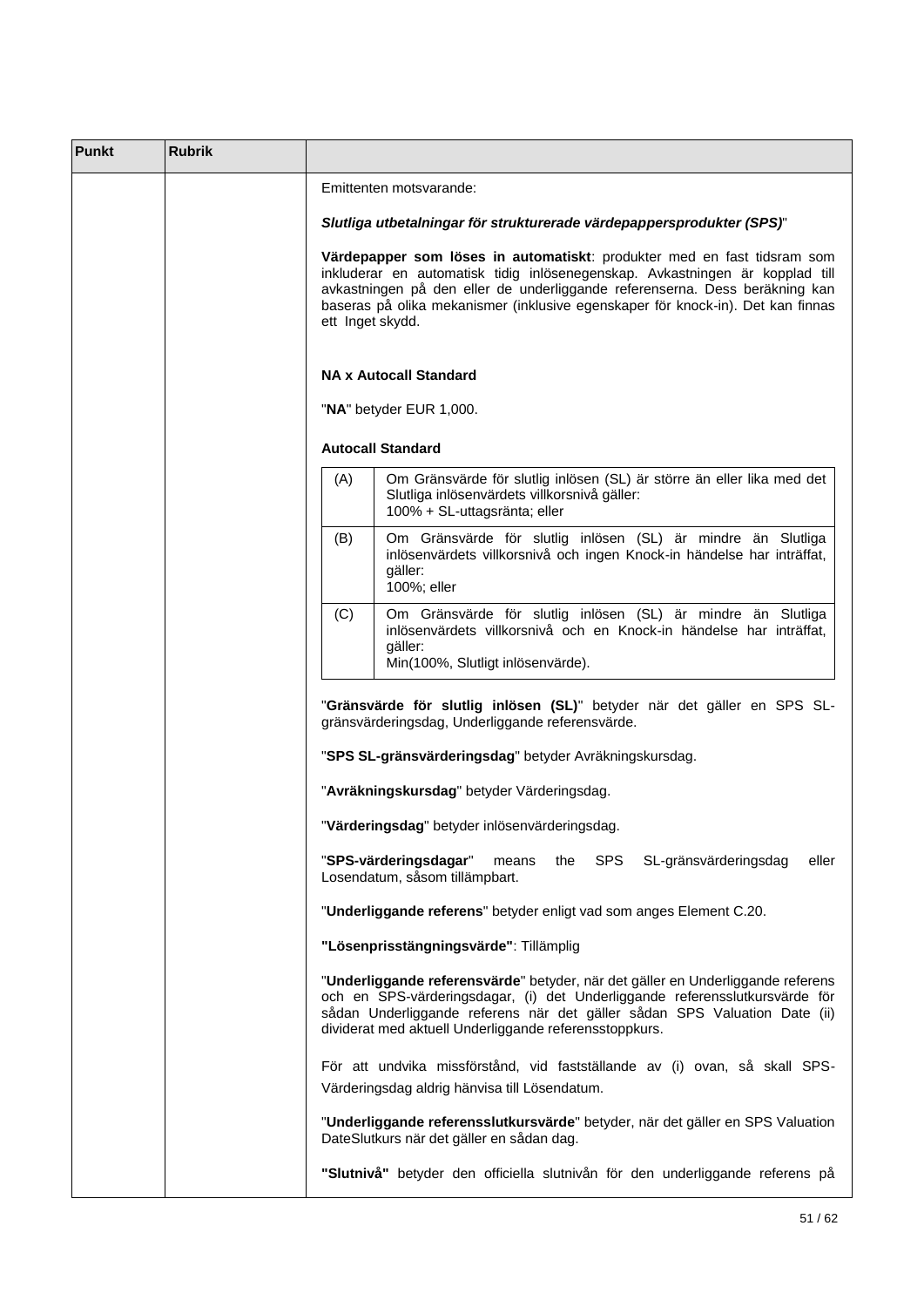| Punkt | Rubrik | |
|---|---|---|
| | | Emittenten motsvarande: |

*Slutliga utbetalningar för strukturerade värdepappersprodukter (SPS)*"

**Värdepapper som löses in automatiskt**: produkter med en fast tidsram som inkluderar en automatisk tidig inlösenegenskap. Avkastningen är kopplad till avkastningen på den eller de underliggande referenserna. Dess beräkning kan baseras på olika mekanismer (inklusive egenskaper för knock-in). Det kan finnas ett Inget skydd.

**NA x Autocall Standard**

"**NA**" betyder EUR 1,000.

**Autocall Standard**

| | |
|---|---|
| (A) | Om Gränsvärde för slutlig inlösen (SL) är större än eller lika med det Slutliga inlösenvärdets villkorsnivå gäller:<br>100% + SL-uttagsränta; eller |
| (B) | Om Gränsvärde för slutlig inlösen (SL) är mindre än Slutliga inlösenvärdets villkorsnivå och ingen Knock-in händelse har inträffat, gäller:<br>100%; eller |
| (C) | Om Gränsvärde för slutlig inlösen (SL) är mindre än Slutliga inlösenvärdets villkorsnivå och en Knock-in händelse har inträffat, gäller:<br>Min(100%, Slutligt inlösenvärde). |

"**Gränsvärde för slutlig inlösen (SL)**" betyder när det gäller en SPS SL-gränsvärderingsdag, Underliggande referensvärde.

"**SPS SL-gränsvärderingsdag**" betyder Avräkningskursdag.

"**Avräkningskursdag**" betyder Värderingsdag.

"**Värderingsdag**" betyder inlösenvärderingsdag.

"**SPS-värderingsdagar**" means the SPS SL-gränsvärderingsdag eller Losendatum, såsom tillämpbart.

"**Underliggande referens**" betyder enligt vad som anges Element C.20.

**"Lösenprisstängningsvärde"**: Tillämplig

"**Underliggande referensvärde**" betyder, när det gäller en Underliggande referens och en SPS-värderingsdagar, (i) det Underliggande referensslutkursvärde för sådan Underliggande referens när det gäller sådan SPS Valuation Date (ii) dividerat med aktuell Underliggande referensstoppkurs.

För att undvika missförstånd, vid fastställande av (i) ovan, så skall SPS-Värderingsdag aldrig hänvisa till Lösendatum.

"**Underliggande referensslutkursvärde**" betyder, när det gäller en SPS Valuation DateSlutkurs när det gäller en sådan dag.

**"Slutnivå"** betyder den officiella slutnivån för den underliggande referens på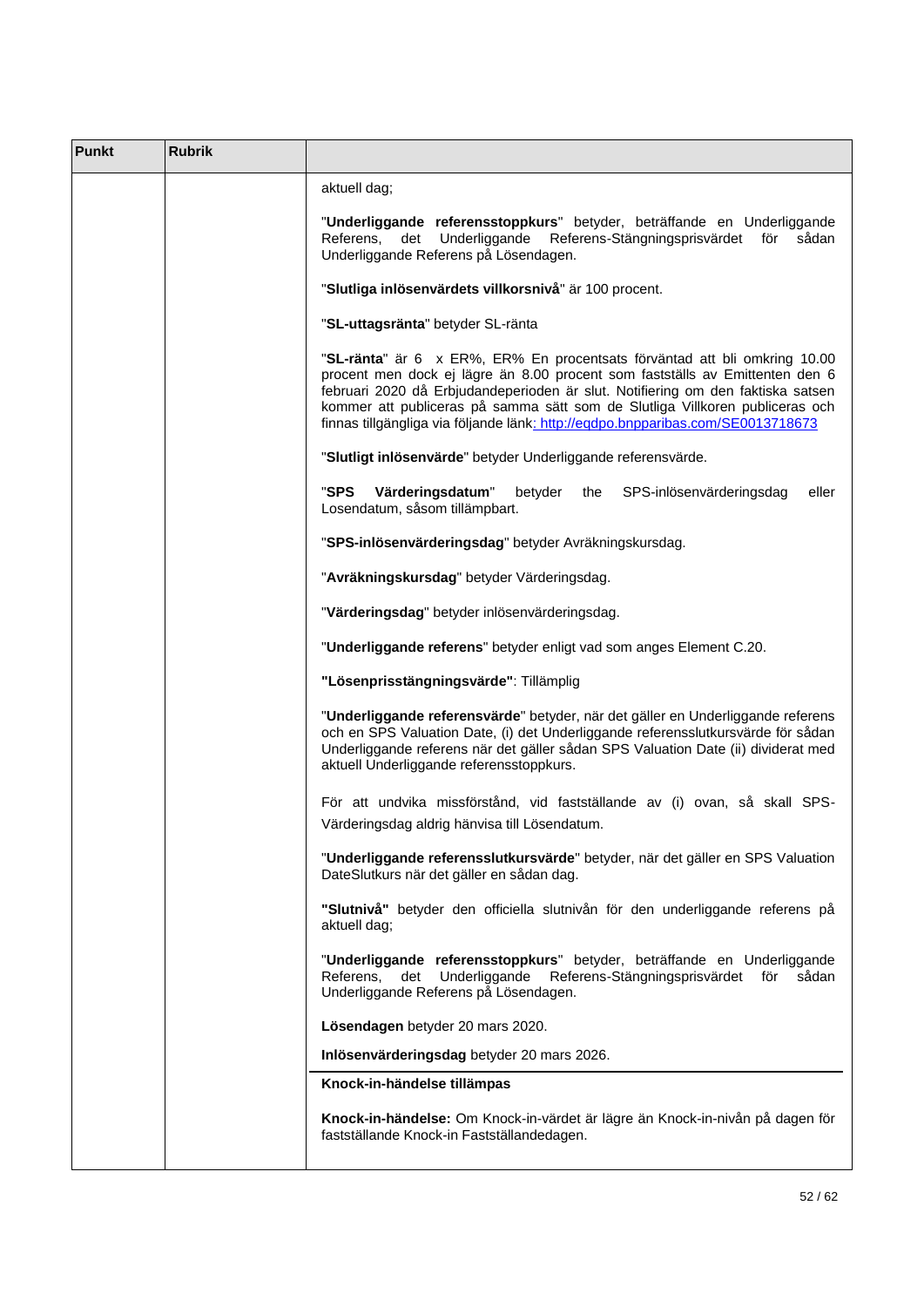| Punkt | Rubrik | |
|---|---|---|
| | | aktuell dag;<br><br>"**Underliggande referensstoppkurs**" betyder, beträffande en Underliggande Referens, det Underliggande Referens-Stängningsprisvärdet för sådan Underliggande Referens på Lösendagen.<br><br>"**Slutliga inlösenvärdets villkorsnivå**" är 100 procent.<br><br>"**SL-uttagsränta**" betyder SL-ränta<br><br>"**SL-ränta**" är 6 x ER%, ER% En procentsats förväntad att bli omkring 10.00 procent men dock ej lägre än 8.00 procent som fastställs av Emittenten den 6 februari 2020 då Erbjudandeperioden är slut. Notifiering om den faktiska satsen kommer att publiceras på samma sätt som de Slutliga Villkoren publiceras och finnas tillgängliga via följande länk: http://eqdpo.bnpparibas.com/SE0013718673<br><br>"**Slutligt inlösenvärde**" betyder Underliggande referensvärde.<br><br>"**SPS Värderingsdatum**" betyder the SPS-inlösenvärderingsdag eller Losendatum, såsom tillämpbart.<br><br>"**SPS-inlösenvärderingsdag**" betyder Avräkningskursdag.<br><br>"**Avräkningskursdag**" betyder Värderingsdag.<br><br>"**Värderingsdag**" betyder inlösenvärderingsdag.<br><br>"**Underliggande referens**" betyder enligt vad som anges Element C.20.<br><br>**"Lösenprisstängningsvärde"**: Tillämplig<br><br>"**Underliggande referensvärde**" betyder, när det gäller en Underliggande referens och en SPS Valuation Date, (i) det Underliggande referensslutkursvärde för sådan Underliggande referens när det gäller sådan SPS Valuation Date (ii) dividerat med aktuell Underliggande referensstoppkurs.<br><br>För att undvika missförstånd, vid fastställande av (i) ovan, så skall SPS-Värderingsdag aldrig hänvisa till Lösendatum.<br><br>"**Underliggande referensslutkursvärde**" betyder, när det gäller en SPS Valuation DateSlutkurs när det gäller en sådan dag.<br><br>**"Slutnivå"** betyder den officiella slutnivån för den underliggande referens på aktuell dag;<br><br>"**Underliggande referensstoppkurs**" betyder, beträffande en Underliggande Referens, det Underliggande Referens-Stängningsprisvärdet för sådan Underliggande Referens på Lösendagen.<br><br>**Lösendagen** betyder 20 mars 2020.<br><br>**Inlösenvärderingsdag** betyder 20 mars 2026.<br><br>**Knock-in-händelse tillämpas**<br><br>**Knock-in-händelse:** Om Knock-in-värdet är lägre än Knock-in-nivån på dagen för fastställande Knock-in Fastställandedagen. |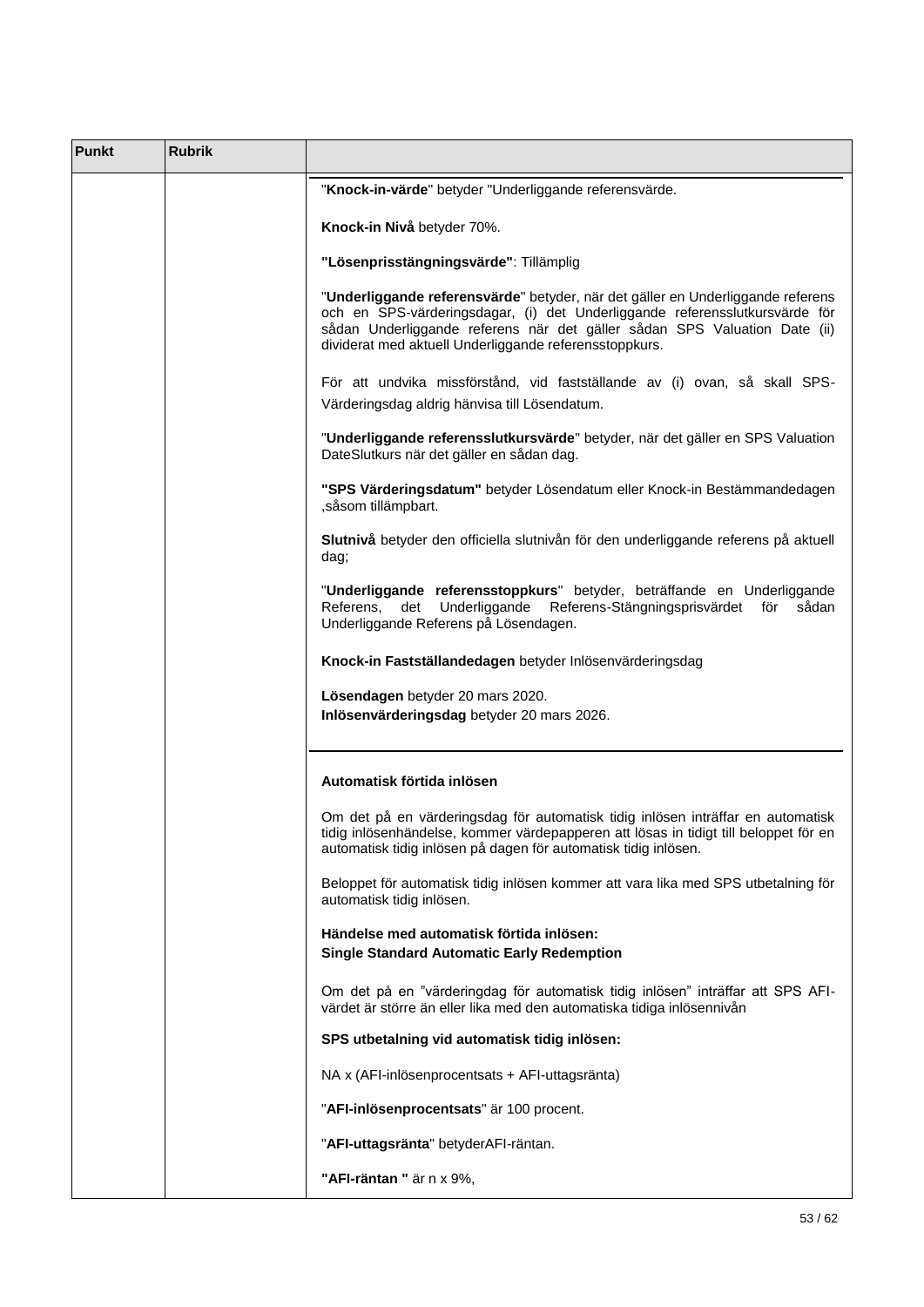| Punkt | Rubrik | |
|---|---|---|
| | | "**Knock-in-värde**" betyder "Underliggande referensvärde.<br><br>**Knock-in Nivå** betyder 70%.<br><br>**"Lösenprisstängningsvärde"**: Tillämplig<br><br>"**Underliggande referensvärde**" betyder, när det gäller en Underliggande referens och en SPS-värderingsdagar, (i) det Underliggande referensslutkursvärde för sådan Underliggande referens när det gäller sådan SPS Valuation Date (ii) dividerat med aktuell Underliggande referensstoppkurs.<br><br>För att undvika missförstånd, vid fastställande av (i) ovan, så skall SPS-Värderingsdag aldrig hänvisa till Lösendatum.<br><br>"**Underliggande referensslutkursvärde**" betyder, när det gäller en SPS Valuation DateSlutkurs när det gäller en sådan dag.<br><br>**"SPS Värderingsdatum"** betyder Lösendatum eller Knock-in Bestämmandedagen ,såsom tillämpbart.<br><br>**Slutnivå** betyder den officiella slutnivån för den underliggande referens på aktuell dag;<br><br>"**Underliggande referensstoppkurs**" betyder, beträffande en Underliggande Referens, det Underliggande Referens-Stängningsprisvärdet för sådan Underliggande Referens på Lösendagen.<br><br>**Knock-in Fastställandedagen** betyder Inlösenvärderingsdag<br><br>**Lösendagen** betyder 20 mars 2020.<br>**Inlösenvärderingsdag** betyder 20 mars 2026.<br><br>**Automatisk förtida inlösen**<br><br>Om det på en värderingsdag för automatisk tidig inlösen inträffar en automatisk tidig inlösenhändelse, kommer värdepapperen att lösas in tidigt till beloppet för en automatisk tidig inlösen på dagen för automatisk tidig inlösen.<br><br>Beloppet för automatisk tidig inlösen kommer att vara lika med SPS utbetalning för automatisk tidig inlösen.<br><br>**Händelse med automatisk förtida inlösen:**<br>**Single Standard Automatic Early Redemption**<br><br>Om det på en "värderingdag för automatisk tidig inlösen" inträffar att SPS AFI-värdet är större än eller lika med den automatiska tidiga inlösennivån<br><br>**SPS utbetalning vid automatisk tidig inlösen:**<br><br>NA x (AFI-inlösenprocentsats + AFI-uttagsränta)<br><br>"**AFI-inlösenprocentsats**" är 100 procent.<br><br>"**AFI-uttagsränta**" betyderAFI-räntan.<br><br>**"AFI-räntan "** är n x 9%, |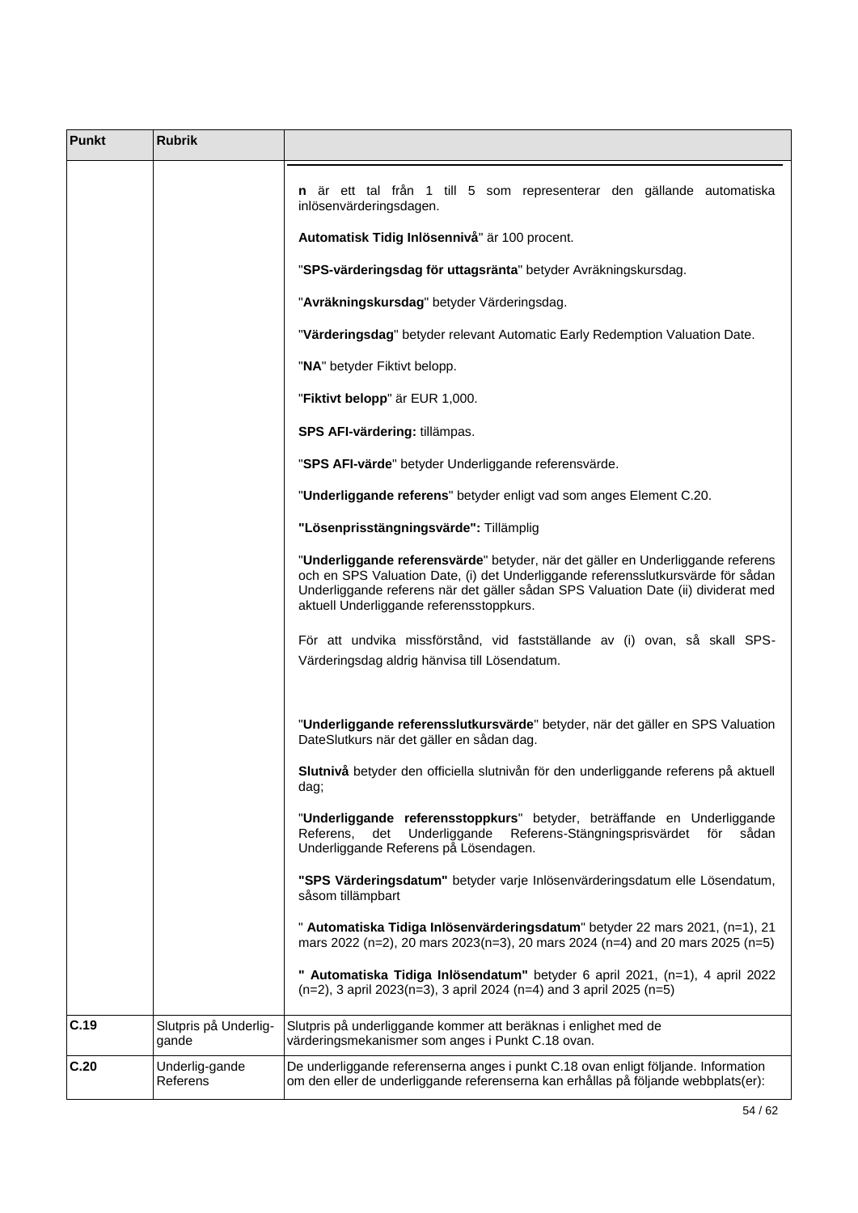| Punkt | Rubrik | |
|---|---|---|
| | | **n** är ett tal från 1 till 5 som representerar den gällande automatiska inlösenvärderingsdagen.<br><br>**Automatisk Tidig Inlösennivå**" är 100 procent.<br><br>"**SPS-värderingsdag för uttagsränta**" betyder Avräkningskursdag.<br><br>"**Avräkningskursdag**" betyder Värderingsdag.<br><br>"**Värderingsdag**" betyder relevant Automatic Early Redemption Valuation Date.<br><br>"**NA**" betyder Fiktivt belopp.<br><br>"**Fiktivt belopp**" är EUR 1,000.<br><br>**SPS AFI-värdering:** tillämpas.<br><br>"**SPS AFI-värde**" betyder Underliggande referensvärde.<br><br>"**Underliggande referens**" betyder enligt vad som anges Element C.20.<br><br>**"Lösenprisstängningsvärde":** Tillämplig<br><br>"**Underliggande referensvärde**" betyder, när det gäller en Underliggande referens och en SPS Valuation Date, (i) det Underliggande referensslutkursvärde för sådan Underliggande referens när det gäller sådan SPS Valuation Date (ii) dividerat med aktuell Underliggande referensstoppkurs.<br><br>För att undvika missförstånd, vid fastställande av (i) ovan, så skall SPS-Värderingsdag aldrig hänvisa till Lösendatum.<br><br>"**Underliggande referensslutkursvärde**" betyder, när det gäller en SPS Valuation DateSlutkurs när det gäller en sådan dag.<br><br>**Slutnivå** betyder den officiella slutnivån för den underliggande referens på aktuell dag;<br><br>"**Underliggande referensstoppkurs**" betyder, beträffande en Underliggande Referens, det Underliggande Referens-Stängningsprisvärdet för sådan Underliggande Referens på Lösendagen.<br><br>**"SPS Värderingsdatum"** betyder varje Inlösenvärderingsdatum elle Lösendatum, såsom tillämpbart<br><br>" **Automatiska Tidiga Inlösenvärderingsdatum**" betyder 22 mars 2021, (n=1), 21 mars 2022 (n=2), 20 mars 2023(n=3), 20 mars 2024 (n=4) and 20 mars 2025 (n=5)<br><br>**" Automatiska Tidiga Inlösendatum"** betyder 6 april 2021, (n=1), 4 april 2022 (n=2), 3 april 2023(n=3), 3 april 2024 (n=4) and 3 april 2025 (n=5) |
| **C.19** | Slutpris på Underlig-gande | Slutpris på underliggande kommer att beräknas i enlighet med de värderingsmekanismer som anges i Punkt C.18 ovan. |
| **C.20** | Underlig-gande Referens | De underliggande referenserna anges i punkt C.18 ovan enligt följande. Information om den eller de underliggande referenserna kan erhållas på följande webbplats(er): |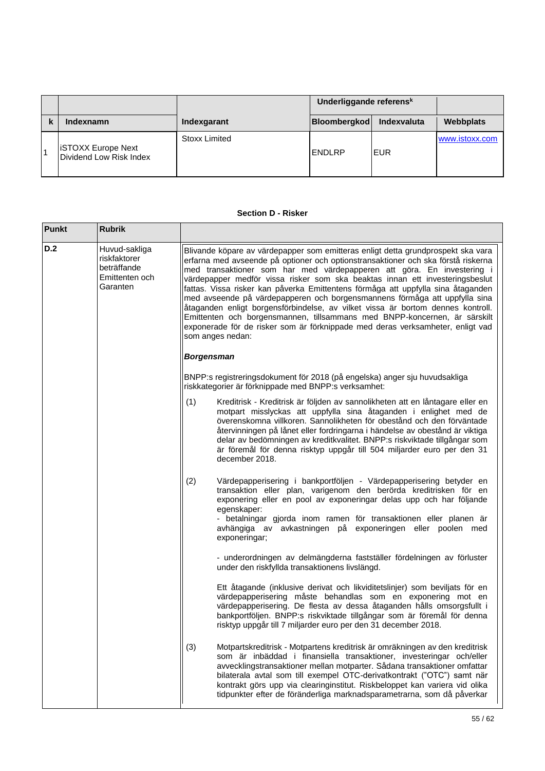| k | Indexnamn | Indexgarant | Underliggande referens[k] | | Webbplats |
|---|---|---|---|---|---|
| | | | Bloombergkod | Indexvaluta | |
| 1 | iSTOXX Europe Next Dividend Low Risk Index | Stoxx Limited | ENDLRP | EUR | www.istoxx.com |

### Section D - Risker

| Punkt | Rubrik | |
|---|---|---|
| D.2 | Huvud-sakliga riskfaktorer beträffande Emittenten och Garanten | Blivande köpare av värdepapper som emitteras enligt detta grundprospekt ska vara erfarna med avseende på optioner och optionstransaktioner och ska förstå riskerna med transaktioner som har med värdepapperen att göra. En investering i värdepapper medför vissa risker som ska beaktas innan ett investeringsbeslut fattas. Vissa risker kan påverka Emittentens förmåga att uppfylla sina åtaganden med avseende på värdepapperen och borgensmannens förmåga att uppfylla sina åtaganden enligt borgensförbindelse, av vilket vissa är bortom dennes kontroll. Emittenten och borgensmannen, tillsammans med BNPP-koncernen, är särskilt exponerade för de risker som är förknippade med deras verksamheter, enligt vad som anges nedan:<br><br>***Borgensman***<br><br>BNPP:s registreringsdokument för 2018 (på engelska) anger sju huvudsakliga riskkategorier är förknippade med BNPP:s verksamhet:<br><br>(1) Kreditrisk - Kreditrisk är följden av sannolikheten att en låntagare eller en motpart misslyckas att uppfylla sina åtaganden i enlighet med de överenskomna villkoren. Sannolikheten för obestånd och den förväntade återvinningen på lånet eller fordringarna i händelse av obestånd är viktiga delar av bedömningen av kreditkvalitet. BNPP:s riskviktade tillgångar som är föremål för denna risktyp uppgår till 504 miljarder euro per den 31 december 2018.<br><br>(2) Värdepapperisering i bankportföljen - Värdepapperisering betyder en transaktion eller plan, varigenom den berörda kreditrisken för en exponering eller en pool av exponeringar delas upp och har följande egenskaper:<br>- betalningar gjorda inom ramen för transaktionen eller planen är avhängiga av avkastningen på exponeringen eller poolen med exponeringar;<br><br>- underordningen av delmängderna fastställer fördelningen av förluster under den riskfyllda transaktionens livslängd.<br><br>Ett åtagande (inklusive derivat och likviditetslinjer) som beviljats för en värdepapperisering måste behandlas som en exponering mot en värdepapperisering. De flesta av dessa åtaganden hålls omsorgsfullt i bankportföljen. BNPP:s riskviktade tillgångar som är föremål för denna risktyp uppgår till 7 miljarder euro per den 31 december 2018.<br><br>(3) Motpartskreditrisk - Motpartens kreditrisk är omräkningen av den kreditrisk som är inbäddad i finansiella transaktioner, investeringar och/eller avvecklingstransaktioner mellan motparter. Sådana transaktioner omfattar bilaterala avtal som till exempel OTC-derivatkontrakt ("OTC") samt när kontrakt görs upp via clearinginstitut. Riskbeloppet kan variera vid olika tidpunkter efter de föränderliga marknadsparametrarna, som då påverkar |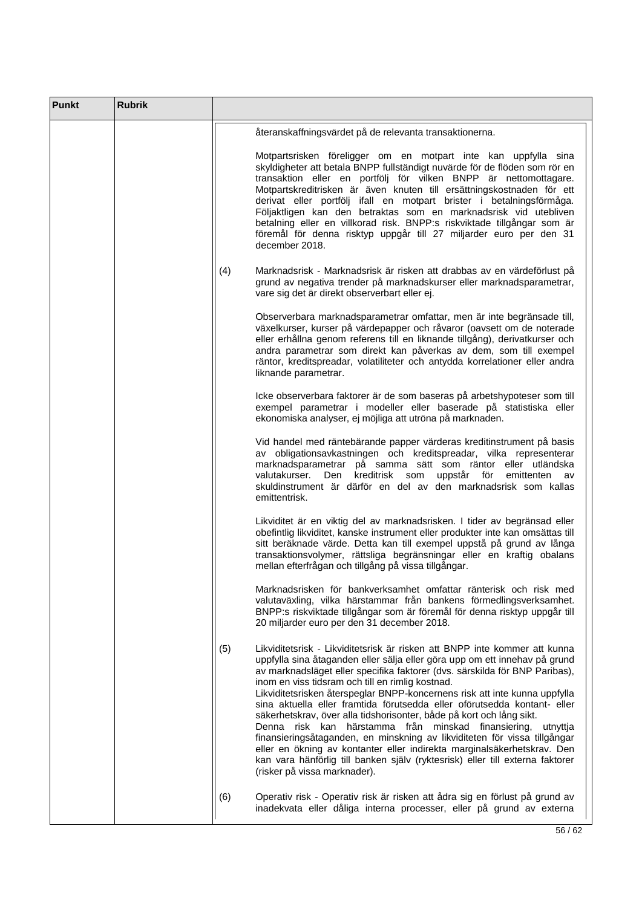| Punkt | Rubrik | |
|---|---|---|
| | | återanskaffningsvärdet på de relevanta transaktionerna.<br><br>Motpartsrisken föreligger om en motpart inte kan uppfylla sina skyldigheter att betala BNPP fullständigt nuvärde för de flöden som rör en transaktion eller en portfölj för vilken BNPP är nettomottagare. Motpartskreditrisken är även knuten till ersättningskostnaden för ett derivat eller portfölj ifall en motpart brister i betalningsförmåga. Följaktligen kan den betraktas som en marknadsrisk vid utebliven betalning eller en villkorad risk. BNPP:s riskviktade tillgångar som är föremål för denna risktyp uppgår till 27 miljarder euro per den 31 december 2018.<br><br>(4) Marknadsrisk - Marknadsrisk är risken att drabbas av en värdeförlust på grund av negativa trender på marknadskurser eller marknadsparametrar, vare sig det är direkt observerbart eller ej.<br><br>Observerbara marknadsparametrar omfattar, men är inte begränsade till, växelkurser, kurser på värdepapper och råvaror (oavsett om de noterade eller erhållna genom referens till en liknande tillgång), derivatkurser och andra parametrar som direkt kan påverkas av dem, som till exempel räntor, kreditspreadar, volatiliteter och antydda korrelationer eller andra liknande parametrar.<br><br>Icke observerbara faktorer är de som baseras på arbetshypoteser som till exempel parametrar i modeller eller baserade på statistiska eller ekonomiska analyser, ej möjliga att utröna på marknaden.<br><br>Vid handel med räntebärande papper värderas kreditinstrument på basis av obligationsavkastningen och kreditspreadar, vilka representerar marknadsparametrar på samma sätt som räntor eller utländska valutakurser. Den kreditrisk som uppstår för emittenten av skuldinstrument är därför en del av den marknadsrisk som kallas emittentrisk.<br><br>Likviditet är en viktig del av marknadsrisken. I tider av begränsad eller obefintlig likviditet, kanske instrument eller produkter inte kan omsättas till sitt beräknade värde. Detta kan till exempel uppstå på grund av låga transaktionsvolymer, rättsliga begränsningar eller en kraftig obalans mellan efterfrågan och tillgång på vissa tillgångar.<br><br>Marknadsrisken för bankverksamhet omfattar ränterisk och risk med valutaväxling, vilka härstammar från bankens förmedlingsverksamhet. BNPP:s riskviktade tillgångar som är föremål för denna risktyp uppgår till 20 miljarder euro per den 31 december 2018.<br><br>(5) Likviditetsrisk - Likviditetsrisk är risken att BNPP inte kommer att kunna uppfylla sina åtaganden eller sälja eller göra upp om ett innehav på grund av marknadsläget eller specifika faktorer (dvs. särskilda för BNP Paribas), inom en viss tidsram och till en rimlig kostnad.<br>Likviditetsrisken återspeglar BNPP-koncernens risk att inte kunna uppfylla sina aktuella eller framtida förutsedda eller oförutsedda kontant- eller säkerhetskrav, över alla tidshorisonter, både på kort och lång sikt.<br>Denna risk kan härstamma från minskad finansiering, utnyttja finansieringsåtaganden, en minskning av likviditeten för vissa tillgångar eller en ökning av kontanter eller indirekta marginalsäkerhetskrav. Den kan vara hänförlig till banken själv (ryktesrisk) eller till externa faktorer (risker på vissa marknader).<br><br>(6) Operativ risk - Operativ risk är risken att ådra sig en förlust på grund av inadekvata eller dåliga interna processer, eller på grund av externa |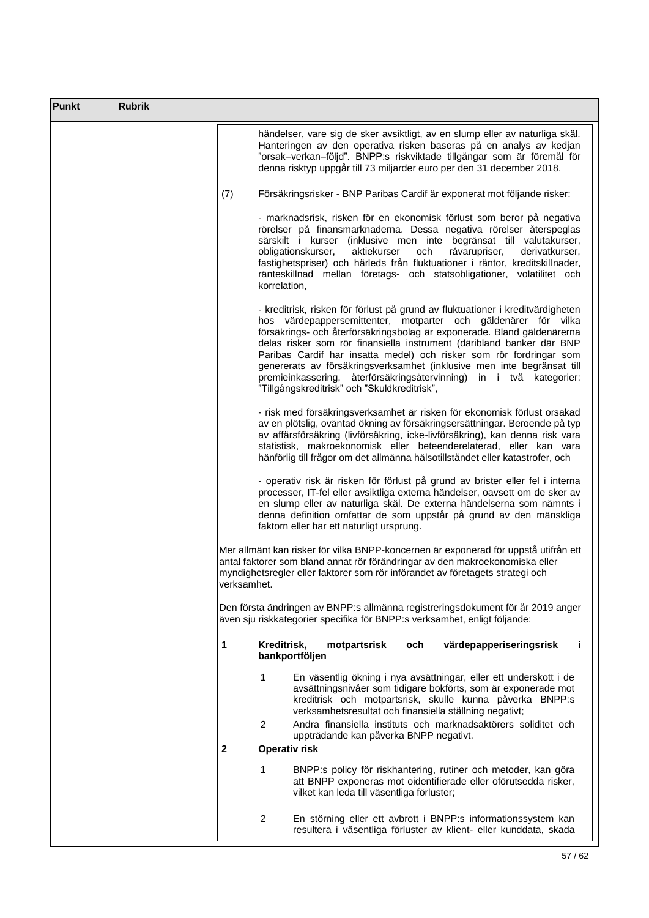| Punkt | Rubrik | |
|---|---|---|
| | | händelser, vare sig de sker avsiktligt, av en slump eller av naturliga skäl. Hanteringen av den operativa risken baseras på en analys av kedjan "orsak–verkan–följd". BNPP:s riskviktade tillgångar som är föremål för denna risktyp uppgår till 73 miljarder euro per den 31 december 2018.<br><br>(7) Försäkringsrisker - BNP Paribas Cardif är exponerat mot följande risker:<br><br>- marknadsrisk, risken för en ekonomisk förlust som beror på negativa rörelser på finansmarknaderna. Dessa negativa rörelser återspeglas särskilt i kurser (inklusive men inte begränsat till valutakurser, obligationskurser, aktiekurser och råvarupriser, derivatkurser, fastighetspriser) och härleds från fluktuationer i räntor, kreditskillnader, ränteskillnad mellan företags- och statsobligationer, volatilitet och korrelation,<br><br>- kreditrisk, risken för förlust på grund av fluktuationer i kreditvärdigheten hos värdepappersemittenter, motparter och gäldenärer för vilka försäkrings- och återförsäkringsbolag är exponerade. Bland gäldenärerna delas risker som rör finansiella instrument (däribland banker där BNP Paribas Cardif har insatta medel) och risker som rör fordringar som genererats av försäkringsverksamhet (inklusive men inte begränsat till premieinkassering, återförsäkringsåtervinning) in i två kategorier: "Tillgångskreditrisk" och "Skuldkreditrisk",<br><br>- risk med försäkringsverksamhet är risken för ekonomisk förlust orsakad av en plötslig, oväntad ökning av försäkringsersättningar. Beroende på typ av affärsförsäkring (livförsäkring, icke-livförsäkring), kan denna risk vara statistisk, makroekonomisk eller beteenderelaterad, eller kan vara hänförlig till frågor om det allmänna hälsotillståndet eller katastrofer, och<br><br>- operativ risk är risken för förlust på grund av brister eller fel i interna processer, IT-fel eller avsiktliga externa händelser, oavsett om de sker av en slump eller av naturliga skäl. De externa händelserna som nämnts i denna definition omfattar de som uppstår på grund av den mänskliga faktorn eller har ett naturligt ursprung.<br><br>Mer allmänt kan risker för vilka BNPP-koncernen är exponerad för uppstå utifrån ett antal faktorer som bland annat rör förändringar av den makroekonomiska eller myndighetsregler eller faktorer som rör införandet av företagets strategi och verksamhet.<br><br>Den första ändringen av BNPP:s allmänna registreringsdokument för år 2019 anger även sju riskkategorier specifika för BNPP:s verksamhet, enligt följande:<br><br>**1 Kreditrisk, motpartsrisk och värdepapperiseringsrisk i bankportföljen**<br><br>1 En väsentlig ökning i nya avsättningar, eller ett underskott i de avsättningsnivåer som tidigare bokförts, som är exponerade mot kreditrisk och motpartsrisk, skulle kunna påverka BNPP:s verksamhetsresultat och finansiella ställning negativt;<br><br>2 Andra finansiella instituts och marknadsaktörers soliditet och uppträdande kan påverka BNPP negativt.<br><br>**2 Operativ risk**<br><br>1 BNPP:s policy för riskhantering, rutiner och metoder, kan göra att BNPP exponeras mot oidentifierade eller oförutsedda risker, vilket kan leda till väsentliga förluster;<br><br>2 En störning eller ett avbrott i BNPP:s informationssystem kan resultera i väsentliga förluster av klient- eller kunddata, skada |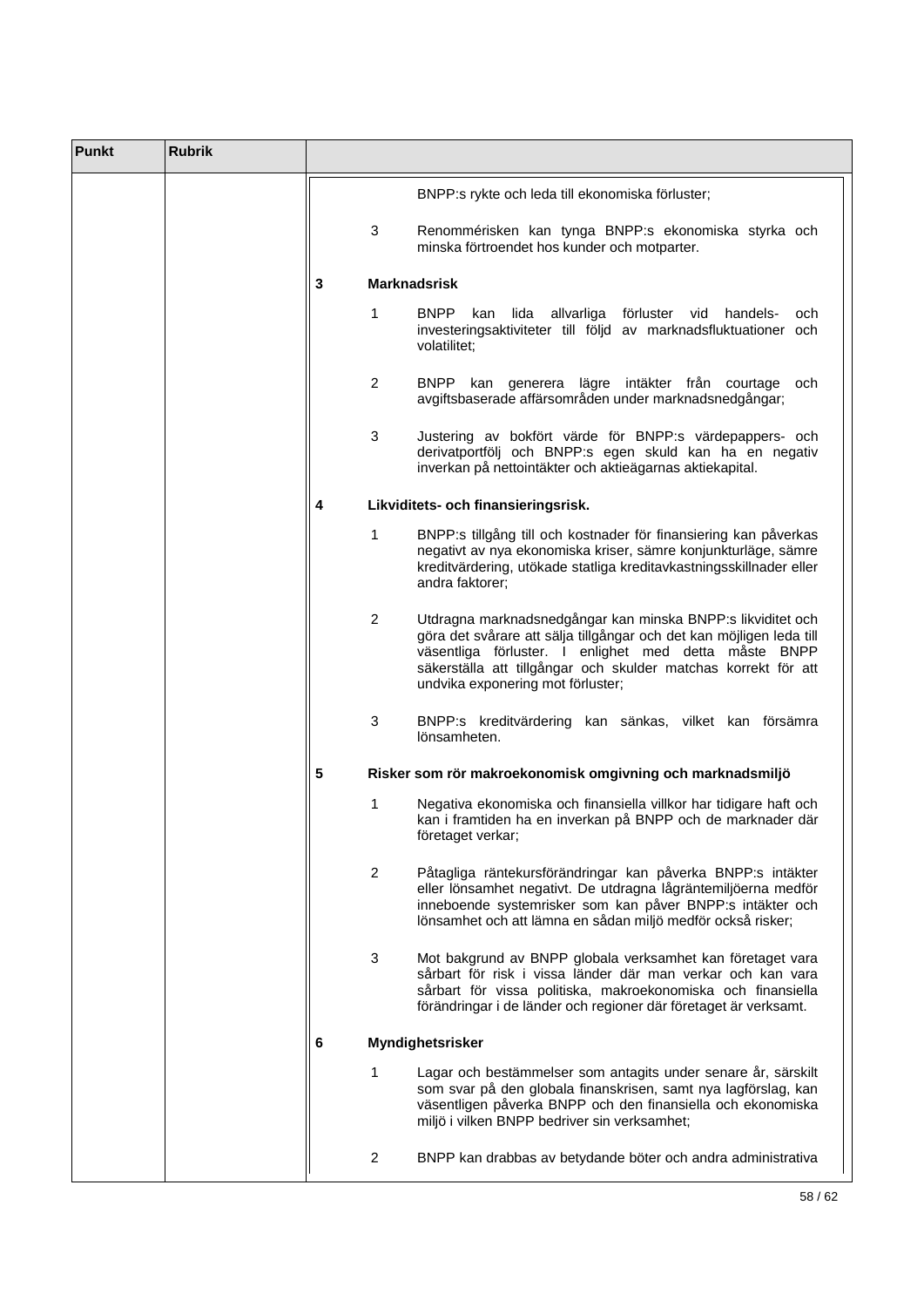| Punkt | Rubrik | |
|---|---|---|
| | | BNPP:s rykte och leda till ekonomiska förluster;<br><br>3 Renommérisken kan tynga BNPP:s ekonomiska styrka och minska förtroendet hos kunder och motparter.<br><br>**3 Marknadsrisk**<br><br>1 BNPP kan lida allvarliga förluster vid handels- och investeringsaktiviteter till följd av marknadsfluktuationer och volatilitet;<br><br>2 BNPP kan generera lägre intäkter från courtage och avgiftsbaserade affärsområden under marknadsnedgångar;<br><br>3 Justering av bokfört värde för BNPP:s värdepappers- och derivatportfölj och BNPP:s egen skuld kan ha en negativ inverkan på nettointäkter och aktieägarnas aktiekapital.<br><br>**4 Likviditets- och finansieringsrisk.**<br><br>1 BNPP:s tillgång till och kostnader för finansiering kan påverkas negativt av nya ekonomiska kriser, sämre konjunkturläge, sämre kreditvärdering, utökade statliga kreditavkastningsskillnader eller andra faktorer;<br><br>2 Utdragna marknadsnedgångar kan minska BNPP:s likviditet och göra det svårare att sälja tillgångar och det kan möjligen leda till väsentliga förluster. I enlighet med detta måste BNPP säkerställa att tillgångar och skulder matchas korrekt för att undvika exponering mot förluster;<br><br>3 BNPP:s kreditvärdering kan sänkas, vilket kan försämra lönsamheten.<br><br>**5 Risker som rör makroekonomisk omgivning och marknadsmiljö**<br><br>1 Negativa ekonomiska och finansiella villkor har tidigare haft och kan i framtiden ha en inverkan på BNPP och de marknader där företaget verkar;<br><br>2 Påtagliga räntekursförändringar kan påverka BNPP:s intäkter eller lönsamhet negativt. De utdragna lågräntemiljöerna medför inneboende systemrisker som kan påver BNPP:s intäkter och lönsamhet och att lämna en sådan miljö medför också risker;<br><br>3 Mot bakgrund av BNPP globala verksamhet kan företaget vara sårbart för risk i vissa länder där man verkar och kan vara sårbart för vissa politiska, makroekonomiska och finansiella förändringar i de länder och regioner där företaget är verksamt.<br><br>**6 Myndighetsrisker**<br><br>1 Lagar och bestämmelser som antagits under senare år, särskilt som svar på den globala finanskrisen, samt nya lagförslag, kan väsentligen påverka BNPP och den finansiella och ekonomiska miljö i vilken BNPP bedriver sin verksamhet;<br><br>2 BNPP kan drabbas av betydande böter och andra administrativa |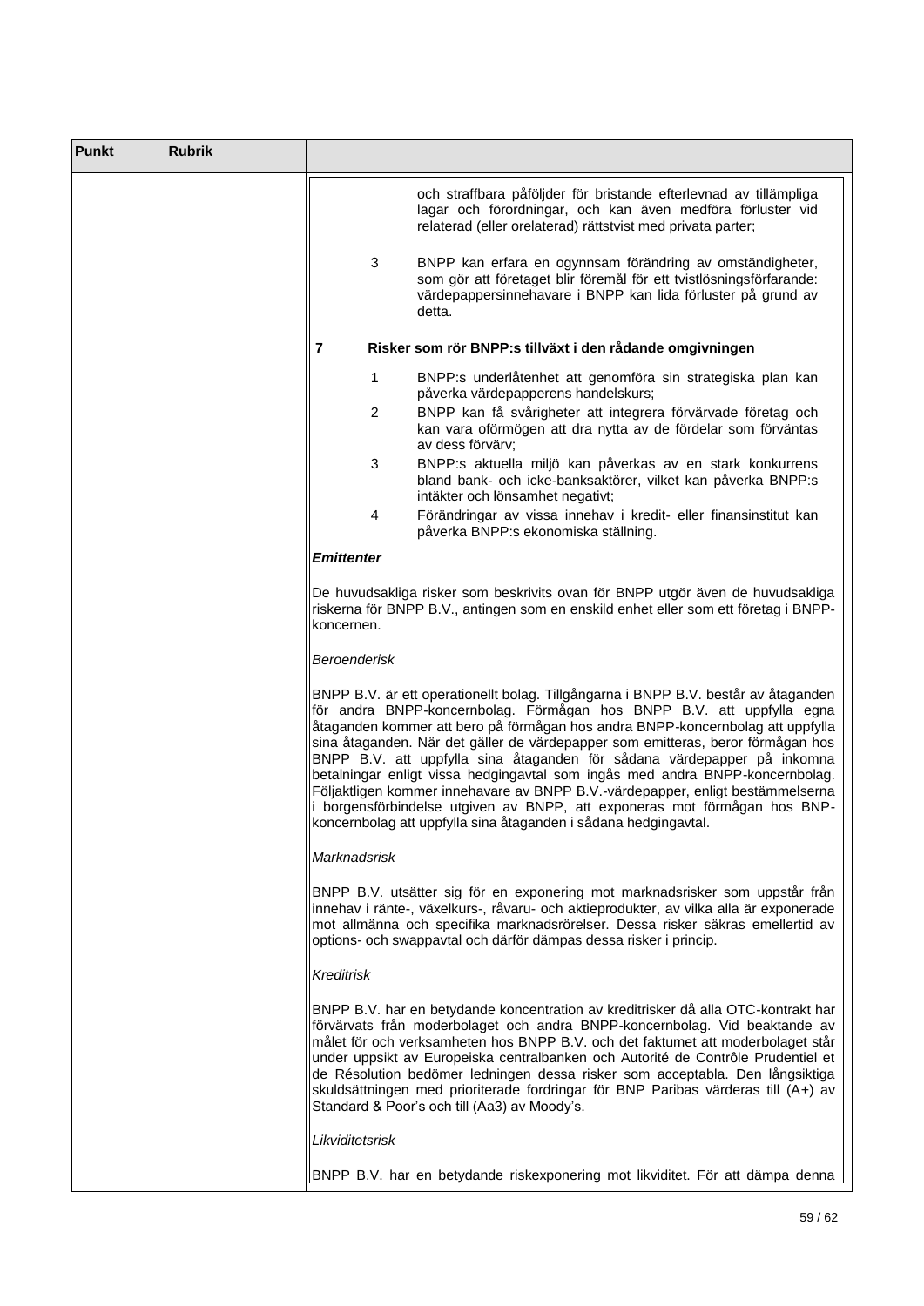| Punkt | Rubrik | |
|---|---|---|
| | | och straffbara påföljder för bristande efterlevnad av tillämpliga lagar och förordningar, och kan även medföra förluster vid relaterad (eller orelaterad) rättstvist med privata parter;<br><br>3 BNPP kan erfara en ogynnsam förändring av omständigheter, som gör att företaget blir föremål för ett tvistlösningsförfarande: värdepappersinnehavare i BNPP kan lida förluster på grund av detta.<br><br>**7 Risker som rör BNPP:s tillväxt i den rådande omgivningen**<br><br>1 BNPP:s underlåtenhet att genomföra sin strategiska plan kan påverka värdepapperens handelskurs;<br>2 BNPP kan få svårigheter att integrera förvärvade företag och kan vara oförmögen att dra nytta av de fördelar som förväntas av dess förvärv;<br>3 BNPP:s aktuella miljö kan påverkas av en stark konkurrens bland bank- och icke-banksaktörer, vilket kan påverka BNPP:s intäkter och lönsamhet negativt;<br>4 Förändringar av vissa innehav i kredit- eller finansinstitut kan påverka BNPP:s ekonomiska ställning.<br><br>***Emittenter***<br><br>De huvudsakliga risker som beskrivits ovan för BNPP utgör även de huvudsakliga riskerna för BNPP B.V., antingen som en enskild enhet eller som ett företag i BNPP-koncernen.<br><br>*Beroenderisk*<br><br>BNPP B.V. är ett operationellt bolag. Tillgångarna i BNPP B.V. består av åtaganden för andra BNPP-koncernbolag. Förmågan hos BNPP B.V. att uppfylla egna åtaganden kommer att bero på förmågan hos andra BNPP-koncernbolag att uppfylla sina åtaganden. När det gäller de värdepapper som emitteras, beror förmågan hos BNPP B.V. att uppfylla sina åtaganden för sådana värdepapper på inkomna betalningar enligt vissa hedgingavtal som ingås med andra BNPP-koncernbolag. Följaktligen kommer innehavare av BNPP B.V.-värdepapper, enligt bestämmelserna i borgensförbindelse utgiven av BNPP, att exponeras mot förmågan hos BNP-koncernbolag att uppfylla sina åtaganden i sådana hedgingavtal.<br><br>*Marknadsrisk*<br><br>BNPP B.V. utsätter sig för en exponering mot marknadsrisker som uppstår från innehav i ränte-, växelkurs-, råvaru- och aktieprodukter, av vilka alla är exponerade mot allmänna och specifika marknadsrörelser. Dessa risker säkras emellertid av options- och swappavtal och därför dämpas dessa risker i princip.<br><br>*Kreditrisk*<br><br>BNPP B.V. har en betydande koncentration av kreditrisker då alla OTC-kontrakt har förvärvats från moderbolaget och andra BNPP-koncernbolag. Vid beaktande av målet för och verksamheten hos BNPP B.V. och det faktumet att moderbolaget står under uppsikt av Europeiska centralbanken och Autorité de Contrôle Prudentiel et de Résolution bedömer ledningen dessa risker som acceptabla. Den långsiktiga skuldsättningen med prioriterade fordringar för BNP Paribas värderas till (A+) av Standard & Poor's och till (Aa3) av Moody's.<br><br>*Likviditetsrisk*<br><br>BNPP B.V. har en betydande riskexponering mot likviditet. För att dämpa denna |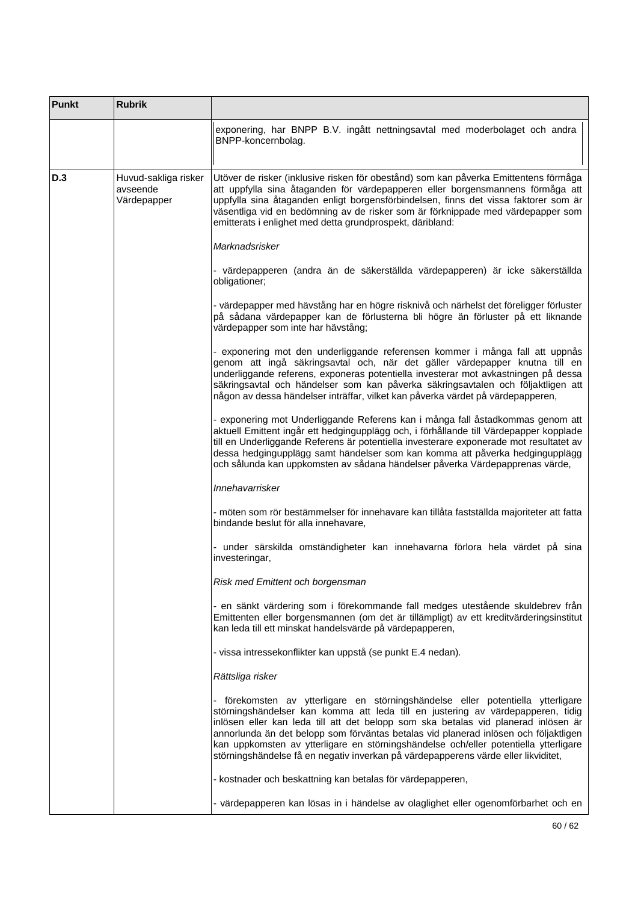| Punkt | Rubrik | |
|---|---|---|
| | | exponering, har BNPP B.V. ingått nettningsavtal med moderbolaget och andra BNPP-koncernbolag. |
| D.3 | Huvud-sakliga risker avseende Värdepapper | Utöver de risker (inklusive risken för obestånd) som kan påverka Emittentens förmåga att uppfylla sina åtaganden för värdepapperen eller borgensmannens förmåga att uppfylla sina åtaganden enligt borgensförbindelsen, finns det vissa faktorer som är väsentliga vid en bedömning av de risker som är förknippade med värdepapper som emitterats i enlighet med detta grundprospekt, däribland:<br><br>*Marknadsrisker*<br><br>- värdepapperen (andra än de säkerställda värdepapperen) är icke säkerställda obligationer;<br><br>- värdepapper med hävstång har en högre risknivå och närhelst det föreligger förluster på sådana värdepapper kan de förlusterna bli högre än förluster på ett liknande värdepapper som inte har hävstång;<br><br>- exponering mot den underliggande referensen kommer i många fall att uppnås genom att ingå säkringsavtal och, när det gäller värdepapper knutna till en underliggande referens, exponeras potentiella investerar mot avkastningen på dessa säkringsavtal och händelser som kan påverka säkringsavtalen och följaktligen att någon av dessa händelser inträffar, vilket kan påverka värdet på värdepapperen,<br><br>- exponering mot Underliggande Referens kan i många fall åstadkommas genom att aktuell Emittent ingår ett hedgingupplägg och, i förhållande till Värdepapper kopplade till en Underliggande Referens är potentiella investerare exponerade mot resultatet av dessa hedgingupplägg samt händelser som kan komma att påverka hedgingupplägg och sålunda kan uppkomsten av sådana händelser påverka Värdepapprenas värde,<br><br>*Innehavarrisker*<br><br>- möten som rör bestämmelser för innehavare kan tillåta fastställda majoriteter att fatta bindande beslut för alla innehavare,<br><br>- under särskilda omständigheter kan innehavarna förlora hela värdet på sina investeringar,<br><br>*Risk med Emittent och borgensman*<br><br>- en sänkt värdering som i förekommande fall medges utestående skuldebrev från Emittenten eller borgensmannen (om det är tillämpligt) av ett kreditvärderingsinstitut kan leda till ett minskat handelsvärde på värdepapperen,<br><br>- vissa intressekonflikter kan uppstå (se punkt E.4 nedan).<br><br>*Rättsliga risker*<br><br>- förekomsten av ytterligare en störningshändelse eller potentiella ytterligare störningshändelser kan komma att leda till en justering av värdepapperen, tidig inlösen eller kan leda till att det belopp som ska betalas vid planerad inlösen är annorlunda än det belopp som förväntas betalas vid planerad inlösen och följaktligen kan uppkomsten av ytterligare en störningshändelse och/eller potentiella ytterligare störningshändelse få en negativ inverkan på värdepapperens värde eller likviditet,<br><br>- kostnader och beskattning kan betalas för värdepapperen,<br><br>- värdepapperen kan lösas in i händelse av olaglighet eller ogenomförbarhet och en |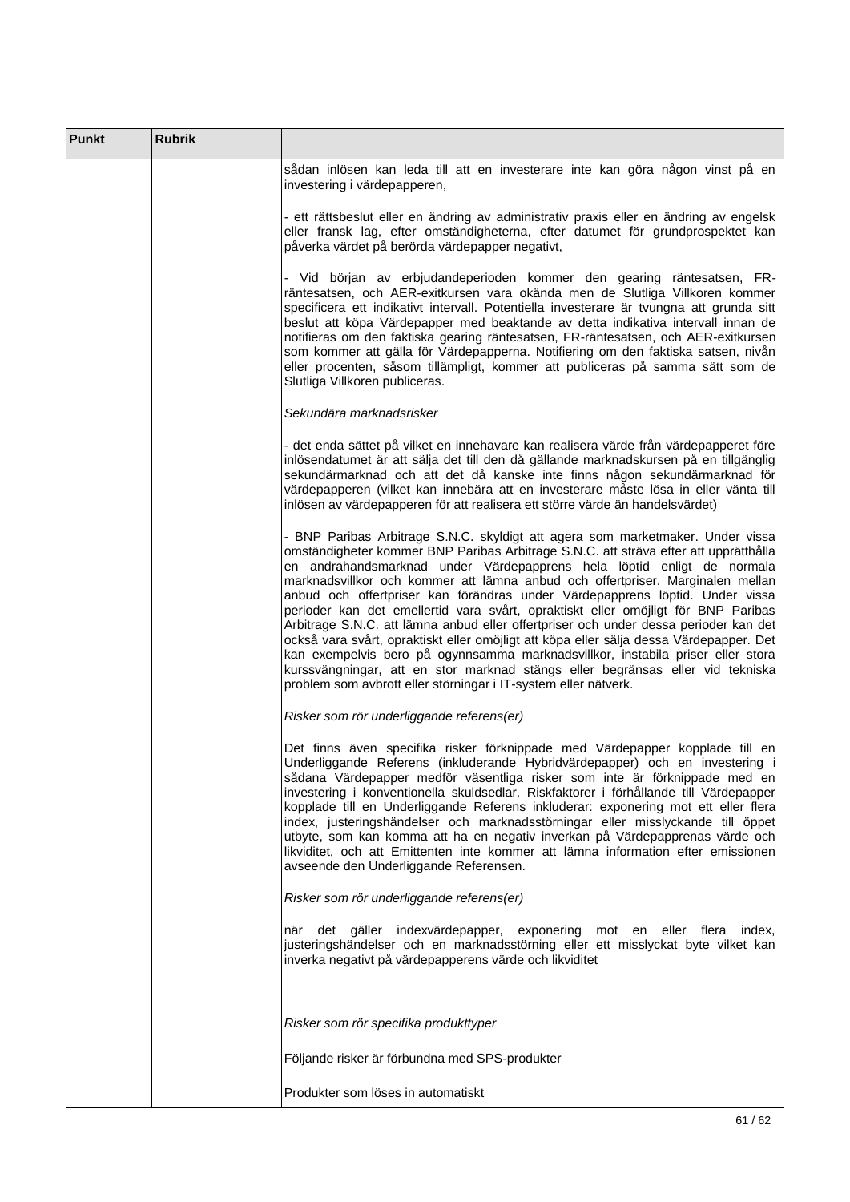| Punkt | Rubrik | |
|---|---|---|
| | | sådan inlösen kan leda till att en investerare inte kan göra någon vinst på en investering i värdepapperen,<br><br>- ett rättsbeslut eller en ändring av administrativ praxis eller en ändring av engelsk eller fransk lag, efter omständigheterna, efter datumet för grundprospektet kan påverka värdet på berörda värdepapper negativt,<br><br>- Vid början av erbjudandeperioden kommer den gearing räntesatsen, FR-räntesatsen, och AER-exitkursen vara okända men de Slutliga Villkoren kommer specificera ett indikativt intervall. Potentiella investerare är tvungna att grunda sitt beslut att köpa Värdepapper med beaktande av detta indikativa intervall innan de notifieras om den faktiska gearing räntesatsen, FR-räntesatsen, och AER-exitkursen som kommer att gälla för Värdepapperna. Notifiering om den faktiska satsen, nivån eller procenten, såsom tillämpligt, kommer att publiceras på samma sätt som de Slutliga Villkoren publiceras.<br><br>*Sekundära marknadsrisker*<br><br>- det enda sättet på vilket en innehavare kan realisera värde från värdepapperet före inlösendatumet är att sälja det till den då gällande marknadskursen på en tillgänglig sekundärmarknad och att det då kanske inte finns någon sekundärmarknad för värdepapperen (vilket kan innebära att en investerare måste lösa in eller vänta till inlösen av värdepapperen för att realisera ett större värde än handelsvärdet)<br><br>- BNP Paribas Arbitrage S.N.C. skyldigt att agera som marketmaker. Under vissa omständigheter kommer BNP Paribas Arbitrage S.N.C. att sträva efter att upprätthålla en andrahandsmarknad under Värdepapprens hela löptid enligt de normala marknadsvillkor och kommer att lämna anbud och offertpriser. Marginalen mellan anbud och offertpriser kan förändras under Värdepapprens löptid. Under vissa perioder kan det emellertid vara svårt, opraktiskt eller omöjligt för BNP Paribas Arbitrage S.N.C. att lämna anbud eller offertpriser och under dessa perioder kan det också vara svårt, opraktiskt eller omöjligt att köpa eller sälja dessa Värdepapper. Det kan exempelvis bero på ogynnsamma marknadsvillkor, instabila priser eller stora kurssvängningar, att en stor marknad stängs eller begränsas eller vid tekniska problem som avbrott eller störningar i IT-system eller nätverk.<br><br>*Risker som rör underliggande referens(er)*<br><br>Det finns även specifika risker förknippade med Värdepapper kopplade till en Underliggande Referens (inkluderande Hybridvärdepapper) och en investering i sådana Värdepapper medför väsentliga risker som inte är förknippade med en investering i konventionella skuldsedlar. Riskfaktorer i förhållande till Värdepapper kopplade till en Underliggande Referens inkluderar: exponering mot ett eller flera index, justeringshändelser och marknadsstörningar eller misslyckande till öppet utbyte, som kan komma att ha en negativ inverkan på Värdepapprenas värde och likviditet, och att Emittenten inte kommer att lämna information efter emissionen avseende den Underliggande Referensen.<br><br>*Risker som rör underliggande referens(er)*<br><br>när det gäller indexvärdepapper, exponering mot en eller flera index, justeringshändelser och en marknadsstörning eller ett misslyckat byte vilket kan inverka negativt på värdepapperens värde och likviditet<br><br>*Risker som rör specifika produkttyper*<br><br>Följande risker är förbundna med SPS-produkter<br><br>Produkter som löses in automatiskt |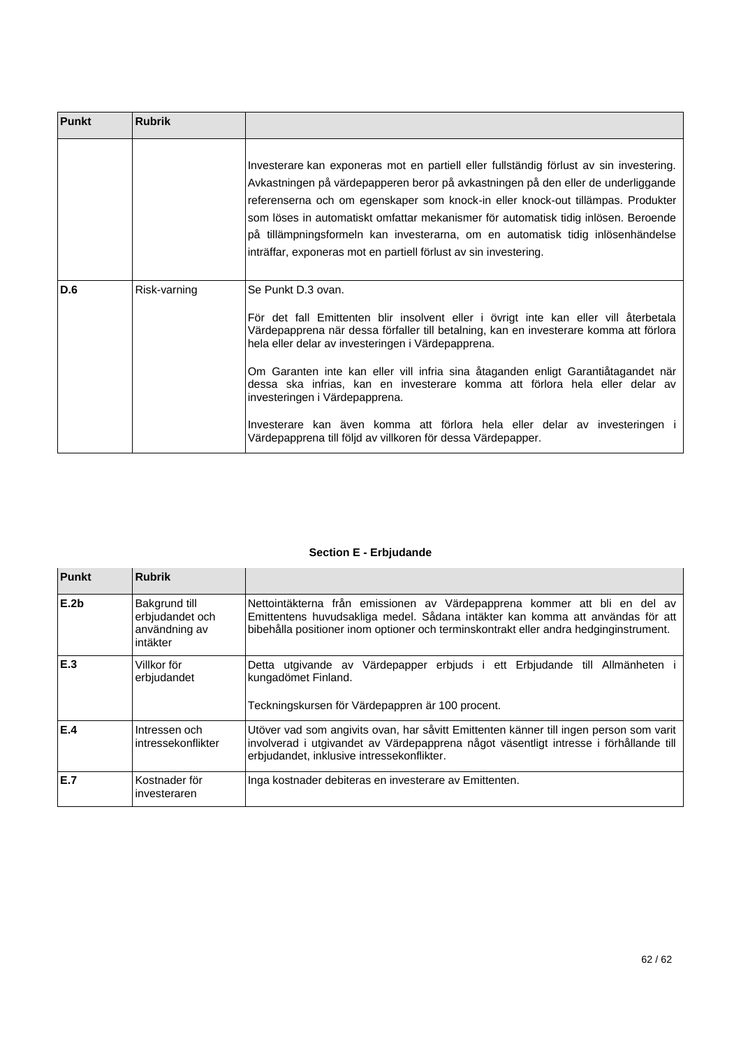| Punkt | Rubrik | |
|---|---|---|
| | | Investerare kan exponeras mot en partiell eller fullständig förlust av sin investering. Avkastningen på värdepapperen beror på avkastningen på den eller de underliggande referenserna och om egenskaper som knock-in eller knock-out tillämpas. Produkter som löses in automatiskt omfattar mekanismer för automatisk tidig inlösen. Beroende på tillämpningsformeln kan investerarna, om en automatisk tidig inlösenhändelse inträffar, exponeras mot en partiell förlust av sin investering. |
| **D.6** | Risk-varning | Se Punkt D.3 ovan.<br><br>För det fall Emittenten blir insolvent eller i övrigt inte kan eller vill återbetala Värdepapprena när dessa förfaller till betalning, kan en investerare komma att förlora hela eller delar av investeringen i Värdepapprena.<br><br>Om Garanten inte kan eller vill infria sina åtaganden enligt Garantiåtagandet när dessa ska infrias, kan en investerare komma att förlora hela eller delar av investeringen i Värdepapprena.<br><br>Investerare kan även komma att förlora hela eller delar av investeringen i Värdepapprena till följd av villkoren för dessa Värdepapper. |

**Section E - Erbjudande**

| Punkt | Rubrik | |
|---|---|---|
| **E.2b** | Bakgrund till erbjudandet och användning av intäkter | Nettointäkterna från emissionen av Värdepapprena kommer att bli en del av Emittentens huvudsakliga medel. Sådana intäkter kan komma att användas för att bibehålla positioner inom optioner och terminskontrakt eller andra hedginginstrument. |
| **E.3** | Villkor för erbjudandet | Detta utgivande av Värdepapper erbjuds i ett Erbjudande till Allmänheten i kungadömet Finland.<br><br>Teckningskursen för Värdepappren är 100 procent. |
| **E.4** | Intressen och intressekonflikter | Utöver vad som angivits ovan, har såvitt Emittenten känner till ingen person som varit involverad i utgivandet av Värdepapprena något väsentligt intresse i förhållande till erbjudandet, inklusive intressekonflikter. |
| **E.7** | Kostnader för investeraren | Inga kostnader debiteras en investerare av Emittenten. |